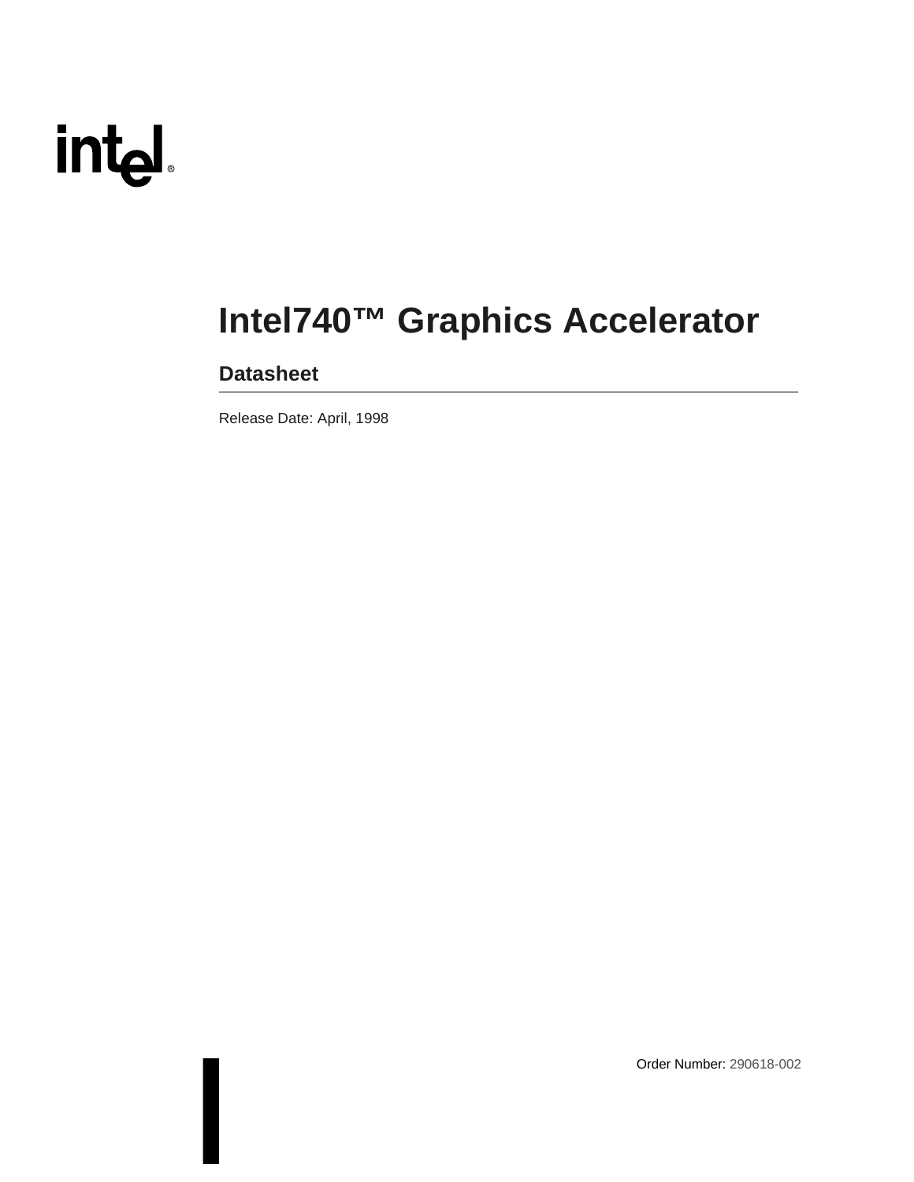# Intel740™ Graphics Accelerator

## Datasheet

Release Date: April, 1998

Order Number: 290618-002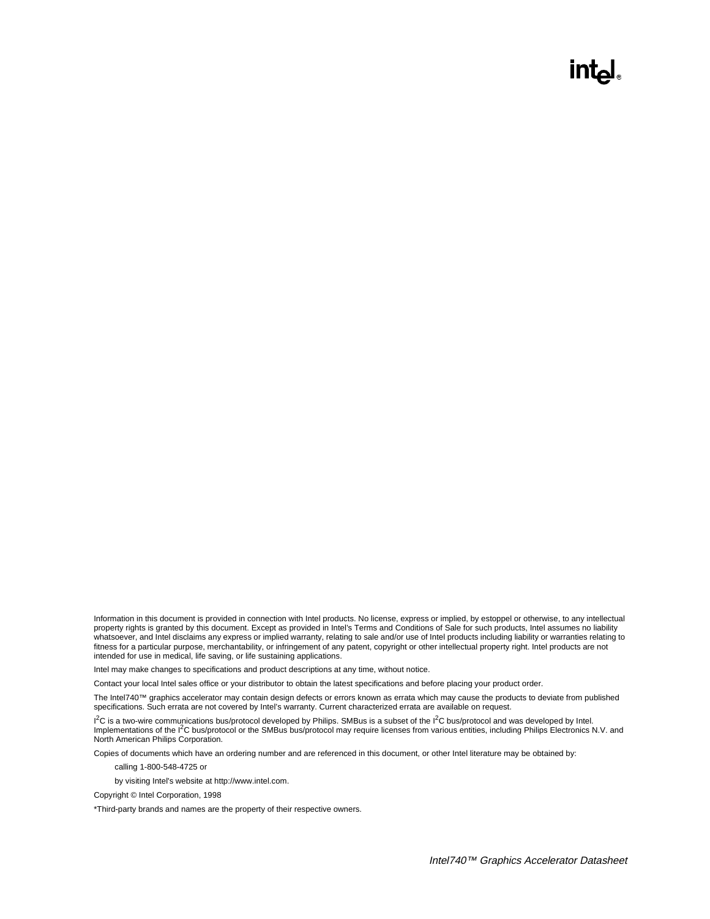Information in this document is provided in connection with Intel products. No license, express or implied, by estoppel or otherwise, to any intellectual property rights is granted by this document. Except as provided in Intel's Terms and Conditions of Sale for such products, Intel assumes no liability whatsoever, and Intel disclaims any express or implied warranty, relating to sale and/or use of Intel products including liability or warranties relating to fitness for a particular purpose, merchantability, or infringement of any patent, copyright or other intellectual property right. Intel products are not intended for use in medical, life saving, or life sustaining applications.

Intel may make changes to specifications and product descriptions at any time, without notice.

Contact your local Intel sales office or your distributor to obtain the latest specifications and before placing your product order.

The Intel740™ graphics accelerator may contain design defects or errors known as errata which may cause the products to deviate from published specifications. Such errata are not covered by Intel's warranty. Current characterized errata are available on request.

$I^2C$ is a two-wire communications bus/protocol developed by Philips. SMBus is a subset of the $I^2C$ bus/protocol and was developed by Intel. Implementations of the $I^2C$ bus/protocol or the SMBus bus/protocol may require licenses from various entities, including Philips Electronics N.V. and North American Philips Corporation.

Copies of documents which have an ordering number and are referenced in this document, or other Intel literature may be obtained by:

calling 1-800-548-4725 or

by visiting Intel's website at http://www.intel.com.

Copyright © Intel Corporation, 1998

*Third-party brands and names are the property of their respective owners.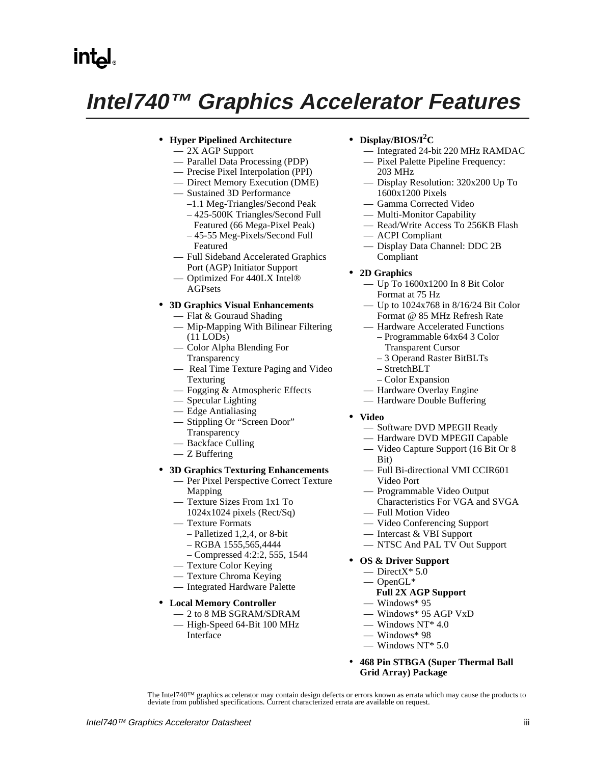# Intel740™ Graphics Accelerator Features

- **Hyper Pipelined Architecture**
  - 2X AGP Support
  - Parallel Data Processing (PDP)
  - Precise Pixel Interpolation (PPI)
  - Direct Memory Execution (DME)
  - Sustained 3D Performance
    - 1.1 Meg-Triangles/Second Peak
    - 425-500K Triangles/Second Full Featured (66 Mega-Pixel Peak)
    - 45-55 Meg-Pixels/Second Full Featured
  - Full Sideband Accelerated Graphics Port (AGP) Initiator Support
  - Optimized For 440LX Intel® AGPsets

- **3D Graphics Visual Enhancements**
  - Flat & Gouraud Shading
  - Mip-Mapping With Bilinear Filtering (11 LODs)
  - Color Alpha Blending For Transparency
  - Real Time Texture Paging and Video Texturing
  - Fogging & Atmospheric Effects
  - Specular Lighting
  - Edge Antialiasing
  - Stippling Or “Screen Door” Transparency
  - Backface Culling
  - Z Buffering

- **3D Graphics Texturing Enhancements**
  - Per Pixel Perspective Correct Texture Mapping
  - Texture Sizes From 1x1 To 1024x1024 pixels (Rect/Sq)
  - Texture Formats
    - Palletized 1,2,4, or 8-bit
    - RGBA 1555,565,4444
    - Compressed 4:2:2, 555, 1544
  - Texture Color Keying
  - Texture Chroma Keying
  - Integrated Hardware Palette

- **Local Memory Controller**
  - 2 to 8 MB SGRAM/SDRAM
  - High-Speed 64-Bit 100 MHz Interface

- **Display/BIOS/I$^2$C**
  - Integrated 24-bit 220 MHz RAMDAC
  - Pixel Palette Pipeline Frequency: 203 MHz
  - Display Resolution: 320x200 Up To 1600x1200 Pixels
  - Gamma Corrected Video
  - Multi-Monitor Capability
  - Read/Write Access To 256KB Flash
  - ACPI Compliant
  - Display Data Channel: DDC 2B Compliant

- **2D Graphics**
  - Up To 1600x1200 In 8 Bit Color Format at 75 Hz
  - Up to 1024x768 in 8/16/24 Bit Color Format @ 85 MHz Refresh Rate
  - Hardware Accelerated Functions
    - Programmable 64x64 3 Color Transparent Cursor
    - 3 Operand Raster BitBLTs
    - StretchBLT
    - Color Expansion
  - Hardware Overlay Engine
  - Hardware Double Buffering

- **Video**
  - Software DVD MPEGII Ready
  - Hardware DVD MPEGII Capable
  - Video Capture Support (16 Bit Or 8 Bit)
  - Full Bi-directional VMI CCIR601 Video Port
  - Programmable Video Output Characteristics For VGA and SVGA
  - Full Motion Video
  - Video Conferencing Support
  - Intercast & VBI Support
  - NTSC And PAL TV Out Support

- **OS & Driver Support**
  - DirectX* 5.0
  - OpenGL*

  **Full 2X AGP Support**
  - Windows* 95
  - Windows* 95 AGP VxD
  - Windows NT* 4.0
  - Windows* 98
  - Windows NT* 5.0

- **468 Pin STBGA (Super Thermal Ball Grid Array) Package**

The Intel740™ graphics accelerator may contain design defects or errors known as errata which may cause the products to deviate from published specifications. Current characterized errata are available on request.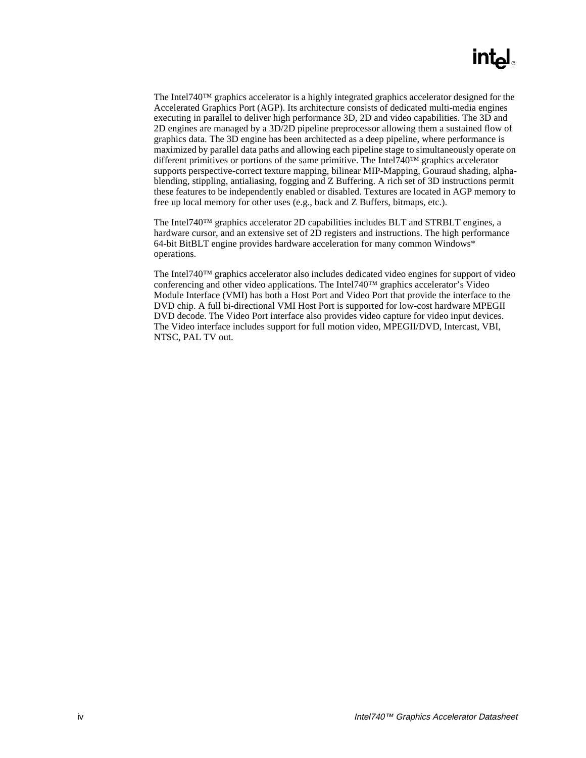The Intel740™ graphics accelerator is a highly integrated graphics accelerator designed for the Accelerated Graphics Port (AGP). Its architecture consists of dedicated multi-media engines executing in parallel to deliver high performance 3D, 2D and video capabilities. The 3D and 2D engines are managed by a 3D/2D pipeline preprocessor allowing them a sustained flow of graphics data. The 3D engine has been architected as a deep pipeline, where performance is maximized by parallel data paths and allowing each pipeline stage to simultaneously operate on different primitives or portions of the same primitive. The Intel740™ graphics accelerator supports perspective-correct texture mapping, bilinear MIP-Mapping, Gouraud shading, alpha-blending, stippling, antialiasing, fogging and Z Buffering. A rich set of 3D instructions permit these features to be independently enabled or disabled. Textures are located in AGP memory to free up local memory for other uses (e.g., back and Z Buffers, bitmaps, etc.).

The Intel740™ graphics accelerator 2D capabilities includes BLT and STRBLT engines, a hardware cursor, and an extensive set of 2D registers and instructions. The high performance 64-bit BitBLT engine provides hardware acceleration for many common Windows* operations.

The Intel740™ graphics accelerator also includes dedicated video engines for support of video conferencing and other video applications. The Intel740™ graphics accelerator's Video Module Interface (VMI) has both a Host Port and Video Port that provide the interface to the DVD chip. A full bi-directional VMI Host Port is supported for low-cost hardware MPEGII DVD decode. The Video Port interface also provides video capture for video input devices. The Video interface includes support for full motion video, MPEGII/DVD, Intercast, VBI, NTSC, PAL TV out.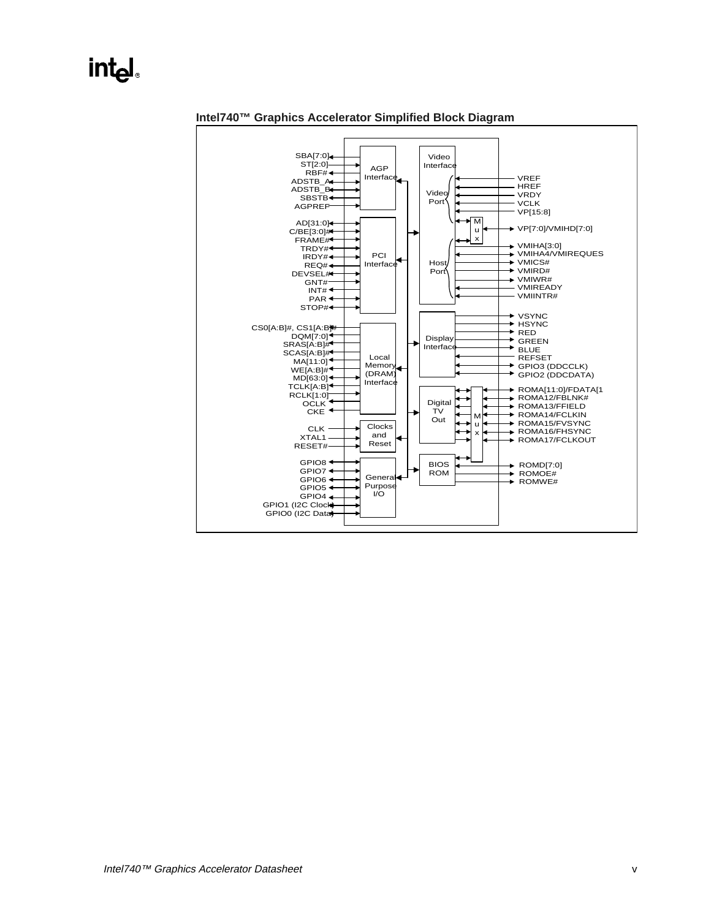## Intel740™ Graphics Accelerator Simplified Block Diagram

**AGP Interface**: SBA[7:0], ST[2:0], RBF#, ADSTB_A, ADSTB_B, SBSTB, AGPREF

**PCI Interface**: AD[31:0], C/BE[3:0]#, FRAME#, TRDY#, IRDY#, REQ#, DEVSEL#, GNT#, INT#, PAR, STOP#

**Local Memory (DRAM) Interface**: CS0[A:B]#, CS1[A:B]#, DQM[7:0], SRAS[A:B]#, SCAS[A:B]#, MA[11:0], WE[A:B]#, MD[63:0], TCLK[A:B], RCLK[1:0], OCLK, CKE

**Clocks and Reset**: CLK, XTAL1, RESET#

**General Purpose I/O**: GPIO8, GPIO7, GPIO6, GPIO5, GPIO4, GPIO1 (I2C Clock), GPIO0 (I2C Data)

**Video Interface**

- Video Port: VREF, HREF, VRDY, VCLK, VP[15:8]
- Mux: VP[7:0]/VMIHD[7:0]
- Host Port: VMIHA[3:0], VMIHA4/VMIREQUES, VMICS#, VMIRD#, VMIWR#, VMIREADY, VMIINTR#

**Display Interface**: VSYNC, HSYNC, RED, GREEN, BLUE, REFSET, GPIO3 (DDCCLK), GPIO2 (DDCDATA)

**Digital TV Out** (Mux): ROMA[11:0]/FDATA[1, ROMA12/FBLNK#, ROMA13/FFIELD, ROMA14/FCLKIN, ROMA15/FVSYNC, ROMA16/FHSYNC, ROMA17/FCLKOUT

**BIOS ROM**: ROMD[7:0], ROMOE#, ROMWE#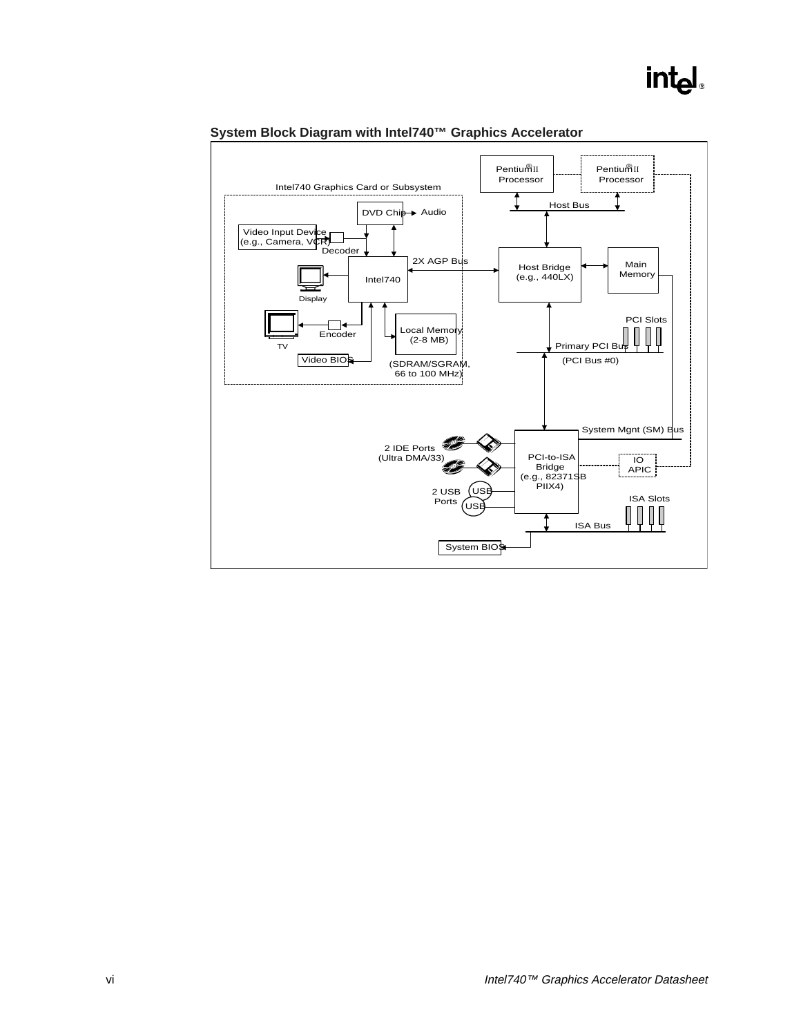**System Block Diagram with Intel740™ Graphics Accelerator**

Pentium® II Processor

Pentium® II Processor

Intel740 Graphics Card or Subsystem

Host Bus

DVD Chip

Audio

Video Input Device (e.g., Camera, VCR)

Decoder

2X AGP Bus

Host Bridge (e.g., 440LX)

Main Memory

Intel740

Display

PCI Slots

Encoder

Local Memory (2-8 MB)

TV

Primary PCI Bus

Video BIOS

(SDRAM/SGRAM, 66 to 100 MHz)

(PCI Bus #0)

System Mgnt (SM) Bus

2 IDE Ports (Ultra DMA/33)

PCI-to-ISA Bridge (e.g., 82371SB PIIX4)

IO APIC

2 USB Ports

USB

USB

ISA Slots

ISA Bus

System BIOS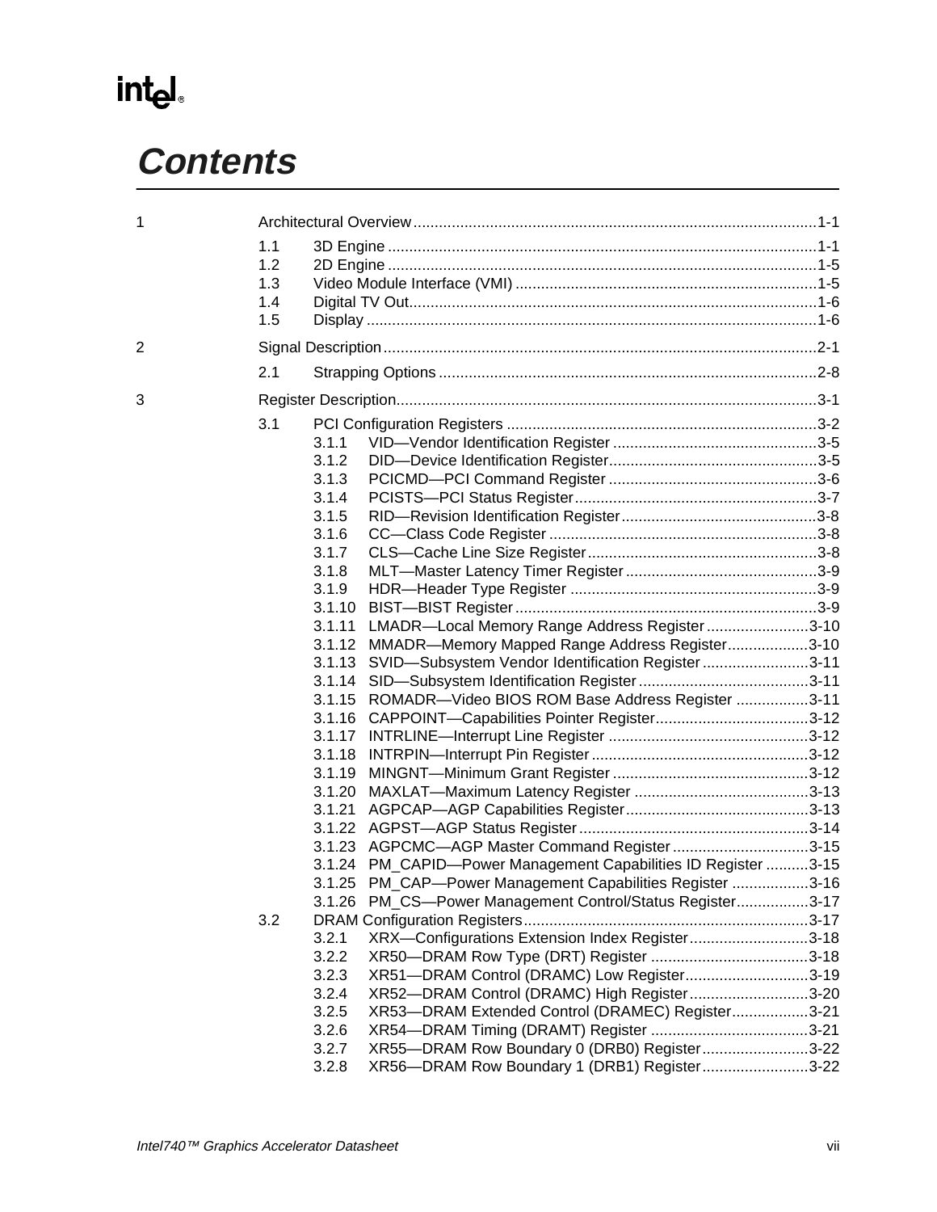# Contents

1 Architectural Overview ......................................................................................1-1

- 1.1 3D Engine ...........................................................................................1-1
- 1.2 2D Engine ...........................................................................................1-5
- 1.3 Video Module Interface (VMI) .............................................................1-5
- 1.4 Digital TV Out......................................................................................1-6
- 1.5 Display ................................................................................................1-6

2 Signal Description ..............................................................................................2-1

- 2.1 Strapping Options ...............................................................................2-8

3 Register Description...........................................................................................3-1

- 3.1 PCI Configuration Registers ...............................................................3-2
  - 3.1.1 VID—Vendor Identification Register ...........................................3-5
  - 3.1.2 DID—Device Identification Register............................................3-5
  - 3.1.3 PCICMD—PCI Command Register ............................................3-6
  - 3.1.4 PCISTS—PCI Status Register....................................................3-7
  - 3.1.5 RID—Revision Identification Register.........................................3-8
  - 3.1.6 CC—Class Code Register ..........................................................3-8
  - 3.1.7 CLS—Cache Line Size Register.................................................3-8
  - 3.1.8 MLT—Master Latency Timer Register ........................................3-9
  - 3.1.9 HDR—Header Type Register .....................................................3-9
  - 3.1.10 BIST—BIST Register .................................................................3-9
  - 3.1.11 LMADR—Local Memory Range Address Register ...................3-10
  - 3.1.12 MMADR—Memory Mapped Range Address Register..............3-10
  - 3.1.13 SVID—Subsystem Vendor Identification Register ....................3-11
  - 3.1.14 SID—Subsystem Identification Register...................................3-11
  - 3.1.15 ROMADR—Video BIOS ROM Base Address Register ............3-11
  - 3.1.16 CAPPOINT—Capabilities Pointer Register...............................3-12
  - 3.1.17 INTRLINE—Interrupt Line Register ..........................................3-12
  - 3.1.18 INTRPIN—Interrupt Pin Register..............................................3-12
  - 3.1.19 MINGNT—Minimum Grant Register .........................................3-12
  - 3.1.20 MAXLAT—Maximum Latency Register ....................................3-13
  - 3.1.21 AGPCAP—AGP Capabilities Register......................................3-13
  - 3.1.22 AGPST—AGP Status Register .................................................3-14
  - 3.1.23 AGPCMC—AGP Master Command Register ...........................3-15
  - 3.1.24 PM_CAPID—Power Management Capabilities ID Register .....3-15
  - 3.1.25 PM_CAP—Power Management Capabilities Register .............3-16
  - 3.1.26 PM_CS—Power Management Control/Status Register............3-17
- 3.2 DRAM Configuration Registers..........................................................3-17
  - 3.2.1 XRX—Configurations Extension Index Register.......................3-18
  - 3.2.2 XR50—DRAM Row Type (DRT) Register ................................3-18
  - 3.2.3 XR51—DRAM Control (DRAMC) Low Register........................3-19
  - 3.2.4 XR52—DRAM Control (DRAMC) High Register.......................3-20
  - 3.2.5 XR53—DRAM Extended Control (DRAMEC) Register.............3-21
  - 3.2.6 XR54—DRAM Timing (DRAMT) Register ................................3-21
  - 3.2.7 XR55—DRAM Row Boundary 0 (DRB0) Register....................3-22
  - 3.2.8 XR56—DRAM Row Boundary 1 (DRB1) Register....................3-22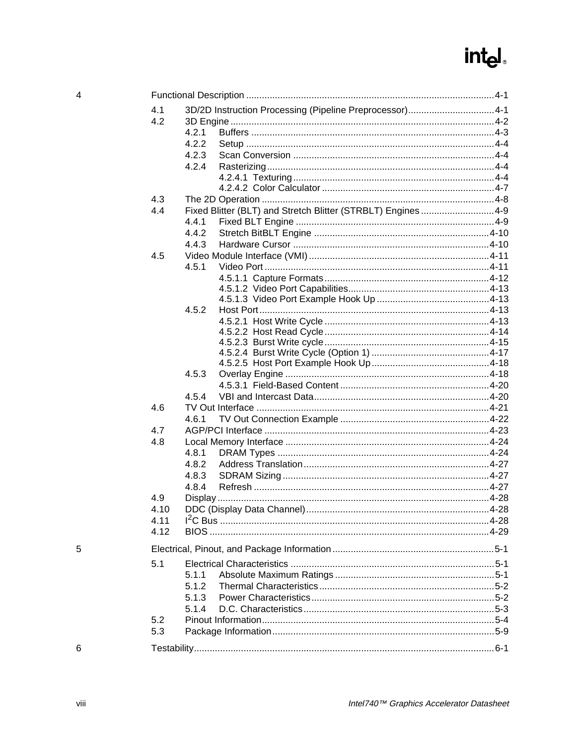4 Functional Description ... 4-1

- 4.1 3D/2D Instruction Processing (Pipeline Preprocessor) ... 4-1
- 4.2 3D Engine ... 4-2
  - 4.2.1 Buffers ... 4-3
  - 4.2.2 Setup ... 4-4
  - 4.2.3 Scan Conversion ... 4-4
  - 4.2.4 Rasterizing ... 4-4
    - 4.2.4.1 Texturing ... 4-4
    - 4.2.4.2 Color Calculator ... 4-7
- 4.3 The 2D Operation ... 4-8
- 4.4 Fixed Blitter (BLT) and Stretch Blitter (STRBLT) Engines ... 4-9
  - 4.4.1 Fixed BLT Engine ... 4-9
  - 4.4.2 Stretch BitBLT Engine ... 4-10
  - 4.4.3 Hardware Cursor ... 4-10
- 4.5 Video Module Interface (VMI) ... 4-11
  - 4.5.1 Video Port ... 4-11
    - 4.5.1.1 Capture Formats ... 4-12
    - 4.5.1.2 Video Port Capabilities ... 4-13
    - 4.5.1.3 Video Port Example Hook Up ... 4-13
  - 4.5.2 Host Port ... 4-13
    - 4.5.2.1 Host Write Cycle ... 4-13
    - 4.5.2.2 Host Read Cycle ... 4-14
    - 4.5.2.3 Burst Write cycle ... 4-15
    - 4.5.2.4 Burst Write Cycle (Option 1) ... 4-17
    - 4.5.2.5 Host Port Example Hook Up ... 4-18
  - 4.5.3 Overlay Engine ... 4-18
    - 4.5.3.1 Field-Based Content ... 4-20
  - 4.5.4 VBI and Intercast Data ... 4-20
- 4.6 TV Out Interface ... 4-21
  - 4.6.1 TV Out Connection Example ... 4-22
- 4.7 AGP/PCI Interface ... 4-23
- 4.8 Local Memory Interface ... 4-24
  - 4.8.1 DRAM Types ... 4-24
  - 4.8.2 Address Translation ... 4-27
  - 4.8.3 SDRAM Sizing ... 4-27
  - 4.8.4 Refresh ... 4-27
- 4.9 Display ... 4-28
- 4.10 DDC (Display Data Channel) ... 4-28
- 4.11 $I^2C$ Bus ... 4-28
- 4.12 BIOS ... 4-29

5 Electrical, Pinout, and Package Information ... 5-1

- 5.1 Electrical Characteristics ... 5-1
  - 5.1.1 Absolute Maximum Ratings ... 5-1
  - 5.1.2 Thermal Characteristics ... 5-2
  - 5.1.3 Power Characteristics ... 5-2
  - 5.1.4 D.C. Characteristics ... 5-3
- 5.2 Pinout Information ... 5-4
- 5.3 Package Information ... 5-9

6 Testability ... 6-1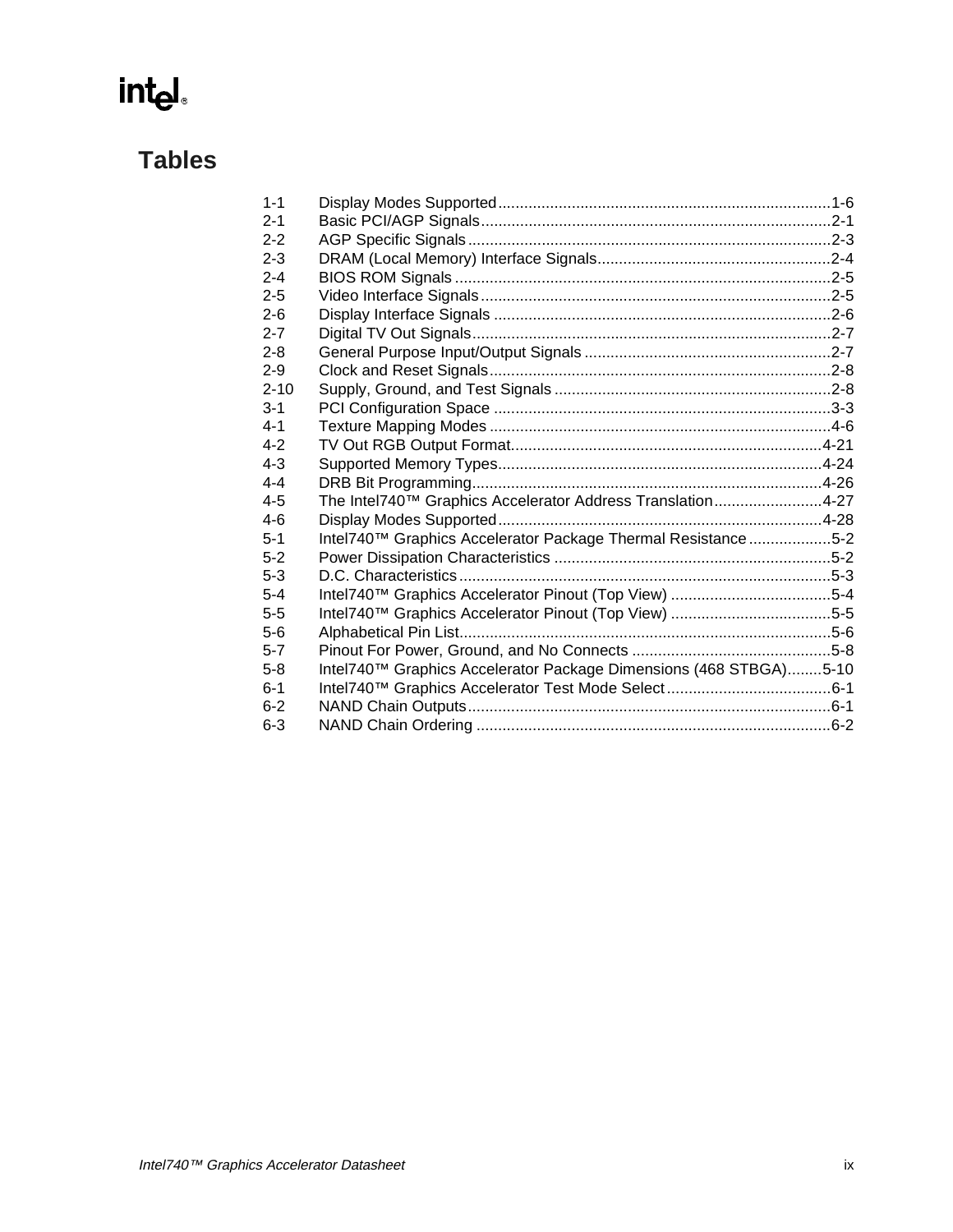# Tables

| | | |
|---|---|---|
| 1-1 | Display Modes Supported | 1-6 |
| 2-1 | Basic PCI/AGP Signals | 2-1 |
| 2-2 | AGP Specific Signals | 2-3 |
| 2-3 | DRAM (Local Memory) Interface Signals | 2-4 |
| 2-4 | BIOS ROM Signals | 2-5 |
| 2-5 | Video Interface Signals | 2-5 |
| 2-6 | Display Interface Signals | 2-6 |
| 2-7 | Digital TV Out Signals | 2-7 |
| 2-8 | General Purpose Input/Output Signals | 2-7 |
| 2-9 | Clock and Reset Signals | 2-8 |
| 2-10 | Supply, Ground, and Test Signals | 2-8 |
| 3-1 | PCI Configuration Space | 3-3 |
| 4-1 | Texture Mapping Modes | 4-6 |
| 4-2 | TV Out RGB Output Format | 4-21 |
| 4-3 | Supported Memory Types | 4-24 |
| 4-4 | DRB Bit Programming | 4-26 |
| 4-5 | The Intel740™ Graphics Accelerator Address Translation | 4-27 |
| 4-6 | Display Modes Supported | 4-28 |
| 5-1 | Intel740™ Graphics Accelerator Package Thermal Resistance | 5-2 |
| 5-2 | Power Dissipation Characteristics | 5-2 |
| 5-3 | D.C. Characteristics | 5-3 |
| 5-4 | Intel740™ Graphics Accelerator Pinout (Top View) | 5-4 |
| 5-5 | Intel740™ Graphics Accelerator Pinout (Top View) | 5-5 |
| 5-6 | Alphabetical Pin List | 5-6 |
| 5-7 | Pinout For Power, Ground, and No Connects | 5-8 |
| 5-8 | Intel740™ Graphics Accelerator Package Dimensions (468 STBGA) | 5-10 |
| 6-1 | Intel740™ Graphics Accelerator Test Mode Select | 6-1 |
| 6-2 | NAND Chain Outputs | 6-1 |
| 6-3 | NAND Chain Ordering | 6-2 |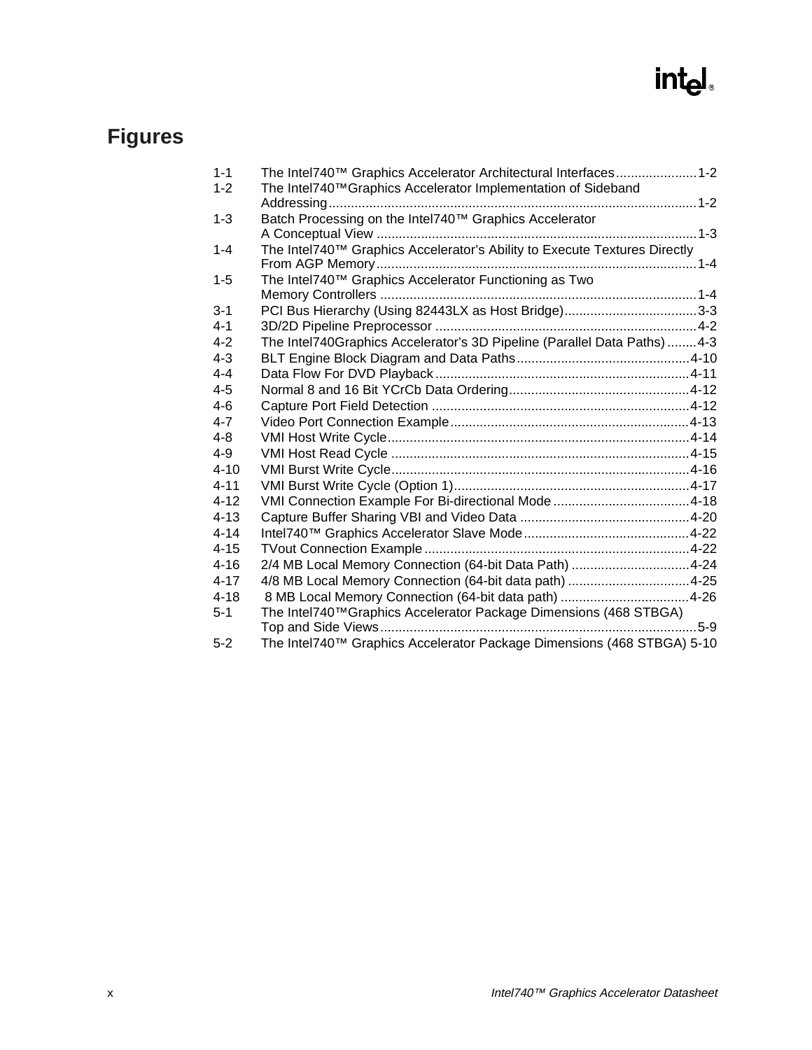# Figures

| | | |
|---|---|---|
| 1-1 | The Intel740™ Graphics Accelerator Architectural Interfaces | 1-2 |
| 1-2 | The Intel740™Graphics Accelerator Implementation of Sideband Addressing | 1-2 |
| 1-3 | Batch Processing on the Intel740™ Graphics Accelerator A Conceptual View | 1-3 |
| 1-4 | The Intel740™ Graphics Accelerator's Ability to Execute Textures Directly From AGP Memory | 1-4 |
| 1-5 | The Intel740™ Graphics Accelerator Functioning as Two Memory Controllers | 1-4 |
| 3-1 | PCI Bus Hierarchy (Using 82443LX as Host Bridge) | 3-3 |
| 4-1 | 3D/2D Pipeline Preprocessor | 4-2 |
| 4-2 | The Intel740Graphics Accelerator's 3D Pipeline (Parallel Data Paths) | 4-3 |
| 4-3 | BLT Engine Block Diagram and Data Paths | 4-10 |
| 4-4 | Data Flow For DVD Playback | 4-11 |
| 4-5 | Normal 8 and 16 Bit YCrCb Data Ordering | 4-12 |
| 4-6 | Capture Port Field Detection | 4-12 |
| 4-7 | Video Port Connection Example | 4-13 |
| 4-8 | VMI Host Write Cycle | 4-14 |
| 4-9 | VMI Host Read Cycle | 4-15 |
| 4-10 | VMI Burst Write Cycle | 4-16 |
| 4-11 | VMI Burst Write Cycle (Option 1) | 4-17 |
| 4-12 | VMI Connection Example For Bi-directional Mode | 4-18 |
| 4-13 | Capture Buffer Sharing VBI and Video Data | 4-20 |
| 4-14 | Intel740™ Graphics Accelerator Slave Mode | 4-22 |
| 4-15 | TVout Connection Example | 4-22 |
| 4-16 | 2/4 MB Local Memory Connection (64-bit Data Path) | 4-24 |
| 4-17 | 4/8 MB Local Memory Connection (64-bit data path) | 4-25 |
| 4-18 | 8 MB Local Memory Connection (64-bit data path) | 4-26 |
| 5-1 | The Intel740™Graphics Accelerator Package Dimensions (468 STBGA) Top and Side Views | 5-9 |
| 5-2 | The Intel740™ Graphics Accelerator Package Dimensions (468 STBGA) | 5-10 |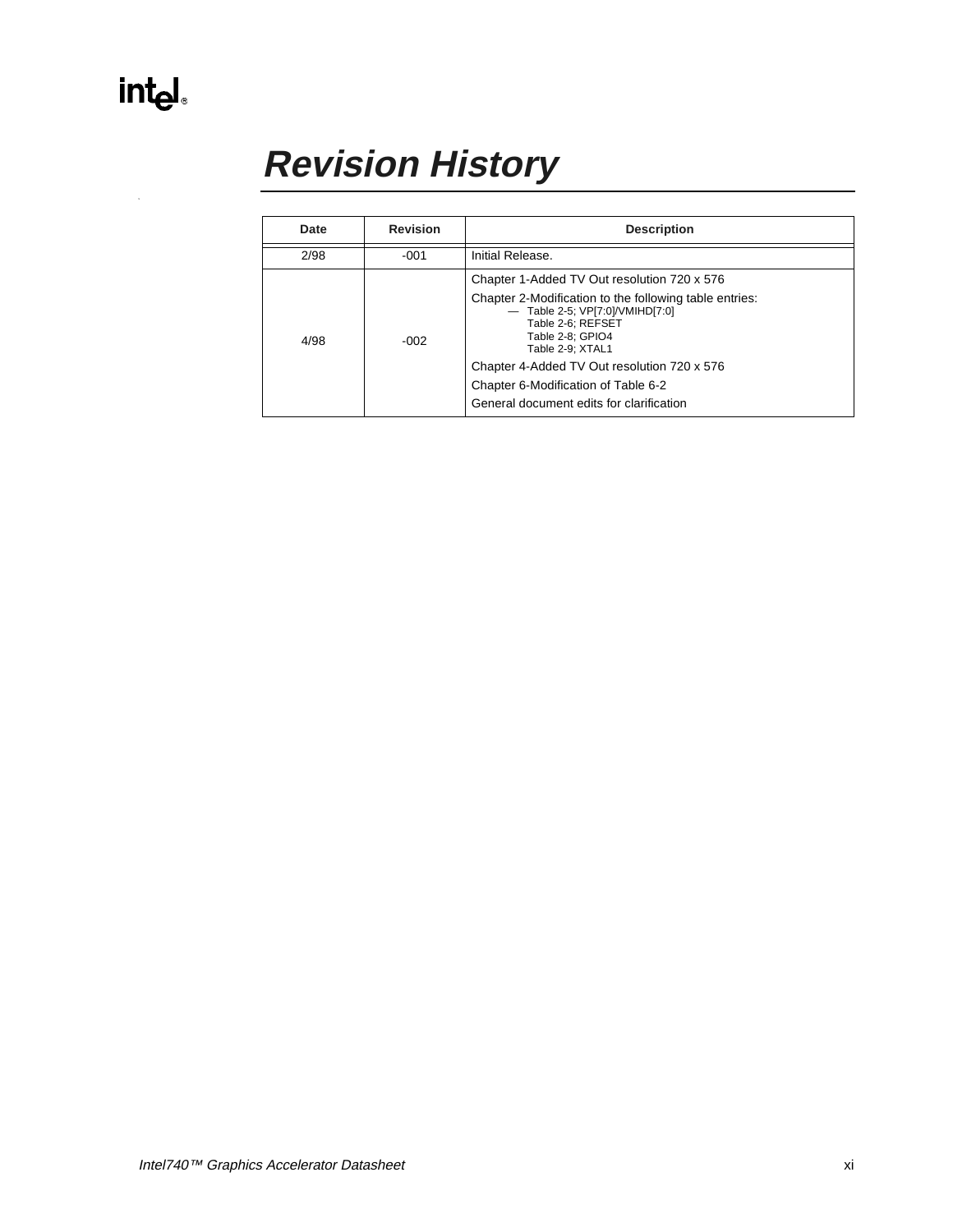# Revision History

| Date | Revision | Description |
|---|---|---|
| 2/98 | -001 | Initial Release. |
| 4/98 | -002 | Chapter 1-Added TV Out resolution 720 x 576<br>Chapter 2-Modification to the following table entries:<br>— Table 2-5; VP[7:0]/VMIHD[7:0]<br>Table 2-6; REFSET<br>Table 2-8; GPIO4<br>Table 2-9; XTAL1<br>Chapter 4-Added TV Out resolution 720 x 576<br>Chapter 6-Modification of Table 6-2<br>General document edits for clarification |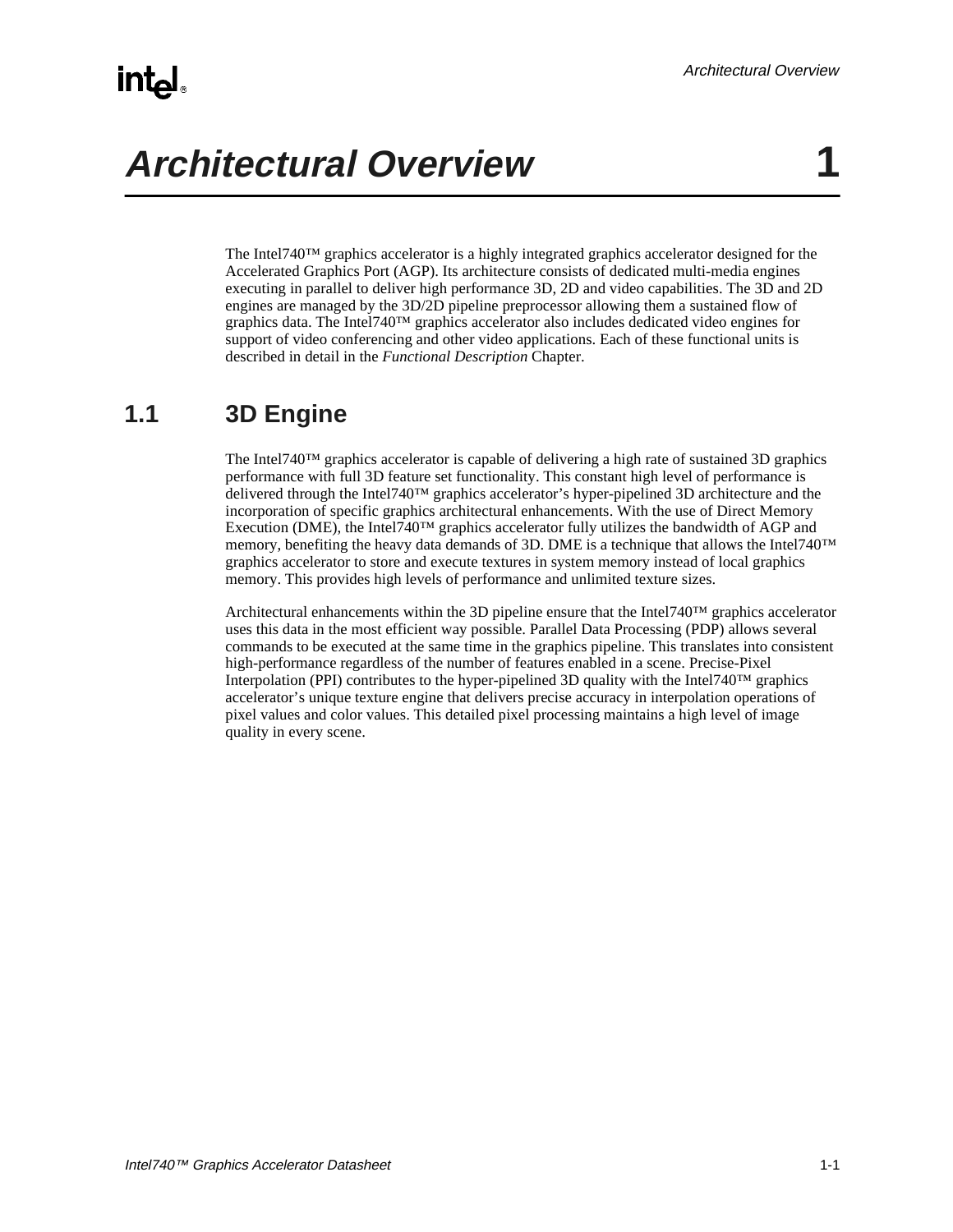# Architectural Overview 1

The Intel740™ graphics accelerator is a highly integrated graphics accelerator designed for the Accelerated Graphics Port (AGP). Its architecture consists of dedicated multi-media engines executing in parallel to deliver high performance 3D, 2D and video capabilities. The 3D and 2D engines are managed by the 3D/2D pipeline preprocessor allowing them a sustained flow of graphics data. The Intel740™ graphics accelerator also includes dedicated video engines for support of video conferencing and other video applications. Each of these functional units is described in detail in the *Functional Description* Chapter.

## 1.1 3D Engine

The Intel740™ graphics accelerator is capable of delivering a high rate of sustained 3D graphics performance with full 3D feature set functionality. This constant high level of performance is delivered through the Intel740™ graphics accelerator's hyper-pipelined 3D architecture and the incorporation of specific graphics architectural enhancements. With the use of Direct Memory Execution (DME), the Intel740™ graphics accelerator fully utilizes the bandwidth of AGP and memory, benefiting the heavy data demands of 3D. DME is a technique that allows the Intel740™ graphics accelerator to store and execute textures in system memory instead of local graphics memory. This provides high levels of performance and unlimited texture sizes.

Architectural enhancements within the 3D pipeline ensure that the Intel740™ graphics accelerator uses this data in the most efficient way possible. Parallel Data Processing (PDP) allows several commands to be executed at the same time in the graphics pipeline. This translates into consistent high-performance regardless of the number of features enabled in a scene. Precise-Pixel Interpolation (PPI) contributes to the hyper-pipelined 3D quality with the Intel740™ graphics accelerator's unique texture engine that delivers precise accuracy in interpolation operations of pixel values and color values. This detailed pixel processing maintains a high level of image quality in every scene.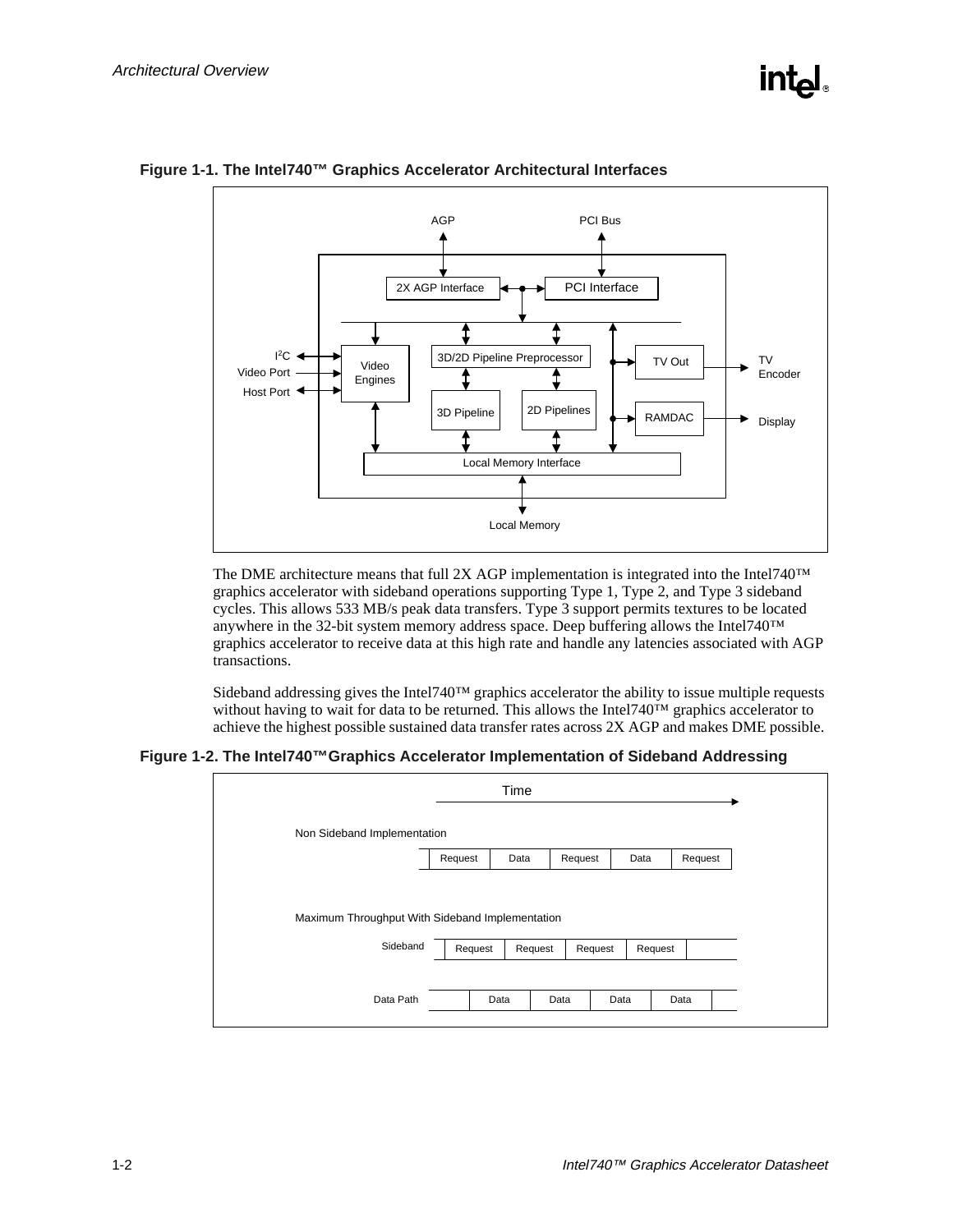**Figure 1-1. The Intel740™ Graphics Accelerator Architectural Interfaces**

The DME architecture means that full 2X AGP implementation is integrated into the Intel740™ graphics accelerator with sideband operations supporting Type 1, Type 2, and Type 3 sideband cycles. This allows 533 MB/s peak data transfers. Type 3 support permits textures to be located anywhere in the 32-bit system memory address space. Deep buffering allows the Intel740™ graphics accelerator to receive data at this high rate and handle any latencies associated with AGP transactions.

Sideband addressing gives the Intel740™ graphics accelerator the ability to issue multiple requests without having to wait for data to be returned. This allows the Intel740™ graphics accelerator to achieve the highest possible sustained data transfer rates across 2X AGP and makes DME possible.

**Figure 1-2. The Intel740™Graphics Accelerator Implementation of Sideband Addressing**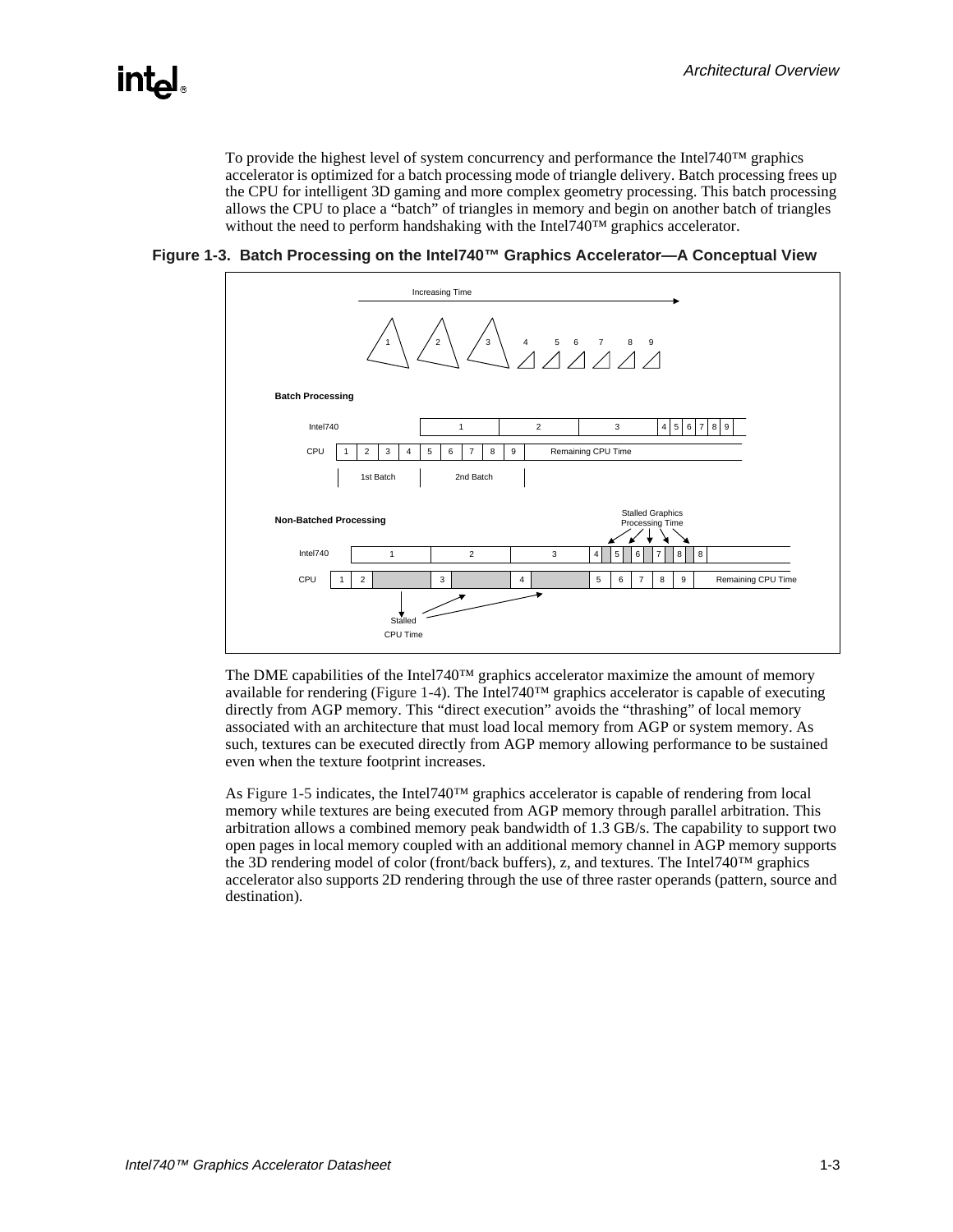To provide the highest level of system concurrency and performance the Intel740™ graphics accelerator is optimized for a batch processing mode of triangle delivery. Batch processing frees up the CPU for intelligent 3D gaming and more complex geometry processing. This batch processing allows the CPU to place a "batch" of triangles in memory and begin on another batch of triangles without the need to perform handshaking with the Intel740™ graphics accelerator.

**Figure 1-3. Batch Processing on the Intel740™ Graphics Accelerator—A Conceptual View**

The DME capabilities of the Intel740™ graphics accelerator maximize the amount of memory available for rendering (Figure 1-4). The Intel740™ graphics accelerator is capable of executing directly from AGP memory. This "direct execution" avoids the "thrashing" of local memory associated with an architecture that must load local memory from AGP or system memory. As such, textures can be executed directly from AGP memory allowing performance to be sustained even when the texture footprint increases.

As Figure 1-5 indicates, the Intel740™ graphics accelerator is capable of rendering from local memory while textures are being executed from AGP memory through parallel arbitration. This arbitration allows a combined memory peak bandwidth of 1.3 GB/s. The capability to support two open pages in local memory coupled with an additional memory channel in AGP memory supports the 3D rendering model of color (front/back buffers), z, and textures. The Intel740™ graphics accelerator also supports 2D rendering through the use of three raster operands (pattern, source and destination).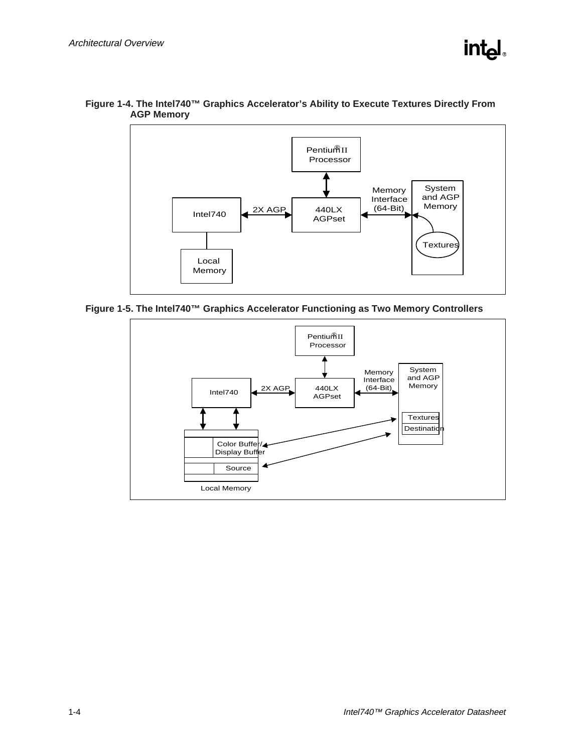**Figure 1-4. The Intel740™ Graphics Accelerator's Ability to Execute Textures Directly From AGP Memory**

Pentium® II Processor

Intel740

2X AGP

440LX AGPset

Memory Interface (64-Bit)

System and AGP Memory

Textures

Local Memory

**Figure 1-5. The Intel740™ Graphics Accelerator Functioning as Two Memory Controllers**

Pentium® II Processor

Intel740

2X AGP

440LX AGPset

Memory Interface (64-Bit)

System and AGP Memory

Textures

Destination

Color Buffer/ Display Buffer

Source

Local Memory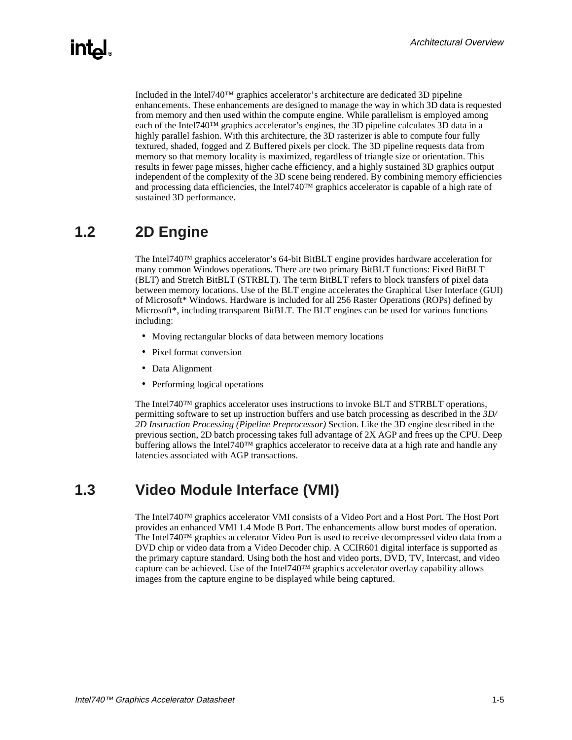Included in the Intel740™ graphics accelerator's architecture are dedicated 3D pipeline enhancements. These enhancements are designed to manage the way in which 3D data is requested from memory and then used within the compute engine. While parallelism is employed among each of the Intel740™ graphics accelerator's engines, the 3D pipeline calculates 3D data in a highly parallel fashion. With this architecture, the 3D rasterizer is able to compute four fully textured, shaded, fogged and Z Buffered pixels per clock. The 3D pipeline requests data from memory so that memory locality is maximized, regardless of triangle size or orientation. This results in fewer page misses, higher cache efficiency, and a highly sustained 3D graphics output independent of the complexity of the 3D scene being rendered. By combining memory efficiencies and processing data efficiencies, the Intel740™ graphics accelerator is capable of a high rate of sustained 3D performance.

## 1.2 2D Engine

The Intel740™ graphics accelerator's 64-bit BitBLT engine provides hardware acceleration for many common Windows operations. There are two primary BitBLT functions: Fixed BitBLT (BLT) and Stretch BitBLT (STRBLT). The term BitBLT refers to block transfers of pixel data between memory locations. Use of the BLT engine accelerates the Graphical User Interface (GUI) of Microsoft* Windows. Hardware is included for all 256 Raster Operations (ROPs) defined by Microsoft*, including transparent BitBLT. The BLT engines can be used for various functions including:

- Moving rectangular blocks of data between memory locations
- Pixel format conversion
- Data Alignment
- Performing logical operations

The Intel740™ graphics accelerator uses instructions to invoke BLT and STRBLT operations, permitting software to set up instruction buffers and use batch processing as described in the *3D/2D Instruction Processing (Pipeline Preprocessor)* Section. Like the 3D engine described in the previous section, 2D batch processing takes full advantage of 2X AGP and frees up the CPU. Deep buffering allows the Intel740™ graphics accelerator to receive data at a high rate and handle any latencies associated with AGP transactions.

## 1.3 Video Module Interface (VMI)

The Intel740™ graphics accelerator VMI consists of a Video Port and a Host Port. The Host Port provides an enhanced VMI 1.4 Mode B Port. The enhancements allow burst modes of operation. The Intel740™ graphics accelerator Video Port is used to receive decompressed video data from a DVD chip or video data from a Video Decoder chip. A CCIR601 digital interface is supported as the primary capture standard. Using both the host and video ports, DVD, TV, Intercast, and video capture can be achieved. Use of the Intel740™ graphics accelerator overlay capability allows images from the capture engine to be displayed while being captured.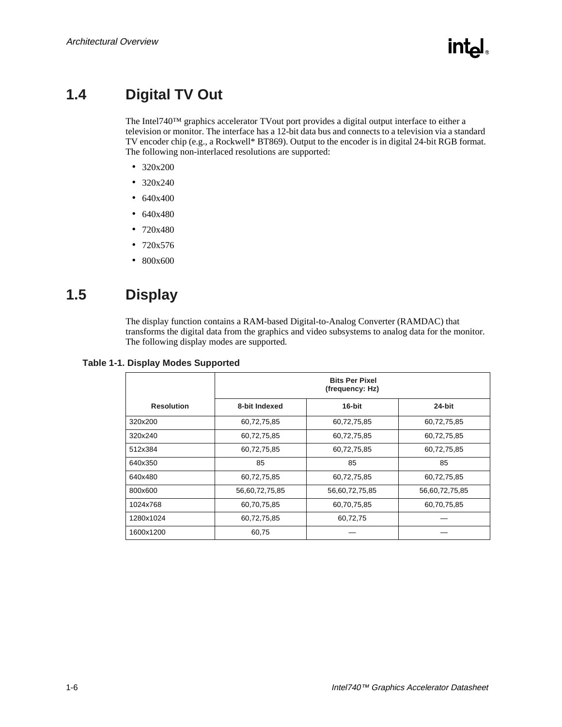## 1.4 Digital TV Out

The Intel740™ graphics accelerator TVout port provides a digital output interface to either a television or monitor. The interface has a 12-bit data bus and connects to a television via a standard TV encoder chip (e.g., a Rockwell* BT869). Output to the encoder is in digital 24-bit RGB format. The following non-interlaced resolutions are supported:

- 320x200
- 320x240
- 640x400
- 640x480
- 720x480
- 720x576
- 800x600

## 1.5 Display

The display function contains a RAM-based Digital-to-Analog Converter (RAMDAC) that transforms the digital data from the graphics and video subsystems to analog data for the monitor. The following display modes are supported.

**Table 1-1. Display Modes Supported**

| | Bits Per Pixel (frequency: Hz) | | |
|---|---|---|---|
| **Resolution** | **8-bit Indexed** | **16-bit** | **24-bit** |
| 320x200 | 60,72,75,85 | 60,72,75,85 | 60,72,75,85 |
| 320x240 | 60,72,75,85 | 60,72,75,85 | 60,72,75,85 |
| 512x384 | 60,72,75,85 | 60,72,75,85 | 60,72,75,85 |
| 640x350 | 85 | 85 | 85 |
| 640x480 | 60,72,75,85 | 60,72,75,85 | 60,72,75,85 |
| 800x600 | 56,60,72,75,85 | 56,60,72,75,85 | 56,60,72,75,85 |
| 1024x768 | 60,70,75,85 | 60,70,75,85 | 60,70,75,85 |
| 1280x1024 | 60,72,75,85 | 60,72,75 | — |
| 1600x1200 | 60,75 | — | — |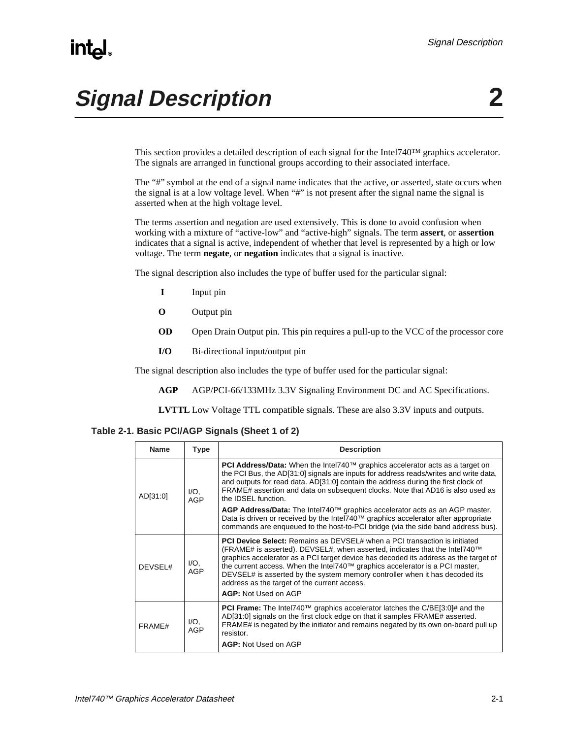# Signal Description 2

This section provides a detailed description of each signal for the Intel740™ graphics accelerator. The signals are arranged in functional groups according to their associated interface.

The "#" symbol at the end of a signal name indicates that the active, or asserted, state occurs when the signal is at a low voltage level. When "#" is not present after the signal name the signal is asserted when at the high voltage level.

The terms assertion and negation are used extensively. This is done to avoid confusion when working with a mixture of "active-low" and "active-high" signals. The term **assert**, or **assertion** indicates that a signal is active, independent of whether that level is represented by a high or low voltage. The term **negate**, or **negation** indicates that a signal is inactive.

The signal description also includes the type of buffer used for the particular signal:

- **I** Input pin
- **O** Output pin
- **OD** Open Drain Output pin. This pin requires a pull-up to the VCC of the processor core
- **I/O** Bi-directional input/output pin

The signal description also includes the type of buffer used for the particular signal:

- **AGP** AGP/PCI-66/133MHz 3.3V Signaling Environment DC and AC Specifications.
- **LVTTL** Low Voltage TTL compatible signals. These are also 3.3V inputs and outputs.

**Table 2-1. Basic PCI/AGP Signals (Sheet 1 of 2)**

| Name | Type | Description |
|---|---|---|
| AD[31:0] | I/O, AGP | **PCI Address/Data:** When the Intel740™ graphics accelerator acts as a target on the PCI Bus, the AD[31:0] signals are inputs for address reads/writes and write data, and outputs for read data. AD[31:0] contain the address during the first clock of FRAME# assertion and data on subsequent clocks. Note that AD16 is also used as the IDSEL function.<br>**AGP Address/Data:** The Intel740™ graphics accelerator acts as an AGP master. Data is driven or received by the Intel740™ graphics accelerator after appropriate commands are enqueued to the host-to-PCI bridge (via the side band address bus). |
| DEVSEL# | I/O, AGP | **PCI Device Select:** Remains as DEVSEL# when a PCI transaction is initiated (FRAME# is asserted). DEVSEL#, when asserted, indicates that the Intel740™ graphics accelerator as a PCI target device has decoded its address as the target of the current access. When the Intel740™ graphics accelerator is a PCI master, DEVSEL# is asserted by the system memory controller when it has decoded its address as the target of the current access.<br>**AGP:** Not Used on AGP |
| FRAME# | I/O, AGP | **PCI Frame:** The Intel740™ graphics accelerator latches the C/BE[3:0]# and the AD[31:0] signals on the first clock edge on that it samples FRAME# asserted. FRAME# is negated by the initiator and remains negated by its own on-board pull up resistor.<br>**AGP:** Not Used on AGP |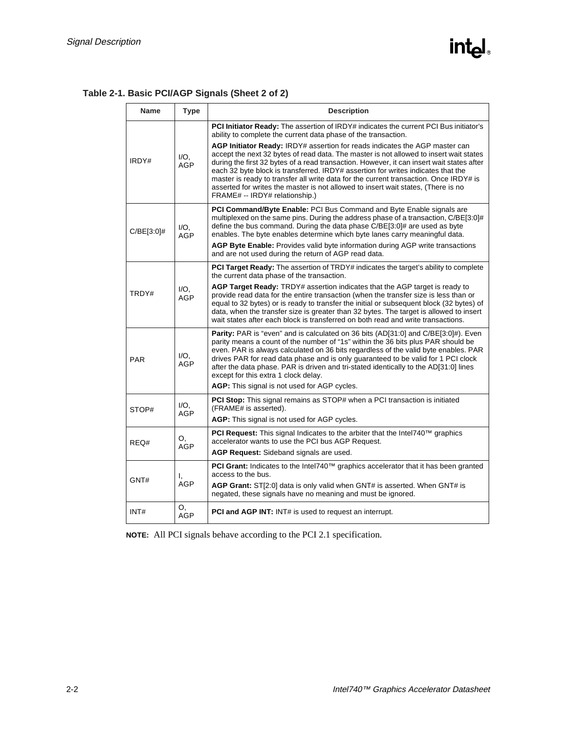**Table 2-1. Basic PCI/AGP Signals (Sheet 2 of 2)**

| Name | Type | Description |
|---|---|---|
| IRDY# | I/O, AGP | **PCI Initiator Ready:** The assertion of IRDY# indicates the current PCI Bus initiator's ability to complete the current data phase of the transaction.<br><br>**AGP Initiator Ready:** IRDY# assertion for reads indicates the AGP master can accept the next 32 bytes of read data. The master is not allowed to insert wait states during the first 32 bytes of a read transaction. However, it can insert wait states after each 32 byte block is transferred. IRDY# assertion for writes indicates that the master is ready to transfer all write data for the current transaction. Once IRDY# is asserted for writes the master is not allowed to insert wait states, (There is no FRAME# -- IRDY# relationship.) |
| C/BE[3:0]# | I/O, AGP | **PCI Command/Byte Enable:** PCI Bus Command and Byte Enable signals are multiplexed on the same pins. During the address phase of a transaction, C/BE[3:0]# define the bus command. During the data phase C/BE[3:0]# are used as byte enables. The byte enables determine which byte lanes carry meaningful data.<br><br>**AGP Byte Enable:** Provides valid byte information during AGP write transactions and are not used during the return of AGP read data. |
| TRDY# | I/O, AGP | **PCI Target Ready:** The assertion of TRDY# indicates the target's ability to complete the current data phase of the transaction.<br><br>**AGP Target Ready:** TRDY# assertion indicates that the AGP target is ready to provide read data for the entire transaction (when the transfer size is less than or equal to 32 bytes) or is ready to transfer the initial or subsequent block (32 bytes) of data, when the transfer size is greater than 32 bytes. The target is allowed to insert wait states after each block is transferred on both read and write transactions. |
| PAR | I/O, AGP | **Parity:** PAR is "even" and is calculated on 36 bits (AD[31:0] and C/BE[3:0]#). Even parity means a count of the number of "1s" within the 36 bits plus PAR should be even. PAR is always calculated on 36 bits regardless of the valid byte enables. PAR drives PAR for read data phase and is only guaranteed to be valid for 1 PCI clock after the data phase. PAR is driven and tri-stated identically to the AD[31:0] lines except for this extra 1 clock delay.<br><br>**AGP:** This signal is not used for AGP cycles. |
| STOP# | I/O, AGP | **PCI Stop:** This signal remains as STOP# when a PCI transaction is initiated (FRAME# is asserted).<br><br>**AGP:** This signal is not used for AGP cycles. |
| REQ# | O, AGP | **PCI Request:** This signal Indicates to the arbiter that the Intel740™ graphics accelerator wants to use the PCI bus AGP Request.<br><br>**AGP Request:** Sideband signals are used. |
| GNT# | I, AGP | **PCI Grant:** Indicates to the Intel740™ graphics accelerator that it has been granted access to the bus.<br><br>**AGP Grant:** ST[2:0] data is only valid when GNT# is asserted. When GNT# is negated, these signals have no meaning and must be ignored. |
| INT# | O, AGP | **PCI and AGP INT:** INT# is used to request an interrupt. |

**NOTE:** All PCI signals behave according to the PCI 2.1 specification.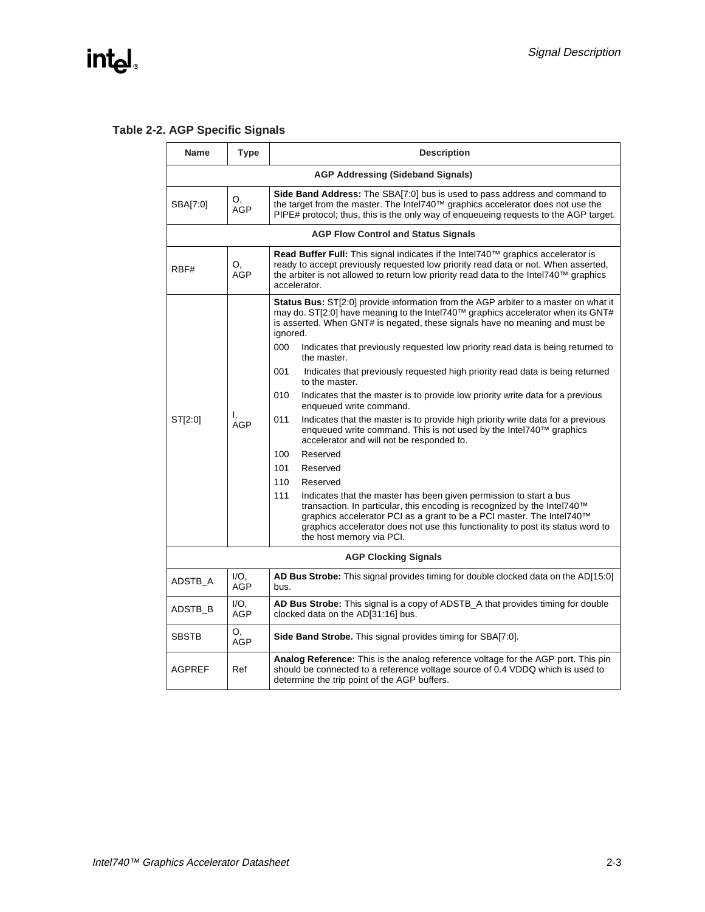### Table 2-2. AGP Specific Signals

| Name | Type | Description |
|---|---|---|
| **AGP Addressing (Sideband Signals)** | | |
| SBA[7:0] | O, AGP | **Side Band Address:** The SBA[7:0] bus is used to pass address and command to the target from the master. The Intel740™ graphics accelerator does not use the PIPE# protocol; thus, this is the only way of enqueueing requests to the AGP target. |
| **AGP Flow Control and Status Signals** | | |
| RBF# | O, AGP | **Read Buffer Full:** This signal indicates if the Intel740™ graphics accelerator is ready to accept previously requested low priority read data or not. When asserted, the arbiter is not allowed to return low priority read data to the Intel740™ graphics accelerator. |
| ST[2:0] | I, AGP | **Status Bus:** ST[2:0] provide information from the AGP arbiter to a master on what it may do. ST[2:0] have meaning to the Intel740™ graphics accelerator when its GNT# is asserted. When GNT# is negated, these signals have no meaning and must be ignored.<br>000 Indicates that previously requested low priority read data is being returned to the master.<br>001 Indicates that previously requested high priority read data is being returned to the master.<br>010 Indicates that the master is to provide low priority write data for a previous enqueued write command.<br>011 Indicates that the master is to provide high priority write data for a previous enqueued write command. This is not used by the Intel740™ graphics accelerator and will not be responded to.<br>100 Reserved<br>101 Reserved<br>110 Reserved<br>111 Indicates that the master has been given permission to start a bus transaction. In particular, this encoding is recognized by the Intel740™ graphics accelerator PCI as a grant to be a PCI master. The Intel740™ graphics accelerator does not use this functionality to post its status word to the host memory via PCI. |
| **AGP Clocking Signals** | | |
| ADSTB_A | I/O, AGP | **AD Bus Strobe:** This signal provides timing for double clocked data on the AD[15:0] bus. |
| ADSTB_B | I/O, AGP | **AD Bus Strobe:** This signal is a copy of ADSTB_A that provides timing for double clocked data on the AD[31:16] bus. |
| SBSTB | O, AGP | **Side Band Strobe.** This signal provides timing for SBA[7:0]. |
| AGPREF | Ref | **Analog Reference:** This is the analog reference voltage for the AGP port. This pin should be connected to a reference voltage source of 0.4 VDDQ which is used to determine the trip point of the AGP buffers. |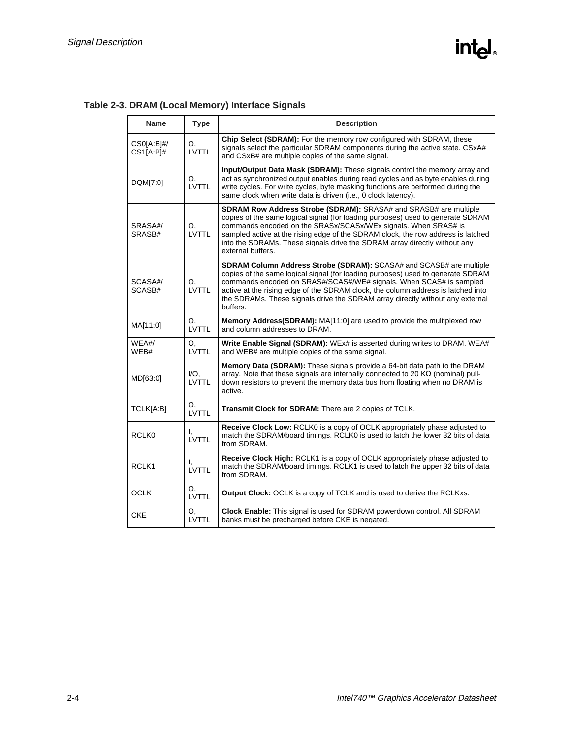**Table 2-3. DRAM (Local Memory) Interface Signals**

| Name | Type | Description |
|---|---|---|
| CS0[A:B]#/ CS1[A:B]# | O, LVTTL | **Chip Select (SDRAM):** For the memory row configured with SDRAM, these signals select the particular SDRAM components during the active state. CSxA# and CSxB# are multiple copies of the same signal. |
| DQM[7:0] | O, LVTTL | **Input/Output Data Mask (SDRAM):** These signals control the memory array and act as synchronized output enables during read cycles and as byte enables during write cycles. For write cycles, byte masking functions are performed during the same clock when write data is driven (i.e., 0 clock latency). |
| SRASA#/ SRASB# | O, LVTTL | **SDRAM Row Address Strobe (SDRAM):** SRASA# and SRASB# are multiple copies of the same logical signal (for loading purposes) used to generate SDRAM commands encoded on the SRASx/SCASx/WEx signals. When SRAS# is sampled active at the rising edge of the SDRAM clock, the row address is latched into the SDRAMs. These signals drive the SDRAM array directly without any external buffers. |
| SCASA#/ SCASB# | O, LVTTL | **SDRAM Column Address Strobe (SDRAM):** SCASA# and SCASB# are multiple copies of the same logical signal (for loading purposes) used to generate SDRAM commands encoded on SRAS#/SCAS#/WE# signals. When SCAS# is sampled active at the rising edge of the SDRAM clock, the column address is latched into the SDRAMs. These signals drive the SDRAM array directly without any external buffers. |
| MA[11:0] | O, LVTTL | **Memory Address(SDRAM):** MA[11:0] are used to provide the multiplexed row and column addresses to DRAM. |
| WEA#/ WEB# | O, LVTTL | **Write Enable Signal (SDRAM):** WEx# is asserted during writes to DRAM. WEA# and WEB# are multiple copies of the same signal. |
| MD[63:0] | I/O, LVTTL | **Memory Data (SDRAM):** These signals provide a 64-bit data path to the DRAM array. Note that these signals are internally connected to 20 KΩ (nominal) pull-down resistors to prevent the memory data bus from floating when no DRAM is active. |
| TCLK[A:B] | O, LVTTL | **Transmit Clock for SDRAM:** There are 2 copies of TCLK. |
| RCLK0 | I, LVTTL | **Receive Clock Low:** RCLK0 is a copy of OCLK appropriately phase adjusted to match the SDRAM/board timings. RCLK0 is used to latch the lower 32 bits of data from SDRAM. |
| RCLK1 | I, LVTTL | **Receive Clock High:** RCLK1 is a copy of OCLK appropriately phase adjusted to match the SDRAM/board timings. RCLK1 is used to latch the upper 32 bits of data from SDRAM. |
| OCLK | O, LVTTL | **Output Clock:** OCLK is a copy of TCLK and is used to derive the RCLKxs. |
| CKE | O, LVTTL | **Clock Enable:** This signal is used for SDRAM powerdown control. All SDRAM banks must be precharged before CKE is negated. |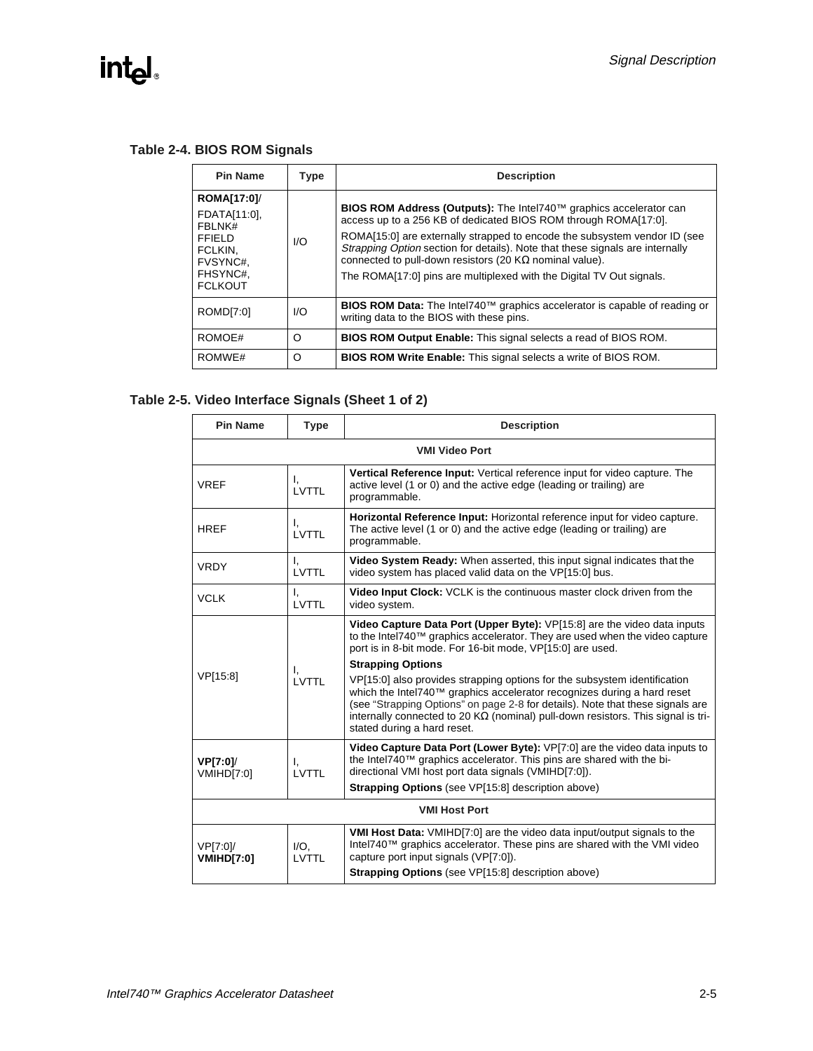### Table 2-4. BIOS ROM Signals

| Pin Name | Type | Description |
|---|---|---|
| **ROMA[17:0]**/ FDATA[11:0], FBLNK# FFIELD FCLKIN, FVSYNC#, FHSYNC#, FCLKOUT | I/O | **BIOS ROM Address (Outputs):** The Intel740™ graphics accelerator can access up to a 256 KB of dedicated BIOS ROM through ROMA[17:0]. ROMA[15:0] are externally strapped to encode the subsystem vendor ID (see *Strapping Option* section for details). Note that these signals are internally connected to pull-down resistors (20 KΩ nominal value). The ROMA[17:0] pins are multiplexed with the Digital TV Out signals. |
| ROMD[7:0] | I/O | **BIOS ROM Data:** The Intel740™ graphics accelerator is capable of reading or writing data to the BIOS with these pins. |
| ROMOE# | O | **BIOS ROM Output Enable:** This signal selects a read of BIOS ROM. |
| ROMWE# | O | **BIOS ROM Write Enable:** This signal selects a write of BIOS ROM. |

### Table 2-5. Video Interface Signals (Sheet 1 of 2)

| Pin Name | Type | Description |
|---|---|---|
| **VMI Video Port** | | |
| VREF | I, LVTTL | **Vertical Reference Input:** Vertical reference input for video capture. The active level (1 or 0) and the active edge (leading or trailing) are programmable. |
| HREF | I, LVTTL | **Horizontal Reference Input:** Horizontal reference input for video capture. The active level (1 or 0) and the active edge (leading or trailing) are programmable. |
| VRDY | I, LVTTL | **Video System Ready:** When asserted, this input signal indicates that the video system has placed valid data on the VP[15:0] bus. |
| VCLK | I, LVTTL | **Video Input Clock:** VCLK is the continuous master clock driven from the video system. |
| VP[15:8] | I, LVTTL | **Video Capture Data Port (Upper Byte):** VP[15:8] are the video data inputs to the Intel740™ graphics accelerator. They are used when the video capture port is in 8-bit mode. For 16-bit mode, VP[15:0] are used. **Strapping Options** VP[15:0] also provides strapping options for the subsystem identification which the Intel740™ graphics accelerator recognizes during a hard reset (see "Strapping Options" on page 2-8 for details). Note that these signals are internally connected to 20 KΩ (nominal) pull-down resistors. This signal is tri-stated during a hard reset. |
| **VP[7:0]**/ VMIHD[7:0] | I, LVTTL | **Video Capture Data Port (Lower Byte):** VP[7:0] are the video data inputs to the Intel740™ graphics accelerator. This pins are shared with the bi-directional VMI host port data signals (VMIHD[7:0]). **Strapping Options** (see VP[15:8] description above) |
| **VMI Host Port** | | |
| VP[7:0]/ **VMIHD[7:0]** | I/O, LVTTL | **VMI Host Data:** VMIHD[7:0] are the video data input/output signals to the Intel740™ graphics accelerator. These pins are shared with the VMI video capture port input signals (VP[7:0]). **Strapping Options** (see VP[15:8] description above) |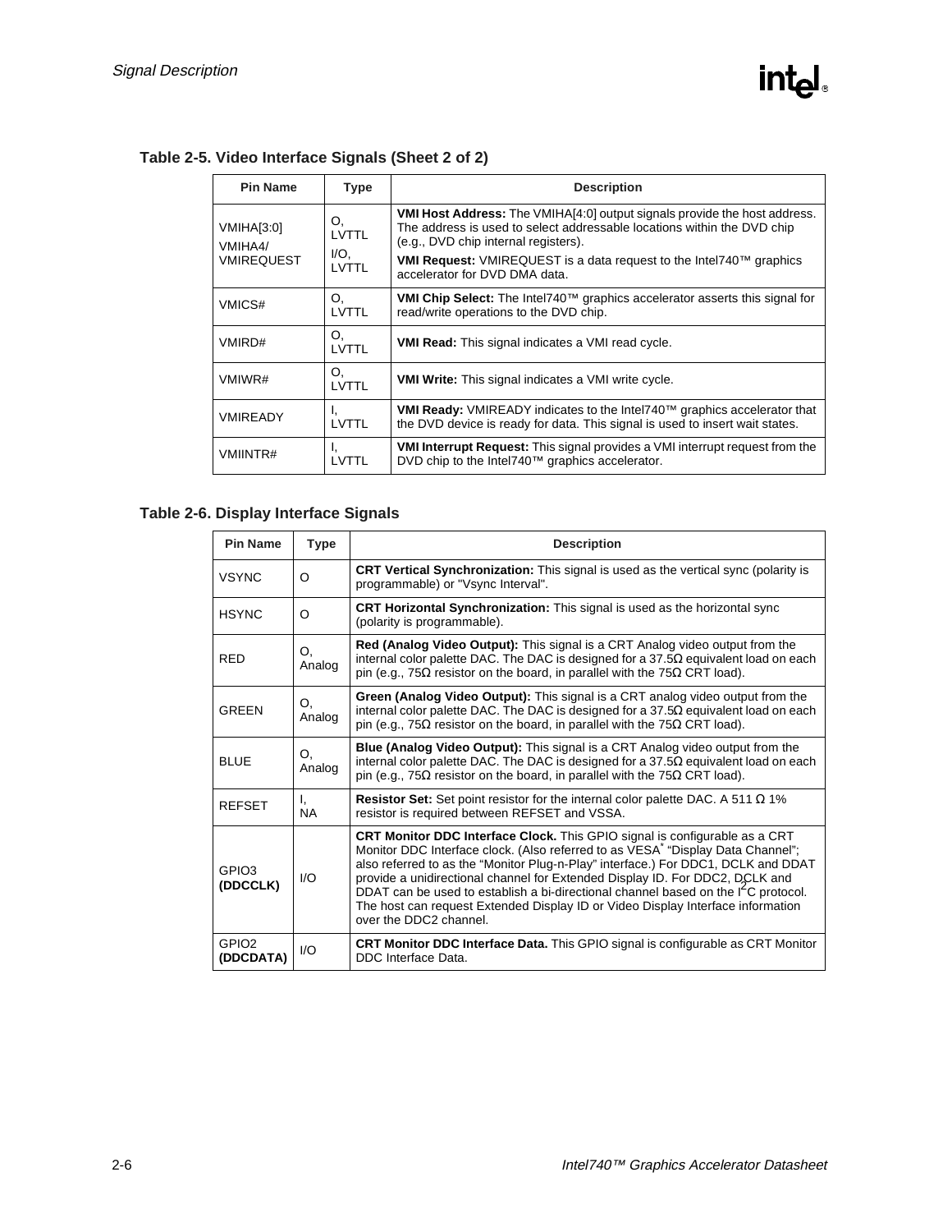### Table 2-5. Video Interface Signals (Sheet 2 of 2)

| Pin Name | Type | Description |
|---|---|---|
| VMIHA[3:0]<br>VMIHA4/<br>VMIREQUEST | O,<br>LVTTL<br>I/O,<br>LVTTL | **VMI Host Address:** The VMIHA[4:0] output signals provide the host address. The address is used to select addressable locations within the DVD chip (e.g., DVD chip internal registers).<br>**VMI Request:** VMIREQUEST is a data request to the Intel740™ graphics accelerator for DVD DMA data. |
| VMICS# | O,<br>LVTTL | **VMI Chip Select:** The Intel740™ graphics accelerator asserts this signal for read/write operations to the DVD chip. |
| VMIRD# | O,<br>LVTTL | **VMI Read:** This signal indicates a VMI read cycle. |
| VMIWR# | O,<br>LVTTL | **VMI Write:** This signal indicates a VMI write cycle. |
| VMIREADY | I,<br>LVTTL | **VMI Ready:** VMIREADY indicates to the Intel740™ graphics accelerator that the DVD device is ready for data. This signal is used to insert wait states. |
| VMIINTR# | I,<br>LVTTL | **VMI Interrupt Request:** This signal provides a VMI interrupt request from the DVD chip to the Intel740™ graphics accelerator. |

### Table 2-6. Display Interface Signals

| Pin Name | Type | Description |
|---|---|---|
| VSYNC | O | **CRT Vertical Synchronization:** This signal is used as the vertical sync (polarity is programmable) or "Vsync Interval". |
| HSYNC | O | **CRT Horizontal Synchronization:** This signal is used as the horizontal sync (polarity is programmable). |
| RED | O,<br>Analog | **Red (Analog Video Output):** This signal is a CRT Analog video output from the internal color palette DAC. The DAC is designed for a 37.5Ω equivalent load on each pin (e.g., 75Ω resistor on the board, in parallel with the 75Ω CRT load). |
| GREEN | O,<br>Analog | **Green (Analog Video Output):** This signal is a CRT analog video output from the internal color palette DAC. The DAC is designed for a 37.5Ω equivalent load on each pin (e.g., 75Ω resistor on the board, in parallel with the 75Ω CRT load). |
| BLUE | O,<br>Analog | **Blue (Analog Video Output):** This signal is a CRT Analog video output from the internal color palette DAC. The DAC is designed for a 37.5Ω equivalent load on each pin (e.g., 75Ω resistor on the board, in parallel with the 75Ω CRT load). |
| REFSET | I,<br>NA | **Resistor Set:** Set point resistor for the internal color palette DAC. A 511 Ω 1% resistor is required between REFSET and VSSA. |
| GPIO3<br>**(DDCCLK)** | I/O | **CRT Monitor DDC Interface Clock.** This GPIO signal is configurable as a CRT Monitor DDC Interface clock. (Also referred to as VESA* "Display Data Channel"; also referred to as the "Monitor Plug-n-Play" interface.) For DDC1, DCLK and DDAT provide a unidirectional channel for Extended Display ID. For DDC2, DCLK and DDAT can be used to establish a bi-directional channel based on the $I^2C$ protocol. The host can request Extended Display ID or Video Display Interface information over the DDC2 channel. |
| GPIO2<br>**(DDCDATA)** | I/O | **CRT Monitor DDC Interface Data.** This GPIO signal is configurable as CRT Monitor DDC Interface Data. |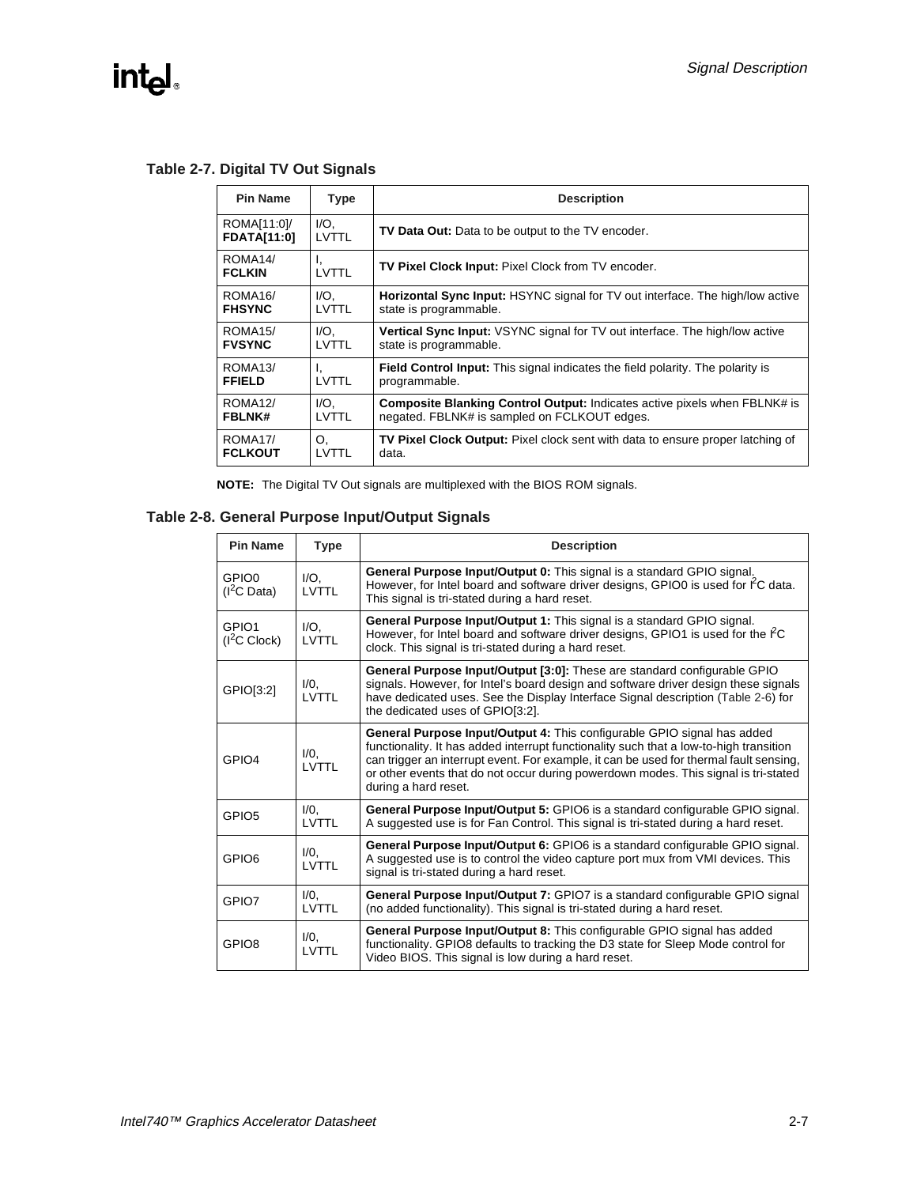### Table 2-7. Digital TV Out Signals

| Pin Name | Type | Description |
|---|---|---|
| ROMA[11:0]/ **FDATA[11:0]** | I/O, LVTTL | **TV Data Out:** Data to be output to the TV encoder. |
| ROMA14/ **FCLKIN** | I, LVTTL | **TV Pixel Clock Input:** Pixel Clock from TV encoder. |
| ROMA16/ **FHSYNC** | I/O, LVTTL | **Horizontal Sync Input:** HSYNC signal for TV out interface. The high/low active state is programmable. |
| ROMA15/ **FVSYNC** | I/O, LVTTL | **Vertical Sync Input:** VSYNC signal for TV out interface. The high/low active state is programmable. |
| ROMA13/ **FFIELD** | I, LVTTL | **Field Control Input:** This signal indicates the field polarity. The polarity is programmable. |
| ROMA12/ **FBLNK#** | I/O, LVTTL | **Composite Blanking Control Output:** Indicates active pixels when FBLNK# is negated. FBLNK# is sampled on FCLKOUT edges. |
| ROMA17/ **FCLKOUT** | O, LVTTL | **TV Pixel Clock Output:** Pixel clock sent with data to ensure proper latching of data. |

**NOTE:** The Digital TV Out signals are multiplexed with the BIOS ROM signals.

### Table 2-8. General Purpose Input/Output Signals

| Pin Name | Type | Description |
|---|---|---|
| GPIO0 ($I^2C$ Data) | I/O, LVTTL | **General Purpose Input/Output 0:** This signal is a standard GPIO signal. However, for Intel board and software driver designs, GPIO0 is used for $I^2C$ data. This signal is tri-stated during a hard reset. |
| GPIO1 ($I^2C$ Clock) | I/O, LVTTL | **General Purpose Input/Output 1:** This signal is a standard GPIO signal. However, for Intel board and software driver designs, GPIO1 is used for the $I^2C$ clock. This signal is tri-stated during a hard reset. |
| GPIO[3:2] | I/0, LVTTL | **General Purpose Input/Output [3:0]:** These are standard configurable GPIO signals. However, for Intel's board design and software driver design these signals have dedicated uses. See the Display Interface Signal description (Table 2-6) for the dedicated uses of GPIO[3:2]. |
| GPIO4 | I/0, LVTTL | **General Purpose Input/Output 4:** This configurable GPIO signal has added functionality. It has added interrupt functionality such that a low-to-high transition can trigger an interrupt event. For example, it can be used for thermal fault sensing, or other events that do not occur during powerdown modes. This signal is tri-stated during a hard reset. |
| GPIO5 | I/0, LVTTL | **General Purpose Input/Output 5:** GPIO6 is a standard configurable GPIO signal. A suggested use is for Fan Control. This signal is tri-stated during a hard reset. |
| GPIO6 | I/0, LVTTL | **General Purpose Input/Output 6:** GPIO6 is a standard configurable GPIO signal. A suggested use is to control the video capture port mux from VMI devices. This signal is tri-stated during a hard reset. |
| GPIO7 | I/0, LVTTL | **General Purpose Input/Output 7:** GPIO7 is a standard configurable GPIO signal (no added functionality). This signal is tri-stated during a hard reset. |
| GPIO8 | I/0, LVTTL | **General Purpose Input/Output 8:** This configurable GPIO signal has added functionality. GPIO8 defaults to tracking the D3 state for Sleep Mode control for Video BIOS. This signal is low during a hard reset. |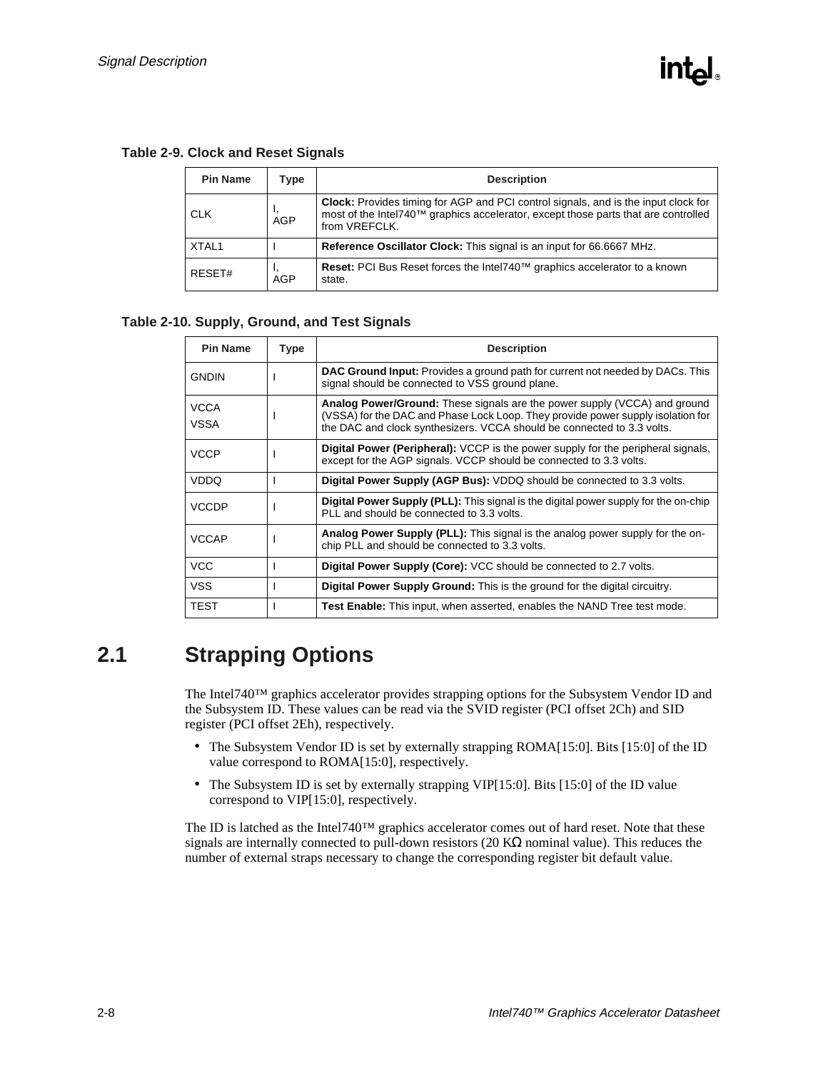**Table 2-9. Clock and Reset Signals**

| Pin Name | Type | Description |
|---|---|---|
| CLK | I, AGP | **Clock:** Provides timing for AGP and PCI control signals, and is the input clock for most of the Intel740™ graphics accelerator, except those parts that are controlled from VREFCLK. |
| XTAL1 | I | **Reference Oscillator Clock:** This signal is an input for 66.6667 MHz. |
| RESET# | I, AGP | **Reset:** PCI Bus Reset forces the Intel740™ graphics accelerator to a known state. |

**Table 2-10. Supply, Ground, and Test Signals**

| Pin Name | Type | Description |
|---|---|---|
| GNDIN | I | **DAC Ground Input:** Provides a ground path for current not needed by DACs. This signal should be connected to VSS ground plane. |
| VCCA<br>VSSA | I | **Analog Power/Ground:** These signals are the power supply (VCCA) and ground (VSSA) for the DAC and Phase Lock Loop. They provide power supply isolation for the DAC and clock synthesizers. VCCA should be connected to 3.3 volts. |
| VCCP | I | **Digital Power (Peripheral):** VCCP is the power supply for the peripheral signals, except for the AGP signals. VCCP should be connected to 3.3 volts. |
| VDDQ | I | **Digital Power Supply (AGP Bus):** VDDQ should be connected to 3.3 volts. |
| VCCDP | I | **Digital Power Supply (PLL):** This signal is the digital power supply for the on-chip PLL and should be connected to 3.3 volts. |
| VCCAP | I | **Analog Power Supply (PLL):** This signal is the analog power supply for the on-chip PLL and should be connected to 3.3 volts. |
| VCC | I | **Digital Power Supply (Core):** VCC should be connected to 2.7 volts. |
| VSS | I | **Digital Power Supply Ground:** This is the ground for the digital circuitry. |
| TEST | I | **Test Enable:** This input, when asserted, enables the NAND Tree test mode. |

## 2.1 Strapping Options

The Intel740™ graphics accelerator provides strapping options for the Subsystem Vendor ID and the Subsystem ID. These values can be read via the SVID register (PCI offset 2Ch) and SID register (PCI offset 2Eh), respectively.

- The Subsystem Vendor ID is set by externally strapping ROMA[15:0]. Bits [15:0] of the ID value correspond to ROMA[15:0], respectively.
- The Subsystem ID is set by externally strapping VIP[15:0]. Bits [15:0] of the ID value correspond to VIP[15:0], respectively.

The ID is latched as the Intel740™ graphics accelerator comes out of hard reset. Note that these signals are internally connected to pull-down resistors (20 KΩ nominal value). This reduces the number of external straps necessary to change the corresponding register bit default value.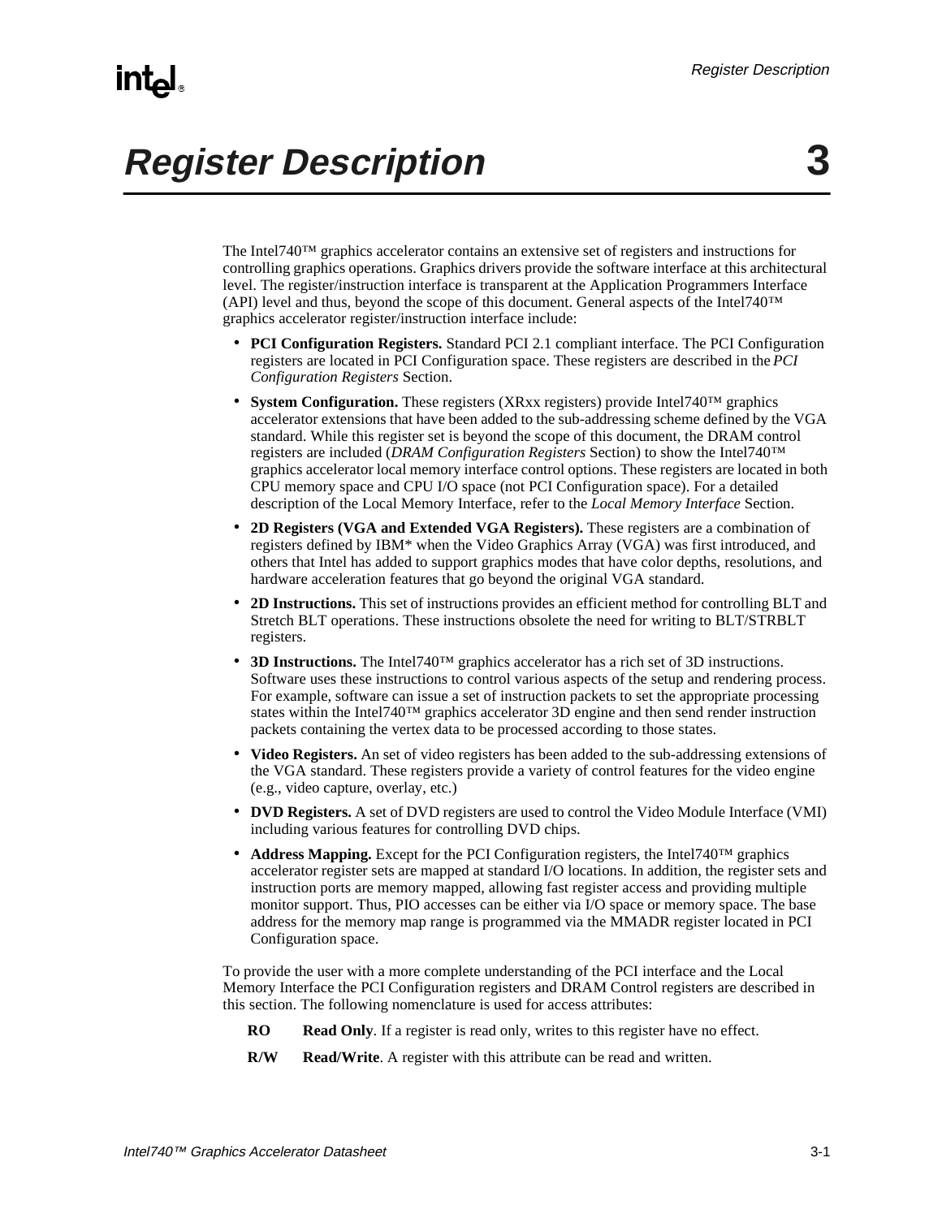# Register Description 3

The Intel740™ graphics accelerator contains an extensive set of registers and instructions for controlling graphics operations. Graphics drivers provide the software interface at this architectural level. The register/instruction interface is transparent at the Application Programmers Interface (API) level and thus, beyond the scope of this document. General aspects of the Intel740™ graphics accelerator register/instruction interface include:

- **PCI Configuration Registers.** Standard PCI 2.1 compliant interface. The PCI Configuration registers are located in PCI Configuration space. These registers are described in the *PCI Configuration Registers* Section.
- **System Configuration.** These registers (XRxx registers) provide Intel740™ graphics accelerator extensions that have been added to the sub-addressing scheme defined by the VGA standard. While this register set is beyond the scope of this document, the DRAM control registers are included (*DRAM Configuration Registers* Section) to show the Intel740™ graphics accelerator local memory interface control options. These registers are located in both CPU memory space and CPU I/O space (not PCI Configuration space). For a detailed description of the Local Memory Interface, refer to the *Local Memory Interface* Section.
- **2D Registers (VGA and Extended VGA Registers).** These registers are a combination of registers defined by IBM* when the Video Graphics Array (VGA) was first introduced, and others that Intel has added to support graphics modes that have color depths, resolutions, and hardware acceleration features that go beyond the original VGA standard.
- **2D Instructions.** This set of instructions provides an efficient method for controlling BLT and Stretch BLT operations. These instructions obsolete the need for writing to BLT/STRBLT registers.
- **3D Instructions.** The Intel740™ graphics accelerator has a rich set of 3D instructions. Software uses these instructions to control various aspects of the setup and rendering process. For example, software can issue a set of instruction packets to set the appropriate processing states within the Intel740™ graphics accelerator 3D engine and then send render instruction packets containing the vertex data to be processed according to those states.
- **Video Registers.** An set of video registers has been added to the sub-addressing extensions of the VGA standard. These registers provide a variety of control features for the video engine (e.g., video capture, overlay, etc.)
- **DVD Registers.** A set of DVD registers are used to control the Video Module Interface (VMI) including various features for controlling DVD chips.
- **Address Mapping.** Except for the PCI Configuration registers, the Intel740™ graphics accelerator register sets are mapped at standard I/O locations. In addition, the register sets and instruction ports are memory mapped, allowing fast register access and providing multiple monitor support. Thus, PIO accesses can be either via I/O space or memory space. The base address for the memory map range is programmed via the MMADR register located in PCI Configuration space.

To provide the user with a more complete understanding of the PCI interface and the Local Memory Interface the PCI Configuration registers and DRAM Control registers are described in this section. The following nomenclature is used for access attributes:

**RO** **Read Only**. If a register is read only, writes to this register have no effect.

**R/W** **Read/Write**. A register with this attribute can be read and written.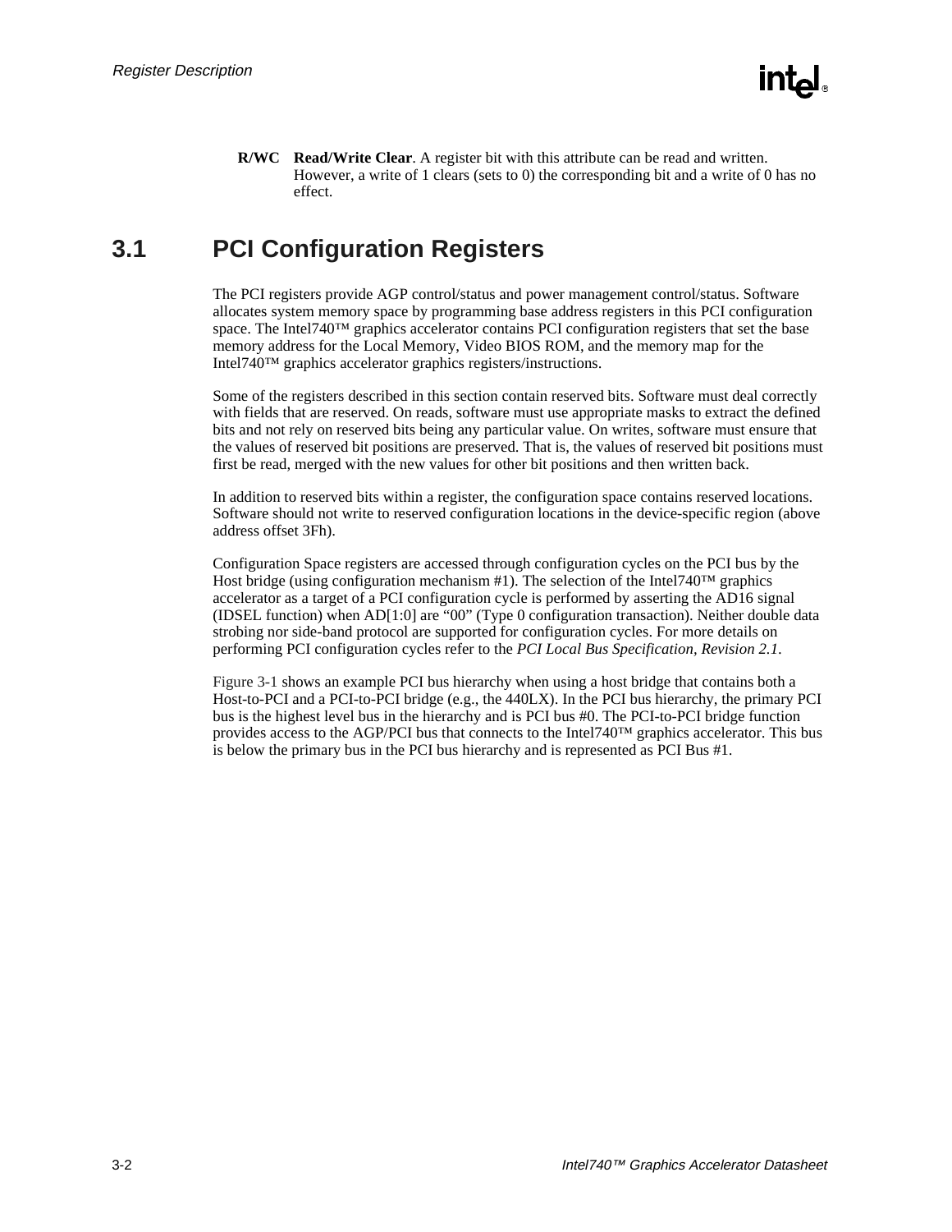**R/WC** **Read/Write Clear**. A register bit with this attribute can be read and written. However, a write of 1 clears (sets to 0) the corresponding bit and a write of 0 has no effect.

## 3.1 PCI Configuration Registers

The PCI registers provide AGP control/status and power management control/status. Software allocates system memory space by programming base address registers in this PCI configuration space. The Intel740™ graphics accelerator contains PCI configuration registers that set the base memory address for the Local Memory, Video BIOS ROM, and the memory map for the Intel740™ graphics accelerator graphics registers/instructions.

Some of the registers described in this section contain reserved bits. Software must deal correctly with fields that are reserved. On reads, software must use appropriate masks to extract the defined bits and not rely on reserved bits being any particular value. On writes, software must ensure that the values of reserved bit positions are preserved. That is, the values of reserved bit positions must first be read, merged with the new values for other bit positions and then written back.

In addition to reserved bits within a register, the configuration space contains reserved locations. Software should not write to reserved configuration locations in the device-specific region (above address offset 3Fh).

Configuration Space registers are accessed through configuration cycles on the PCI bus by the Host bridge (using configuration mechanism #1). The selection of the Intel740™ graphics accelerator as a target of a PCI configuration cycle is performed by asserting the AD16 signal (IDSEL function) when AD[1:0] are "00" (Type 0 configuration transaction). Neither double data strobing nor side-band protocol are supported for configuration cycles. For more details on performing PCI configuration cycles refer to the *PCI Local Bus Specification, Revision 2.1*.

Figure 3-1 shows an example PCI bus hierarchy when using a host bridge that contains both a Host-to-PCI and a PCI-to-PCI bridge (e.g., the 440LX). In the PCI bus hierarchy, the primary PCI bus is the highest level bus in the hierarchy and is PCI bus #0. The PCI-to-PCI bridge function provides access to the AGP/PCI bus that connects to the Intel740™ graphics accelerator. This bus is below the primary bus in the PCI bus hierarchy and is represented as PCI Bus #1.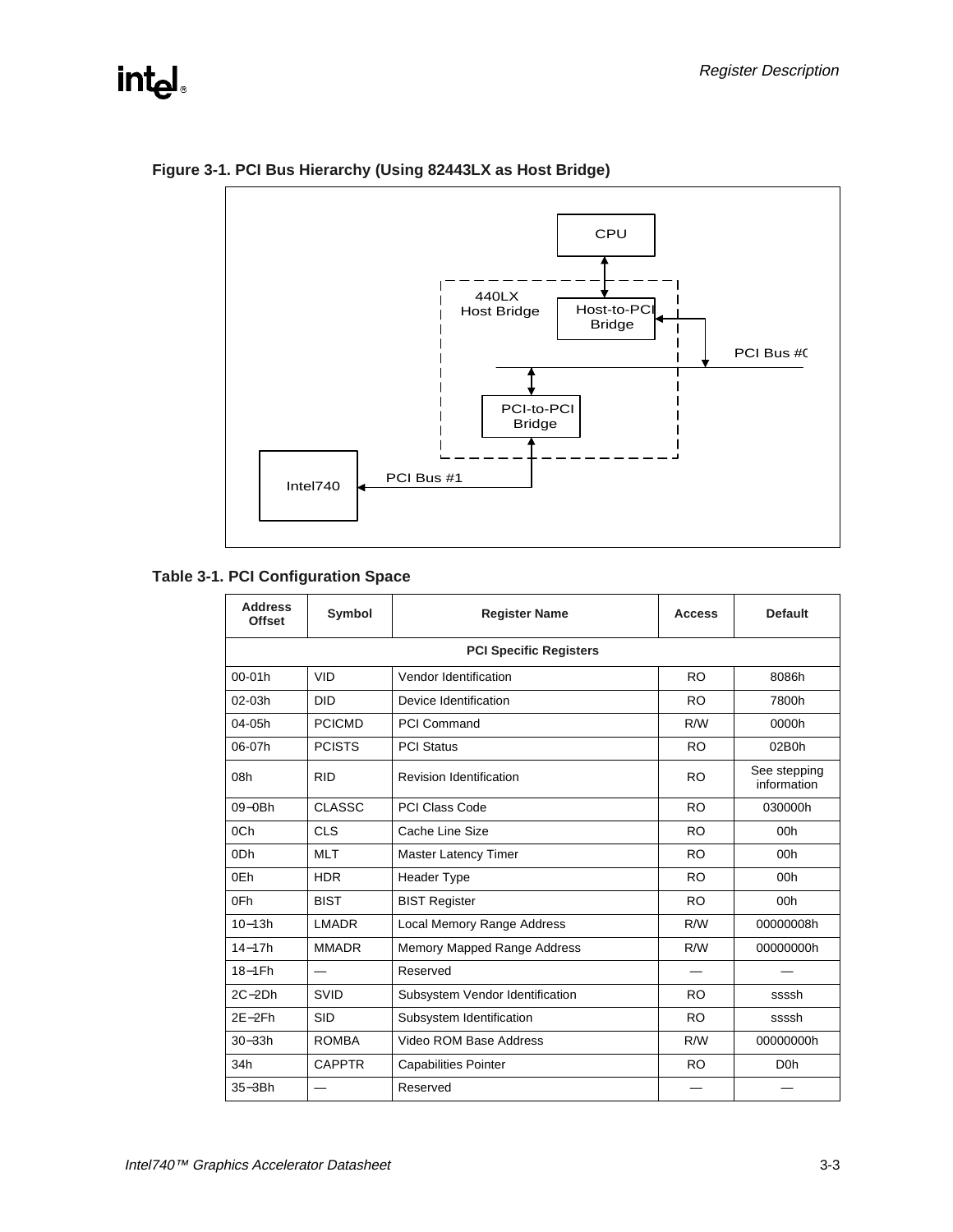**Figure 3-1. PCI Bus Hierarchy (Using 82443LX as Host Bridge)**

CPU

440LX Host Bridge

Host-to-PCI Bridge

PCI Bus #0

PCI-to-PCI Bridge

Intel740

PCI Bus #1

**Table 3-1. PCI Configuration Space**

| Address Offset | Symbol | Register Name | Access | Default |
|---|---|---|---|---|
| **PCI Specific Registers** | | | | |
| 00-01h | VID | Vendor Identification | RO | 8086h |
| 02-03h | DID | Device Identification | RO | 7800h |
| 04-05h | PCICMD | PCI Command | R/W | 0000h |
| 06-07h | PCISTS | PCI Status | RO | 02B0h |
| 08h | RID | Revision Identification | RO | See stepping information |
| 09–0Bh | CLASSC | PCI Class Code | RO | 030000h |
| 0Ch | CLS | Cache Line Size | RO | 00h |
| 0Dh | MLT | Master Latency Timer | RO | 00h |
| 0Eh | HDR | Header Type | RO | 00h |
| 0Fh | BIST | BIST Register | RO | 00h |
| 10–13h | LMADR | Local Memory Range Address | R/W | 00000008h |
| 14–17h | MMADR | Memory Mapped Range Address | R/W | 00000000h |
| 18–1Fh | — | Reserved | — | — |
| 2C–2Dh | SVID | Subsystem Vendor Identification | RO | ssssh |
| 2E–2Fh | SID | Subsystem Identification | RO | ssssh |
| 30–33h | ROMBA | Video ROM Base Address | R/W | 00000000h |
| 34h | CAPPTR | Capabilities Pointer | RO | D0h |
| 35–3Bh | — | Reserved | — | — |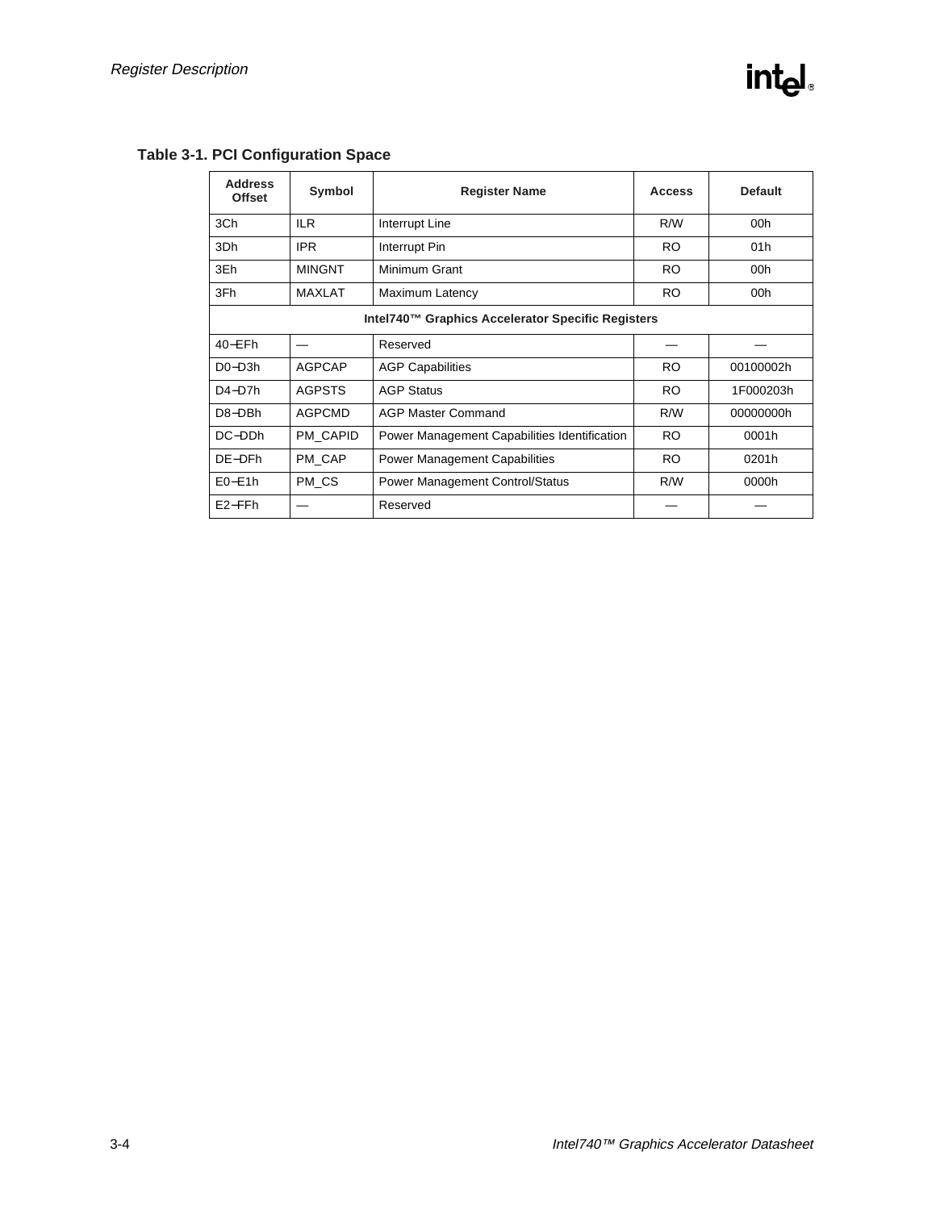**Table 3-1. PCI Configuration Space**

| Address Offset | Symbol | Register Name | Access | Default |
|---|---|---|---|---|
| 3Ch | ILR | Interrupt Line | R/W | 00h |
| 3Dh | IPR | Interrupt Pin | RO | 01h |
| 3Eh | MINGNT | Minimum Grant | RO | 00h |
| 3Fh | MAXLAT | Maximum Latency | RO | 00h |
| **Intel740™ Graphics Accelerator Specific Registers** | | | | |
| 40–EFh | — | Reserved | — | — |
| D0–D3h | AGPCAP | AGP Capabilities | RO | 00100002h |
| D4–D7h | AGPSTS | AGP Status | RO | 1F000203h |
| D8–DBh | AGPCMD | AGP Master Command | R/W | 00000000h |
| DC–DDh | PM_CAPID | Power Management Capabilities Identification | RO | 0001h |
| DE–DFh | PM_CAP | Power Management Capabilities | RO | 0201h |
| E0–E1h | PM_CS | Power Management Control/Status | R/W | 0000h |
| E2–FFh | — | Reserved | — | — |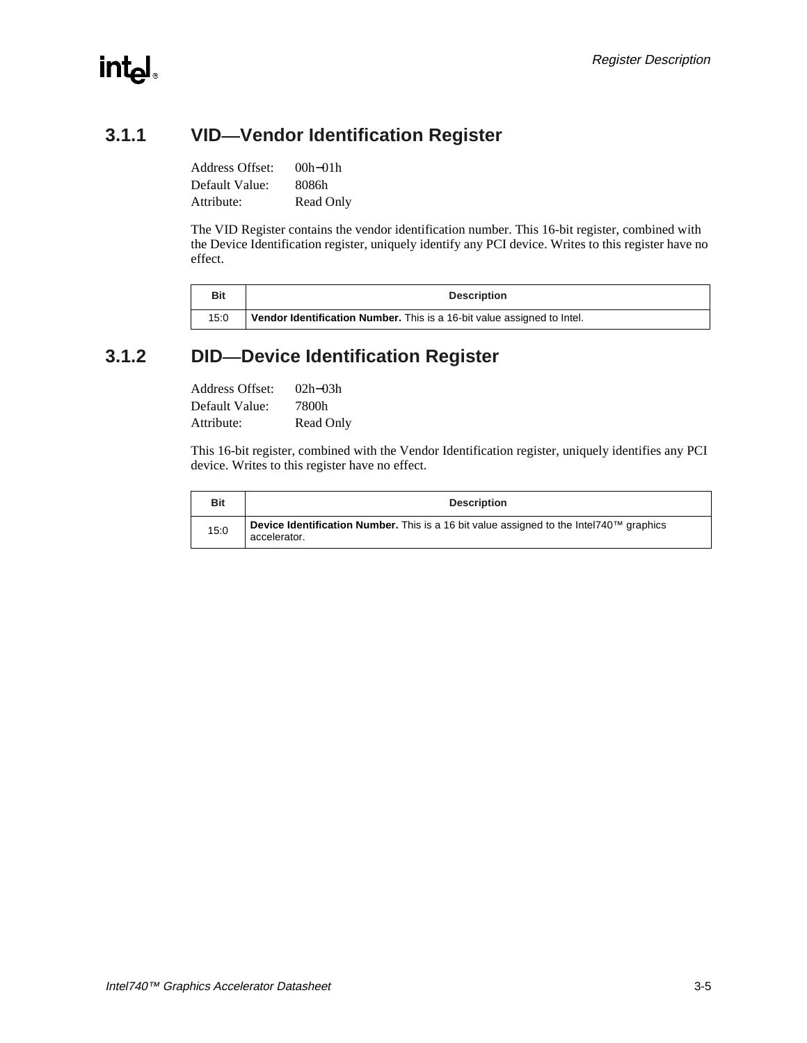### 3.1.1 VID—Vendor Identification Register

Address Offset: 00h−01h
Default Value: 8086h
Attribute: Read Only

The VID Register contains the vendor identification number. This 16-bit register, combined with the Device Identification register, uniquely identify any PCI device. Writes to this register have no effect.

| Bit | Description |
|---|---|
| 15:0 | **Vendor Identification Number.** This is a 16-bit value assigned to Intel. |

### 3.1.2 DID—Device Identification Register

Address Offset: 02h−03h
Default Value: 7800h
Attribute: Read Only

This 16-bit register, combined with the Vendor Identification register, uniquely identifies any PCI device. Writes to this register have no effect.

| Bit | Description |
|---|---|
| 15:0 | **Device Identification Number.** This is a 16 bit value assigned to the Intel740™ graphics accelerator. |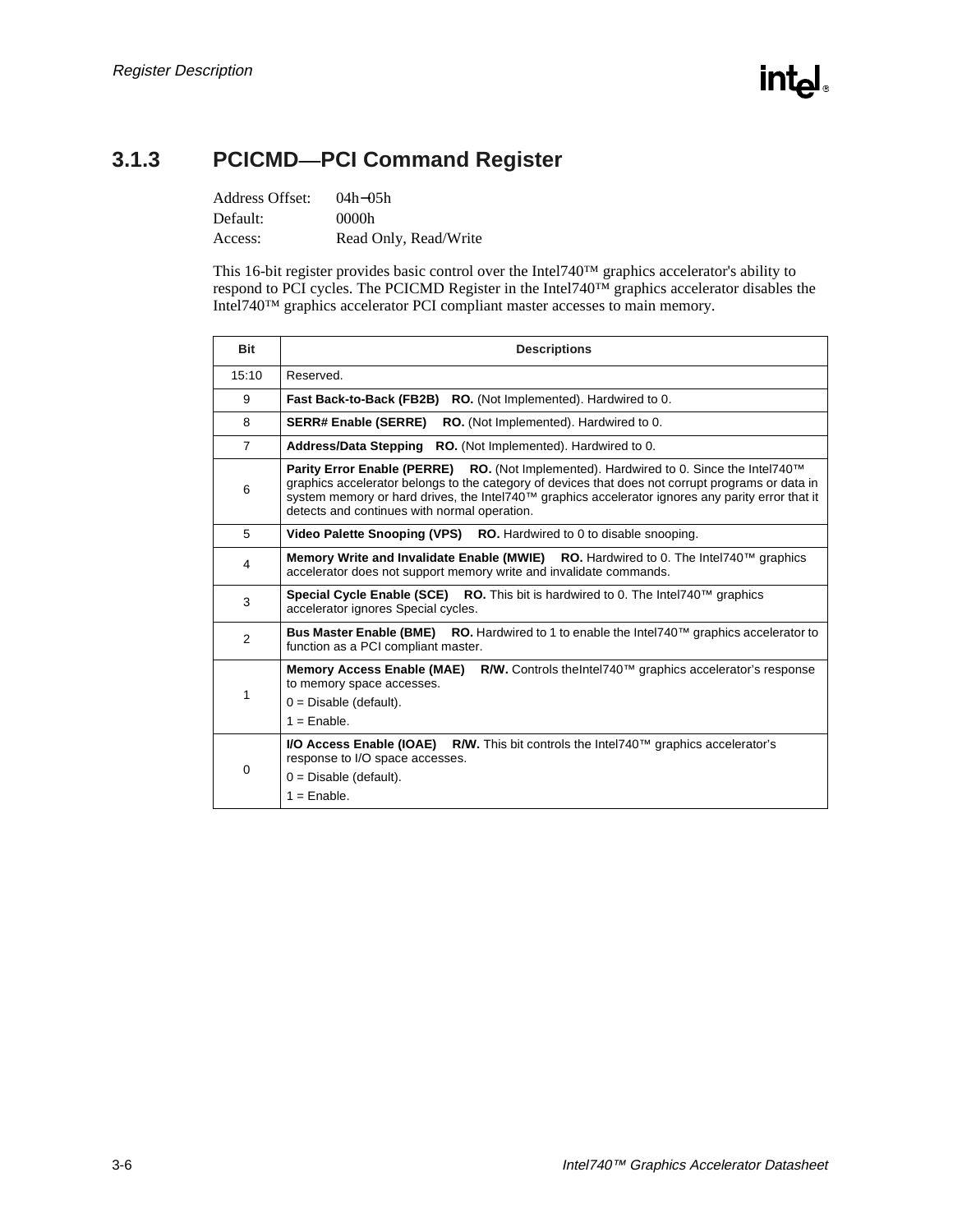### 3.1.3 PCICMD—PCI Command Register

Address Offset: 04h−05h
Default: 0000h
Access: Read Only, Read/Write

This 16-bit register provides basic control over the Intel740™ graphics accelerator's ability to respond to PCI cycles. The PCICMD Register in the Intel740™ graphics accelerator disables the Intel740™ graphics accelerator PCI compliant master accesses to main memory.

| Bit | Descriptions |
|---|---|
| 15:10 | Reserved. |
| 9 | **Fast Back-to-Back (FB2B)** **RO.** (Not Implemented). Hardwired to 0. |
| 8 | **SERR# Enable (SERRE)** **RO.** (Not Implemented). Hardwired to 0. |
| 7 | **Address/Data Stepping** **RO.** (Not Implemented). Hardwired to 0. |
| 6 | **Parity Error Enable (PERRE)** **RO.** (Not Implemented). Hardwired to 0. Since the Intel740™ graphics accelerator belongs to the category of devices that does not corrupt programs or data in system memory or hard drives, the Intel740™ graphics accelerator ignores any parity error that it detects and continues with normal operation. |
| 5 | **Video Palette Snooping (VPS)** **RO.** Hardwired to 0 to disable snooping. |
| 4 | **Memory Write and Invalidate Enable (MWIE)** **RO.** Hardwired to 0. The Intel740™ graphics accelerator does not support memory write and invalidate commands. |
| 3 | **Special Cycle Enable (SCE)** **RO.** This bit is hardwired to 0. The Intel740™ graphics accelerator ignores Special cycles. |
| 2 | **Bus Master Enable (BME)** **RO.** Hardwired to 1 to enable the Intel740™ graphics accelerator to function as a PCI compliant master. |
| 1 | **Memory Access Enable (MAE)** **R/W.** Controls theIntel740™ graphics accelerator's response to memory space accesses.<br>0 = Disable (default).<br>1 = Enable. |
| 0 | **I/O Access Enable (IOAE)** **R/W.** This bit controls the Intel740™ graphics accelerator's response to I/O space accesses.<br>0 = Disable (default).<br>1 = Enable. |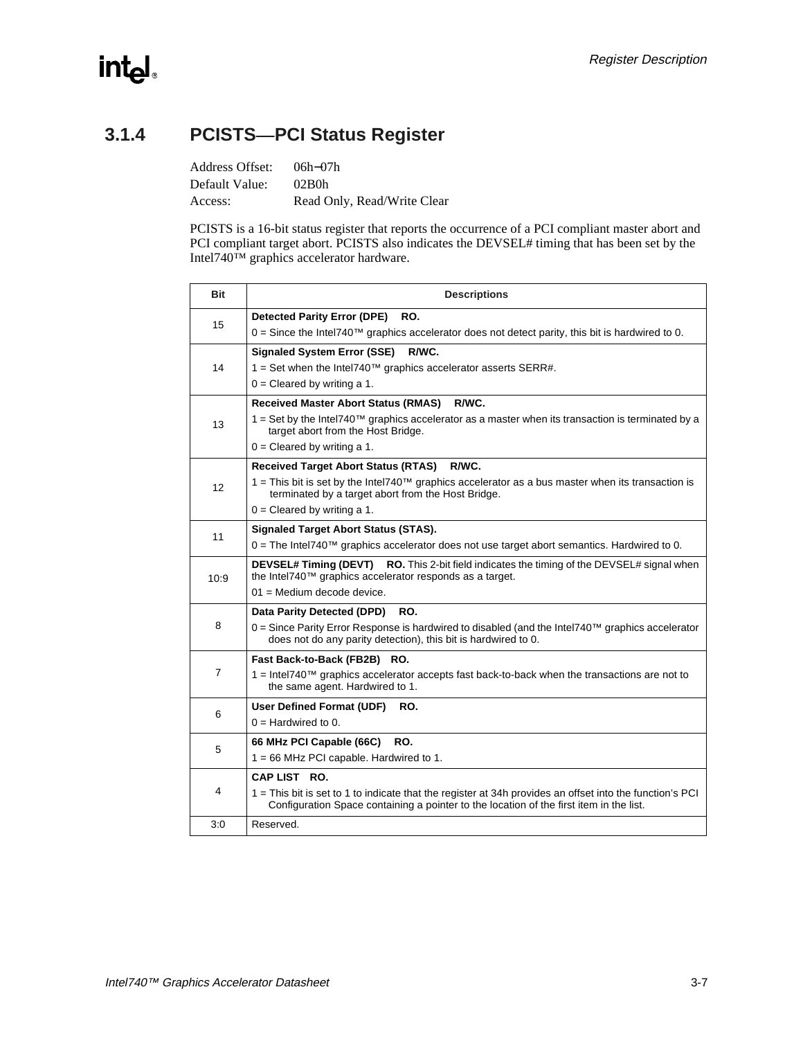### 3.1.4 PCISTS—PCI Status Register

Address Offset: 06h−07h
Default Value: 02B0h
Access: Read Only, Read/Write Clear

PCISTS is a 16-bit status register that reports the occurrence of a PCI compliant master abort and PCI compliant target abort. PCISTS also indicates the DEVSEL# timing that has been set by the Intel740™ graphics accelerator hardware.

| Bit | Descriptions |
|---|---|
| 15 | **Detected Parity Error (DPE) RO.**<br>0 = Since the Intel740™ graphics accelerator does not detect parity, this bit is hardwired to 0. |
| 14 | **Signaled System Error (SSE) R/WC.**<br>1 = Set when the Intel740™ graphics accelerator asserts SERR#.<br>0 = Cleared by writing a 1. |
| 13 | **Received Master Abort Status (RMAS) R/WC.**<br>1 = Set by the Intel740™ graphics accelerator as a master when its transaction is terminated by a target abort from the Host Bridge.<br>0 = Cleared by writing a 1. |
| 12 | **Received Target Abort Status (RTAS) R/WC.**<br>1 = This bit is set by the Intel740™ graphics accelerator as a bus master when its transaction is terminated by a target abort from the Host Bridge.<br>0 = Cleared by writing a 1. |
| 11 | **Signaled Target Abort Status (STAS).**<br>0 = The Intel740™ graphics accelerator does not use target abort semantics. Hardwired to 0. |
| 10:9 | **DEVSEL# Timing (DEVT) RO.** This 2-bit field indicates the timing of the DEVSEL# signal when the Intel740™ graphics accelerator responds as a target.<br>01 = Medium decode device. |
| 8 | **Data Parity Detected (DPD) RO.**<br>0 = Since Parity Error Response is hardwired to disabled (and the Intel740™ graphics accelerator does not do any parity detection), this bit is hardwired to 0. |
| 7 | **Fast Back-to-Back (FB2B) RO.**<br>1 = Intel740™ graphics accelerator accepts fast back-to-back when the transactions are not to the same agent. Hardwired to 1. |
| 6 | **User Defined Format (UDF) RO.**<br>0 = Hardwired to 0. |
| 5 | **66 MHz PCI Capable (66C) RO.**<br>1 = 66 MHz PCI capable. Hardwired to 1. |
| 4 | **CAP LIST RO.**<br>1 = This bit is set to 1 to indicate that the register at 34h provides an offset into the function's PCI Configuration Space containing a pointer to the location of the first item in the list. |
| 3:0 | Reserved. |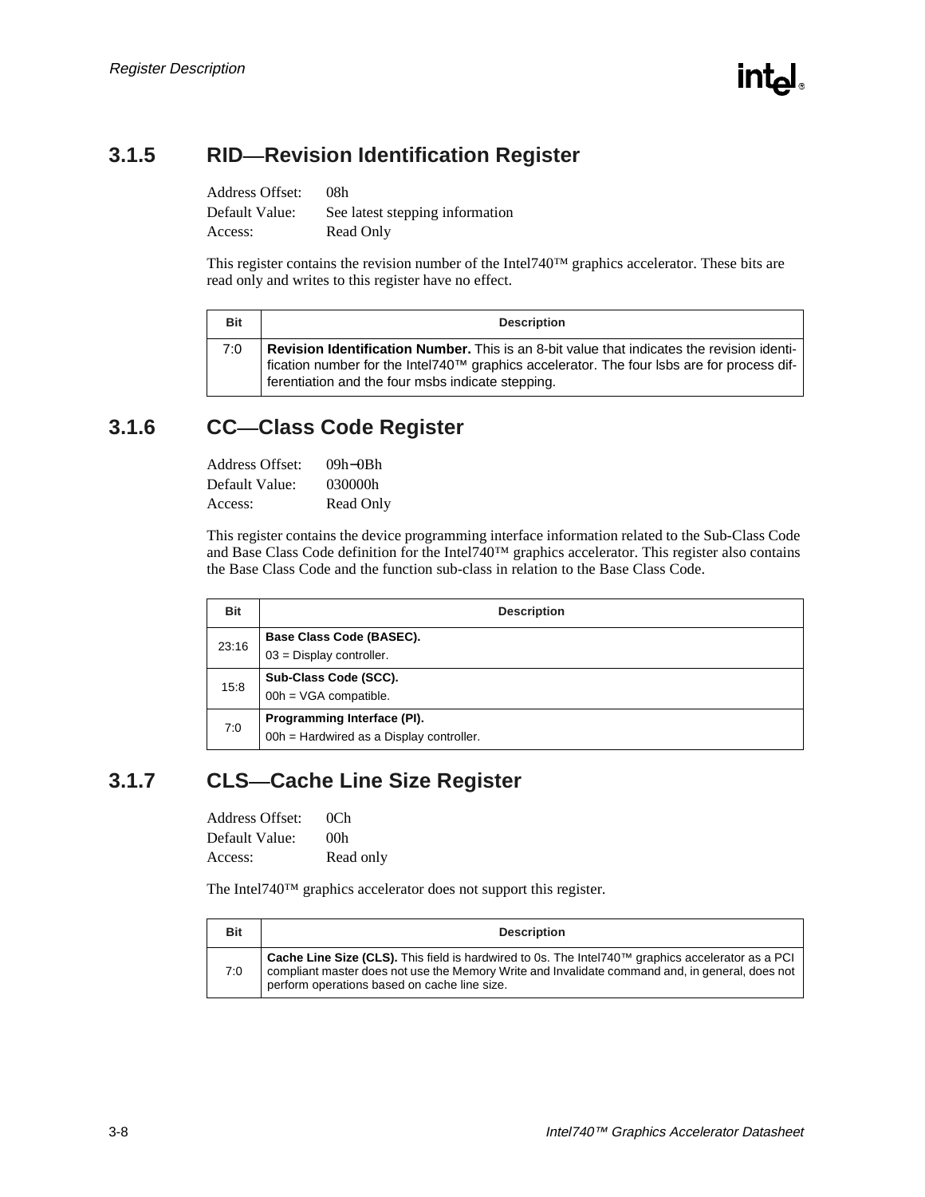### 3.1.5 RID—Revision Identification Register

Address Offset: 08h
Default Value: See latest stepping information
Access: Read Only

This register contains the revision number of the Intel740™ graphics accelerator. These bits are read only and writes to this register have no effect.

| Bit | Description |
|---|---|
| 7:0 | **Revision Identification Number.** This is an 8-bit value that indicates the revision identification number for the Intel740™ graphics accelerator. The four lsbs are for process differentiation and the four msbs indicate stepping. |

### 3.1.6 CC—Class Code Register

Address Offset: 09h–0Bh
Default Value: 030000h
Access: Read Only

This register contains the device programming interface information related to the Sub-Class Code and Base Class Code definition for the Intel740™ graphics accelerator. This register also contains the Base Class Code and the function sub-class in relation to the Base Class Code.

| Bit | Description |
|---|---|
| 23:16 | **Base Class Code (BASEC).**<br>03 = Display controller. |
| 15:8 | **Sub-Class Code (SCC).**<br>00h = VGA compatible. |
| 7:0 | **Programming Interface (PI).**<br>00h = Hardwired as a Display controller. |

### 3.1.7 CLS—Cache Line Size Register

Address Offset: 0Ch
Default Value: 00h
Access: Read only

The Intel740™ graphics accelerator does not support this register.

| Bit | Description |
|---|---|
| 7:0 | **Cache Line Size (CLS).** This field is hardwired to 0s. The Intel740™ graphics accelerator as a PCI compliant master does not use the Memory Write and Invalidate command and, in general, does not perform operations based on cache line size. |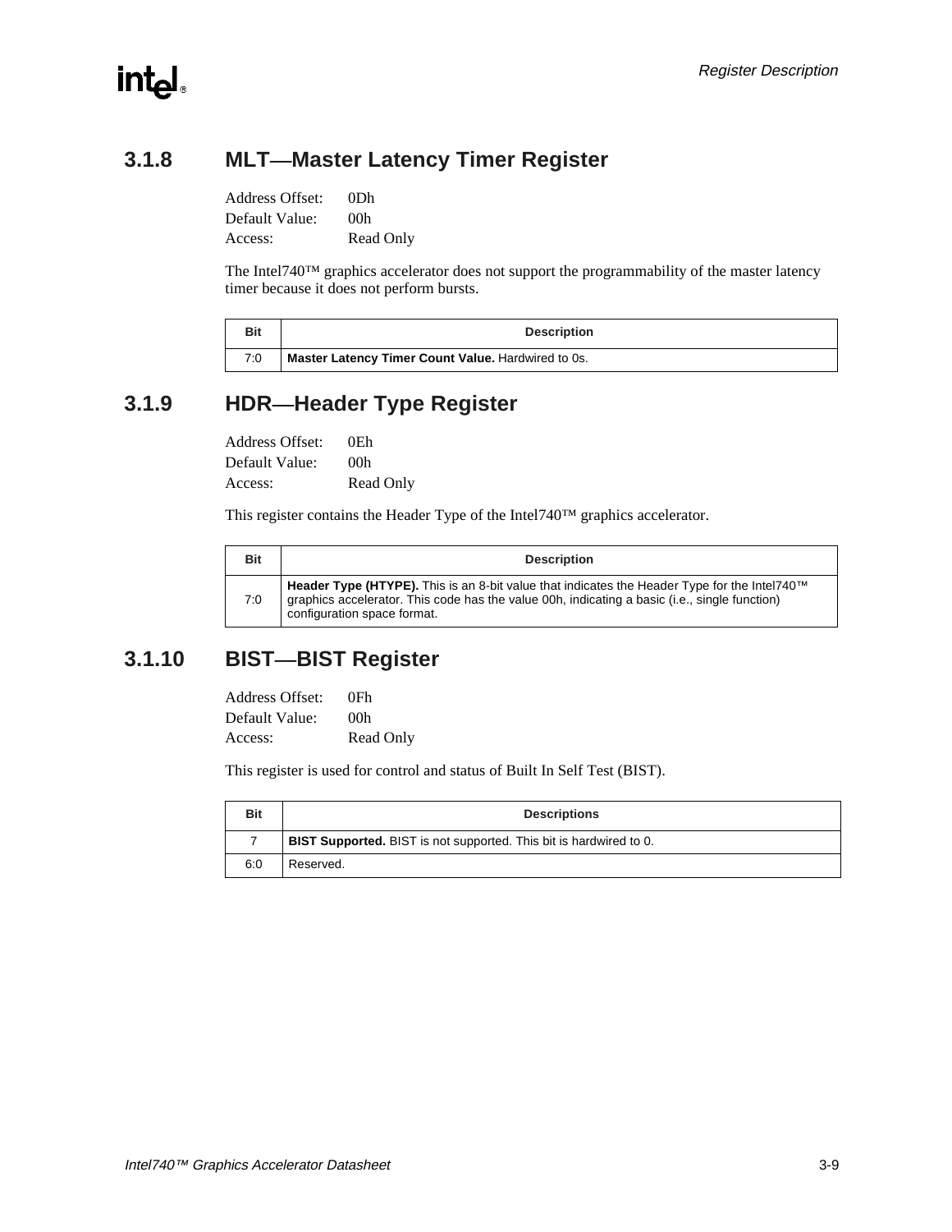### 3.1.8 MLT—Master Latency Timer Register

Address Offset: 0Dh
Default Value: 00h
Access: Read Only

The Intel740™ graphics accelerator does not support the programmability of the master latency timer because it does not perform bursts.

| Bit | Description |
|---|---|
| 7:0 | **Master Latency Timer Count Value.** Hardwired to 0s. |

### 3.1.9 HDR—Header Type Register

Address Offset: 0Eh
Default Value: 00h
Access: Read Only

This register contains the Header Type of the Intel740™ graphics accelerator.

| Bit | Description |
|---|---|
| 7:0 | **Header Type (HTYPE).** This is an 8-bit value that indicates the Header Type for the Intel740™ graphics accelerator. This code has the value 00h, indicating a basic (i.e., single function) configuration space format. |

### 3.1.10 BIST—BIST Register

Address Offset: 0Fh
Default Value: 00h
Access: Read Only

This register is used for control and status of Built In Self Test (BIST).

| Bit | Descriptions |
|---|---|
| 7 | **BIST Supported.** BIST is not supported. This bit is hardwired to 0. |
| 6:0 | Reserved. |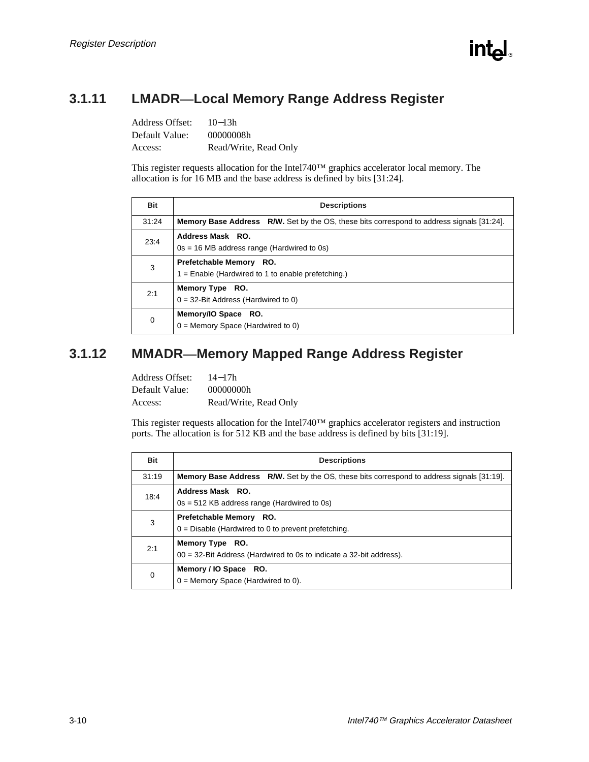### 3.1.11 LMADR—Local Memory Range Address Register

Address Offset: 10−13h
Default Value: 00000008h
Access: Read/Write, Read Only

This register requests allocation for the Intel740™ graphics accelerator local memory. The allocation is for 16 MB and the base address is defined by bits [31:24].

| Bit | Descriptions |
|---|---|
| 31:24 | **Memory Base Address R/W.** Set by the OS, these bits correspond to address signals [31:24]. |
| 23:4 | **Address Mask RO.**<br>0s = 16 MB address range (Hardwired to 0s) |
| 3 | **Prefetchable Memory RO.**<br>1 = Enable (Hardwired to 1 to enable prefetching.) |
| 2:1 | **Memory Type RO.**<br>0 = 32-Bit Address (Hardwired to 0) |
| 0 | **Memory/IO Space RO.**<br>0 = Memory Space (Hardwired to 0) |

### 3.1.12 MMADR—Memory Mapped Range Address Register

Address Offset: 14−17h
Default Value: 00000000h
Access: Read/Write, Read Only

This register requests allocation for the Intel740™ graphics accelerator registers and instruction ports. The allocation is for 512 KB and the base address is defined by bits [31:19].

| Bit | Descriptions |
|---|---|
| 31:19 | **Memory Base Address R/W.** Set by the OS, these bits correspond to address signals [31:19]. |
| 18:4 | **Address Mask RO.**<br>0s = 512 KB address range (Hardwired to 0s) |
| 3 | **Prefetchable Memory RO.**<br>0 = Disable (Hardwired to 0 to prevent prefetching. |
| 2:1 | **Memory Type RO.**<br>00 = 32-Bit Address (Hardwired to 0s to indicate a 32-bit address). |
| 0 | **Memory / IO Space RO.**<br>0 = Memory Space (Hardwired to 0). |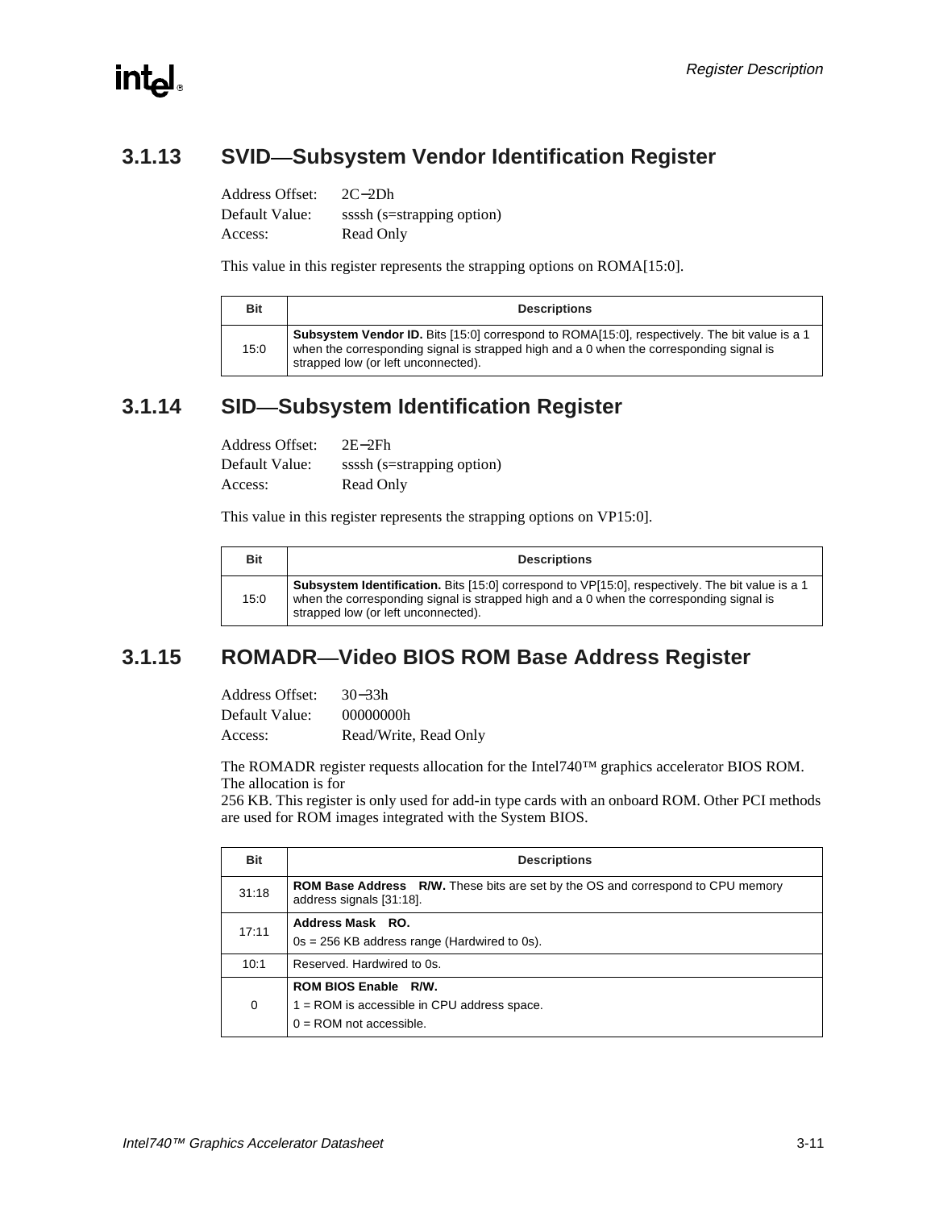### 3.1.13 SVID—Subsystem Vendor Identification Register

Address Offset: 2C−2Dh
Default Value: ssssh (s=strapping option)
Access: Read Only

This value in this register represents the strapping options on ROMA[15:0].

| Bit | Descriptions |
|---|---|
| 15:0 | **Subsystem Vendor ID.** Bits [15:0] correspond to ROMA[15:0], respectively. The bit value is a 1 when the corresponding signal is strapped high and a 0 when the corresponding signal is strapped low (or left unconnected). |

### 3.1.14 SID—Subsystem Identification Register

Address Offset: 2E−2Fh
Default Value: ssssh (s=strapping option)
Access: Read Only

This value in this register represents the strapping options on VP15:0].

| Bit | Descriptions |
|---|---|
| 15:0 | **Subsystem Identification.** Bits [15:0] correspond to VP[15:0], respectively. The bit value is a 1 when the corresponding signal is strapped high and a 0 when the corresponding signal is strapped low (or left unconnected). |

### 3.1.15 ROMADR—Video BIOS ROM Base Address Register

Address Offset: 30−33h
Default Value: 00000000h
Access: Read/Write, Read Only

The ROMADR register requests allocation for the Intel740™ graphics accelerator BIOS ROM. The allocation is for
256 KB. This register is only used for add-in type cards with an onboard ROM. Other PCI methods are used for ROM images integrated with the System BIOS.

| Bit | Descriptions |
|---|---|
| 31:18 | **ROM Base Address R/W.** These bits are set by the OS and correspond to CPU memory address signals [31:18]. |
| 17:11 | **Address Mask RO.**<br>0s = 256 KB address range (Hardwired to 0s). |
| 10:1 | Reserved. Hardwired to 0s. |
| 0 | **ROM BIOS Enable R/W.**<br>1 = ROM is accessible in CPU address space.<br>0 = ROM not accessible. |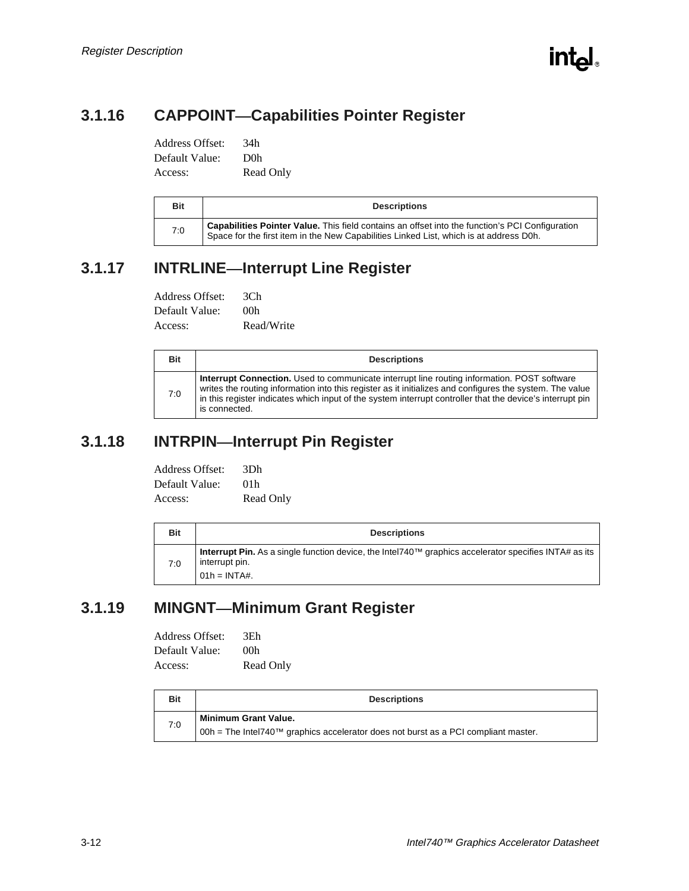### 3.1.16 CAPPOINT—Capabilities Pointer Register

Address Offset: 34h
Default Value: D0h
Access: Read Only

| Bit | Descriptions |
|---|---|
| 7:0 | **Capabilities Pointer Value.** This field contains an offset into the function's PCI Configuration Space for the first item in the New Capabilities Linked List, which is at address D0h. |

### 3.1.17 INTRLINE—Interrupt Line Register

Address Offset: 3Ch
Default Value: 00h
Access: Read/Write

| Bit | Descriptions |
|---|---|
| 7:0 | **Interrupt Connection.** Used to communicate interrupt line routing information. POST software writes the routing information into this register as it initializes and configures the system. The value in this register indicates which input of the system interrupt controller that the device's interrupt pin is connected. |

### 3.1.18 INTRPIN—Interrupt Pin Register

Address Offset: 3Dh
Default Value: 01h
Access: Read Only

| Bit | Descriptions |
|---|---|
| 7:0 | **Interrupt Pin.** As a single function device, the Intel740™ graphics accelerator specifies INTA# as its interrupt pin.<br>01h = INTA#. |

### 3.1.19 MINGNT—Minimum Grant Register

Address Offset: 3Eh
Default Value: 00h
Access: Read Only

| Bit | Descriptions |
|---|---|
| 7:0 | **Minimum Grant Value.**<br>00h = The Intel740™ graphics accelerator does not burst as a PCI compliant master. |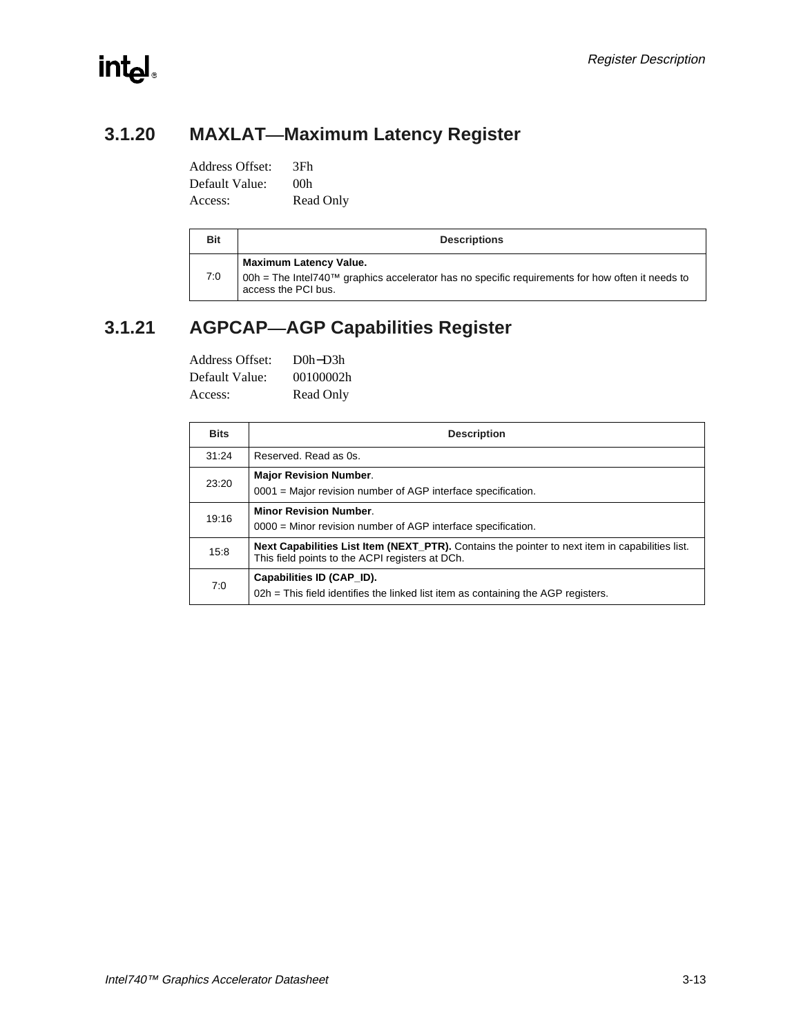### 3.1.20 MAXLAT—Maximum Latency Register

Address Offset: 3Fh
Default Value: 00h
Access: Read Only

| Bit | Descriptions |
|---|---|
| 7:0 | **Maximum Latency Value.** 00h = The Intel740™ graphics accelerator has no specific requirements for how often it needs to access the PCI bus. |

### 3.1.21 AGPCAP—AGP Capabilities Register

Address Offset: D0h−D3h
Default Value: 00100002h
Access: Read Only

| Bits | Description |
|---|---|
| 31:24 | Reserved. Read as 0s. |
| 23:20 | **Major Revision Number**. 0001 = Major revision number of AGP interface specification. |
| 19:16 | **Minor Revision Number**. 0000 = Minor revision number of AGP interface specification. |
| 15:8 | **Next Capabilities List Item (NEXT_PTR).** Contains the pointer to next item in capabilities list. This field points to the ACPI registers at DCh. |
| 7:0 | **Capabilities ID (CAP_ID).** 02h = This field identifies the linked list item as containing the AGP registers. |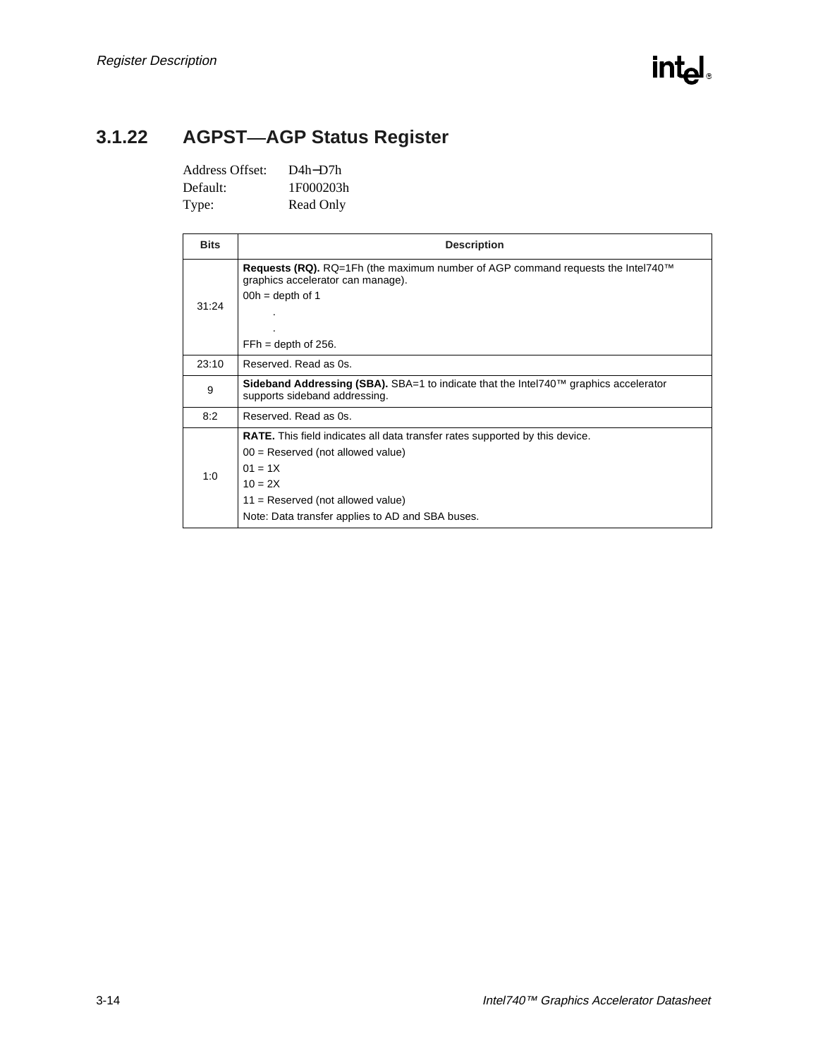### 3.1.22 AGPST—AGP Status Register

Address Offset: D4h−D7h
Default: 1F000203h
Type: Read Only

| Bits | Description |
|---|---|
| 31:24 | **Requests (RQ).** RQ=1Fh (the maximum number of AGP command requests the Intel740™ graphics accelerator can manage).<br>00h = depth of 1<br>.<br>.<br>FFh = depth of 256. |
| 23:10 | Reserved. Read as 0s. |
| 9 | **Sideband Addressing (SBA).** SBA=1 to indicate that the Intel740™ graphics accelerator supports sideband addressing. |
| 8:2 | Reserved. Read as 0s. |
| 1:0 | **RATE.** This field indicates all data transfer rates supported by this device.<br>00 = Reserved (not allowed value)<br>01 = 1X<br>10 = 2X<br>11 = Reserved (not allowed value)<br>Note: Data transfer applies to AD and SBA buses. |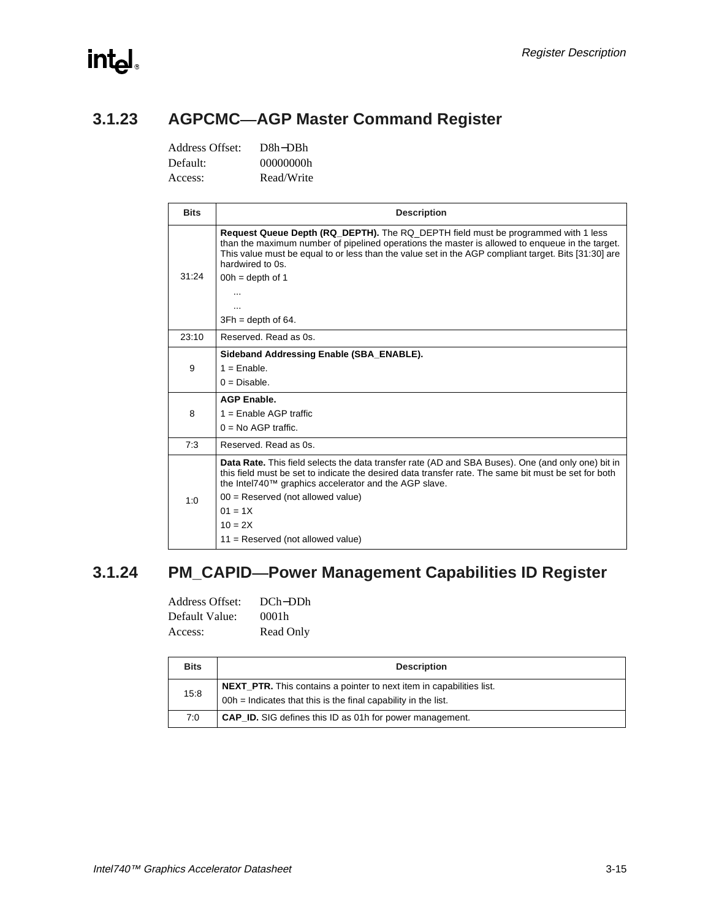## 3.1.23 AGPCMC—AGP Master Command Register

Address Offset: D8h−DBh
Default: 00000000h
Access: Read/Write

| Bits | Description |
|---|---|
| 31:24 | **Request Queue Depth (RQ_DEPTH).** The RQ_DEPTH field must be programmed with 1 less than the maximum number of pipelined operations the master is allowed to enqueue in the target. This value must be equal to or less than the value set in the AGP compliant target. Bits [31:30] are hardwired to 0s.<br>00h = depth of 1<br>...<br>...<br>3Fh = depth of 64. |
| 23:10 | Reserved. Read as 0s. |
| 9 | **Sideband Addressing Enable (SBA_ENABLE).**<br>1 = Enable.<br>0 = Disable. |
| 8 | **AGP Enable.**<br>1 = Enable AGP traffic<br>0 = No AGP traffic. |
| 7:3 | Reserved. Read as 0s. |
| 1:0 | **Data Rate.** This field selects the data transfer rate (AD and SBA Buses). One (and only one) bit in this field must be set to indicate the desired data transfer rate. The same bit must be set for both the Intel740™ graphics accelerator and the AGP slave.<br>00 = Reserved (not allowed value)<br>01 = 1X<br>10 = 2X<br>11 = Reserved (not allowed value) |

## 3.1.24 PM_CAPID—Power Management Capabilities ID Register

Address Offset: DCh−DDh
Default Value: 0001h
Access: Read Only

| Bits | Description |
|---|---|
| 15:8 | **NEXT_PTR.** This contains a pointer to next item in capabilities list.<br>00h = Indicates that this is the final capability in the list. |
| 7:0 | **CAP_ID.** SIG defines this ID as 01h for power management. |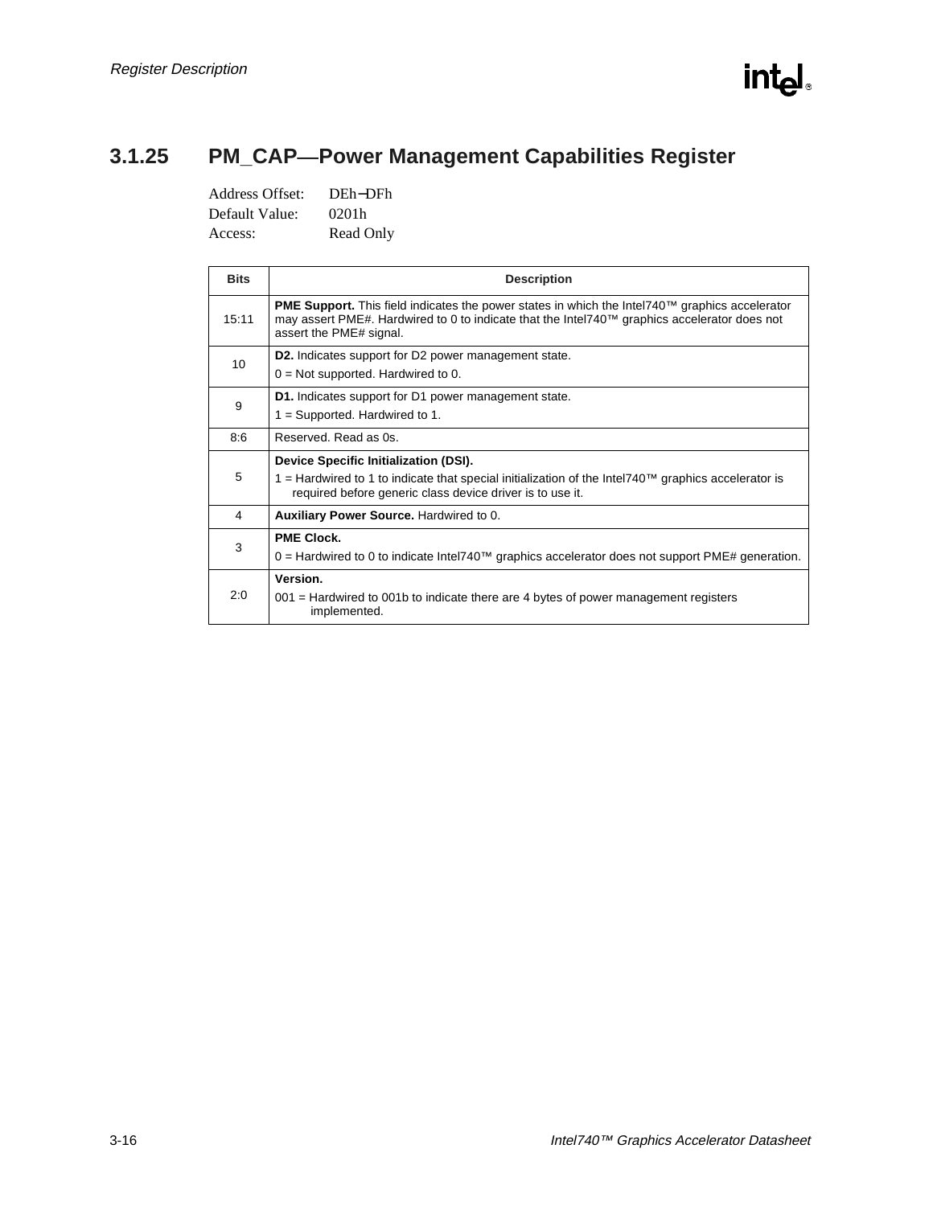### 3.1.25 PM_CAP—Power Management Capabilities Register

Address Offset: DEh−DFh
Default Value: 0201h
Access: Read Only

| Bits | Description |
|---|---|
| 15:11 | **PME Support.** This field indicates the power states in which the Intel740™ graphics accelerator may assert PME#. Hardwired to 0 to indicate that the Intel740™ graphics accelerator does not assert the PME# signal. |
| 10 | **D2.** Indicates support for D2 power management state.<br>0 = Not supported. Hardwired to 0. |
| 9 | **D1.** Indicates support for D1 power management state.<br>1 = Supported. Hardwired to 1. |
| 8:6 | Reserved. Read as 0s. |
| 5 | **Device Specific Initialization (DSI).**<br>1 = Hardwired to 1 to indicate that special initialization of the Intel740™ graphics accelerator is required before generic class device driver is to use it. |
| 4 | **Auxiliary Power Source.** Hardwired to 0. |
| 3 | **PME Clock.**<br>0 = Hardwired to 0 to indicate Intel740™ graphics accelerator does not support PME# generation. |
| 2:0 | **Version.**<br>001 = Hardwired to 001b to indicate there are 4 bytes of power management registers implemented. |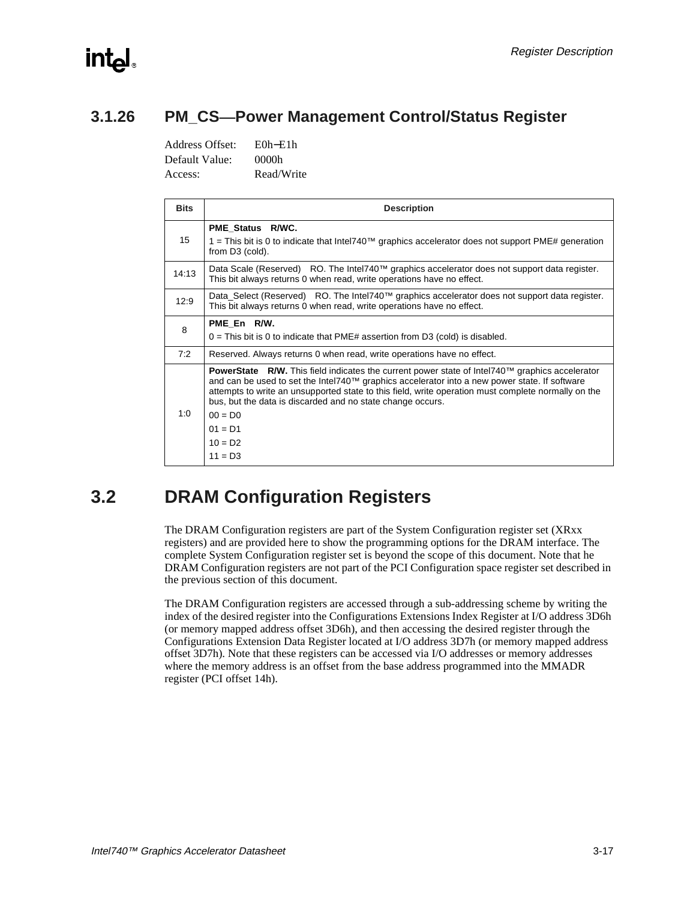### 3.1.26 PM_CS—Power Management Control/Status Register

Address Offset: E0h–E1h
Default Value: 0000h
Access: Read/Write

| Bits | Description |
|---|---|
| 15 | **PME_Status R/WC.**<br>1 = This bit is 0 to indicate that Intel740™ graphics accelerator does not support PME# generation from D3 (cold). |
| 14:13 | Data Scale (Reserved) RO. The Intel740™ graphics accelerator does not support data register. This bit always returns 0 when read, write operations have no effect. |
| 12:9 | Data_Select (Reserved) RO. The Intel740™ graphics accelerator does not support data register. This bit always returns 0 when read, write operations have no effect. |
| 8 | **PME_En R/W.**<br>0 = This bit is 0 to indicate that PME# assertion from D3 (cold) is disabled. |
| 7:2 | Reserved. Always returns 0 when read, write operations have no effect. |
| 1:0 | **PowerState R/W.** This field indicates the current power state of Intel740™ graphics accelerator and can be used to set the Intel740™ graphics accelerator into a new power state. If software attempts to write an unsupported state to this field, write operation must complete normally on the bus, but the data is discarded and no state change occurs.<br>00 = D0<br>01 = D1<br>10 = D2<br>11 = D3 |

## 3.2 DRAM Configuration Registers

The DRAM Configuration registers are part of the System Configuration register set (XRxx registers) and are provided here to show the programming options for the DRAM interface. The complete System Configuration register set is beyond the scope of this document. Note that he DRAM Configuration registers are not part of the PCI Configuration space register set described in the previous section of this document.

The DRAM Configuration registers are accessed through a sub-addressing scheme by writing the index of the desired register into the Configurations Extensions Index Register at I/O address 3D6h (or memory mapped address offset 3D6h), and then accessing the desired register through the Configurations Extension Data Register located at I/O address 3D7h (or memory mapped address offset 3D7h). Note that these registers can be accessed via I/O addresses or memory addresses where the memory address is an offset from the base address programmed into the MMADR register (PCI offset 14h).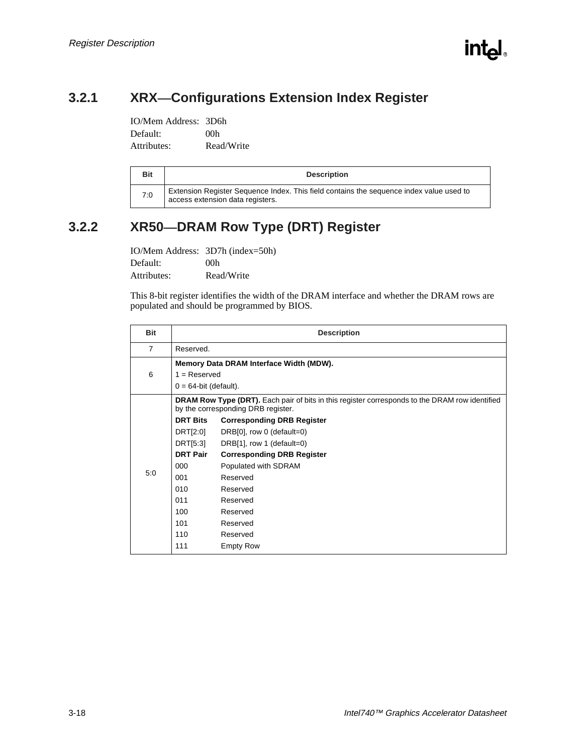### 3.2.1 XRX—Configurations Extension Index Register

IO/Mem Address: 3D6h
Default: 00h
Attributes: Read/Write

| Bit | Description |
|---|---|
| 7:0 | Extension Register Sequence Index. This field contains the sequence index value used to access extension data registers. |

### 3.2.2 XR50—DRAM Row Type (DRT) Register

IO/Mem Address: 3D7h (index=50h)
Default: 00h
Attributes: Read/Write

This 8-bit register identifies the width of the DRAM interface and whether the DRAM rows are populated and should be programmed by BIOS.

| Bit | Description |
|---|---|
| 7 | Reserved. |
| 6 | **Memory Data DRAM Interface Width (MDW).**<br>1 = Reserved<br>0 = 64-bit (default). |
| 5:0 | **DRAM Row Type (DRT).** Each pair of bits in this register corresponds to the DRAM row identified by the corresponding DRB register.<br>**DRT Bits** — **Corresponding DRB Register**<br>DRT[2:0] — DRB[0], row 0 (default=0)<br>DRT[5:3] — DRB[1], row 1 (default=0)<br>**DRT Pair** — **Corresponding DRB Register**<br>000 — Populated with SDRAM<br>001 — Reserved<br>010 — Reserved<br>011 — Reserved<br>100 — Reserved<br>101 — Reserved<br>110 — Reserved<br>111 — Empty Row |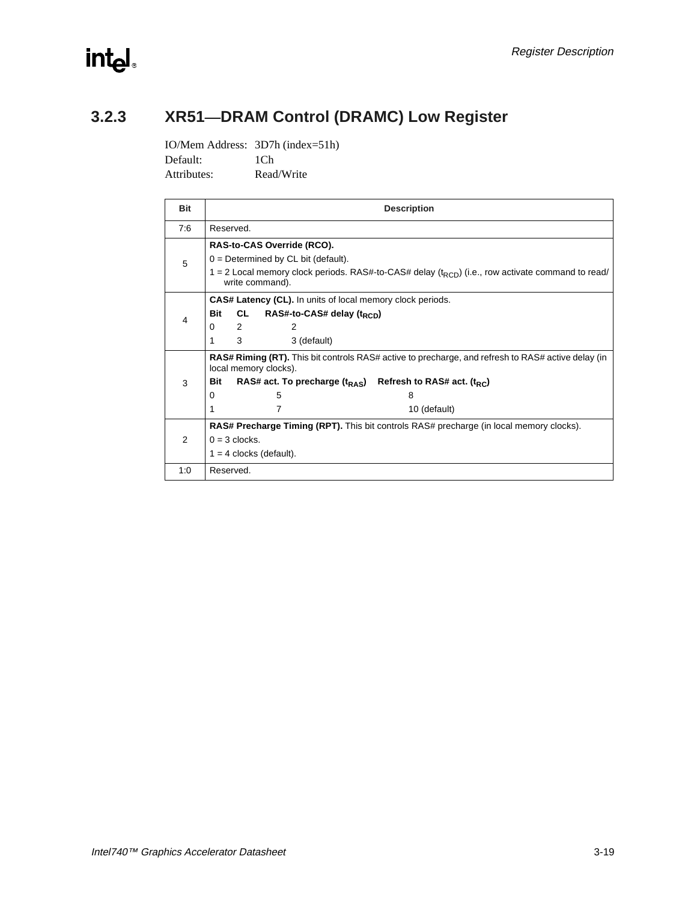### 3.2.3 XR51—DRAM Control (DRAMC) Low Register

IO/Mem Address: 3D7h (index=51h)
Default: 1Ch
Attributes: Read/Write

| Bit | Description |
|---|---|
| 7:6 | Reserved. |
| 5 | **RAS-to-CAS Override (RCO).**<br>0 = Determined by CL bit (default).<br>1 = 2 Local memory clock periods. RAS#-to-CAS# delay ($t_{RCD}$) (i.e., row activate command to read/write command). |
| 4 | **CAS# Latency (CL).** In units of local memory clock periods.<br>**Bit CL RAS#-to-CAS# delay ($t_{RCD}$)**<br>0 2 2<br>1 3 3 (default) |
| 3 | **RAS# Riming (RT).** This bit controls RAS# active to precharge, and refresh to RAS# active delay (in local memory clocks).<br>**Bit RAS# act. To precharge ($t_{RAS}$) Refresh to RAS# act. ($t_{RC}$)**<br>0 5 8<br>1 7 10 (default) |
| 2 | **RAS# Precharge Timing (RPT).** This bit controls RAS# precharge (in local memory clocks).<br>0 = 3 clocks.<br>1 = 4 clocks (default). |
| 1:0 | Reserved. |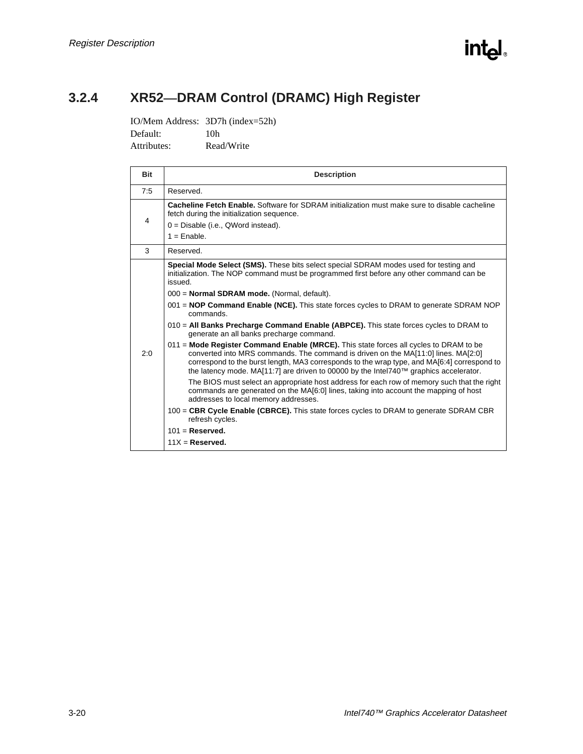### 3.2.4 XR52—DRAM Control (DRAMC) High Register

IO/Mem Address: 3D7h (index=52h)
Default: 10h
Attributes: Read/Write

| Bit | Description |
|---|---|
| 7:5 | Reserved. |
| 4 | **Cacheline Fetch Enable.** Software for SDRAM initialization must make sure to disable cacheline fetch during the initialization sequence.<br>0 = Disable (i.e., QWord instead).<br>1 = Enable. |
| 3 | Reserved. |
| 2:0 | **Special Mode Select (SMS).** These bits select special SDRAM modes used for testing and initialization. The NOP command must be programmed first before any other command can be issued.<br>000 = **Normal SDRAM mode.** (Normal, default).<br>001 = **NOP Command Enable (NCE).** This state forces cycles to DRAM to generate SDRAM NOP commands.<br>010 = **All Banks Precharge Command Enable (ABPCE).** This state forces cycles to DRAM to generate an all banks precharge command.<br>011 = **Mode Register Command Enable (MRCE).** This state forces all cycles to DRAM to be converted into MRS commands. The command is driven on the MA[11:0] lines. MA[2:0] correspond to the burst length, MA3 corresponds to the wrap type, and MA[6:4] correspond to the latency mode. MA[11:7] are driven to 00000 by the Intel740™ graphics accelerator.<br>The BIOS must select an appropriate host address for each row of memory such that the right commands are generated on the MA[6:0] lines, taking into account the mapping of host addresses to local memory addresses.<br>100 = **CBR Cycle Enable (CBRCE).** This state forces cycles to DRAM to generate SDRAM CBR refresh cycles.<br>101 = **Reserved.**<br>11X = **Reserved.** |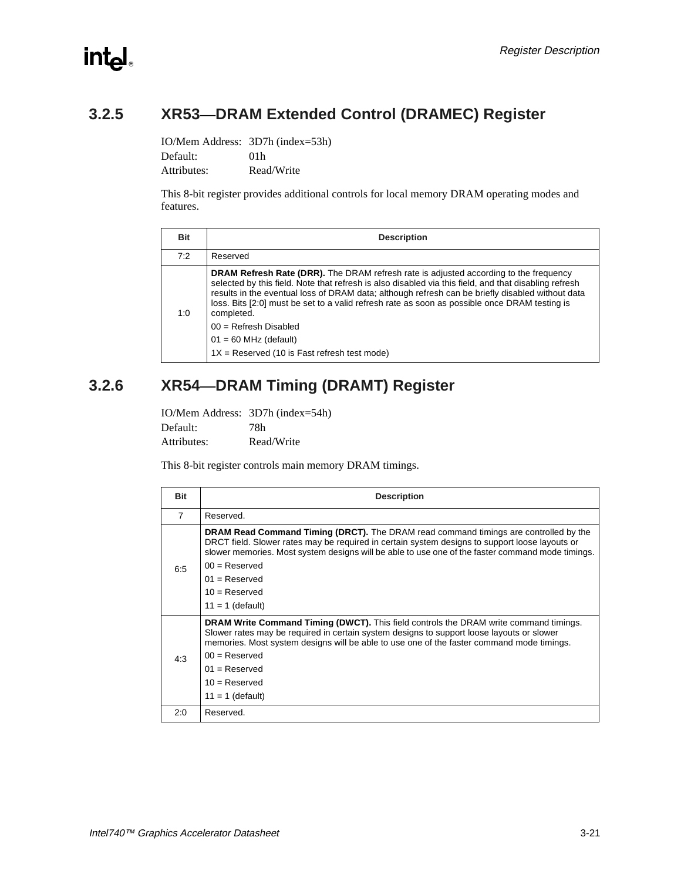### 3.2.5 XR53—DRAM Extended Control (DRAMEC) Register

IO/Mem Address: 3D7h (index=53h)
Default: 01h
Attributes: Read/Write

This 8-bit register provides additional controls for local memory DRAM operating modes and features.

| Bit | Description |
|---|---|
| 7:2 | Reserved |
| 1:0 | **DRAM Refresh Rate (DRR).** The DRAM refresh rate is adjusted according to the frequency selected by this field. Note that refresh is also disabled via this field, and that disabling refresh results in the eventual loss of DRAM data; although refresh can be briefly disabled without data loss. Bits [2:0] must be set to a valid refresh rate as soon as possible once DRAM testing is completed.<br>00 = Refresh Disabled<br>01 = 60 MHz (default)<br>1X = Reserved (10 is Fast refresh test mode) |

### 3.2.6 XR54—DRAM Timing (DRAMT) Register

IO/Mem Address: 3D7h (index=54h)
Default: 78h
Attributes: Read/Write

This 8-bit register controls main memory DRAM timings.

| Bit | Description |
|---|---|
| 7 | Reserved. |
| 6:5 | **DRAM Read Command Timing (DRCT).** The DRAM read command timings are controlled by the DRCT field. Slower rates may be required in certain system designs to support loose layouts or slower memories. Most system designs will be able to use one of the faster command mode timings.<br>00 = Reserved<br>01 = Reserved<br>10 = Reserved<br>11 = 1 (default) |
| 4:3 | **DRAM Write Command Timing (DWCT).** This field controls the DRAM write command timings. Slower rates may be required in certain system designs to support loose layouts or slower memories. Most system designs will be able to use one of the faster command mode timings.<br>00 = Reserved<br>01 = Reserved<br>10 = Reserved<br>11 = 1 (default) |
| 2:0 | Reserved. |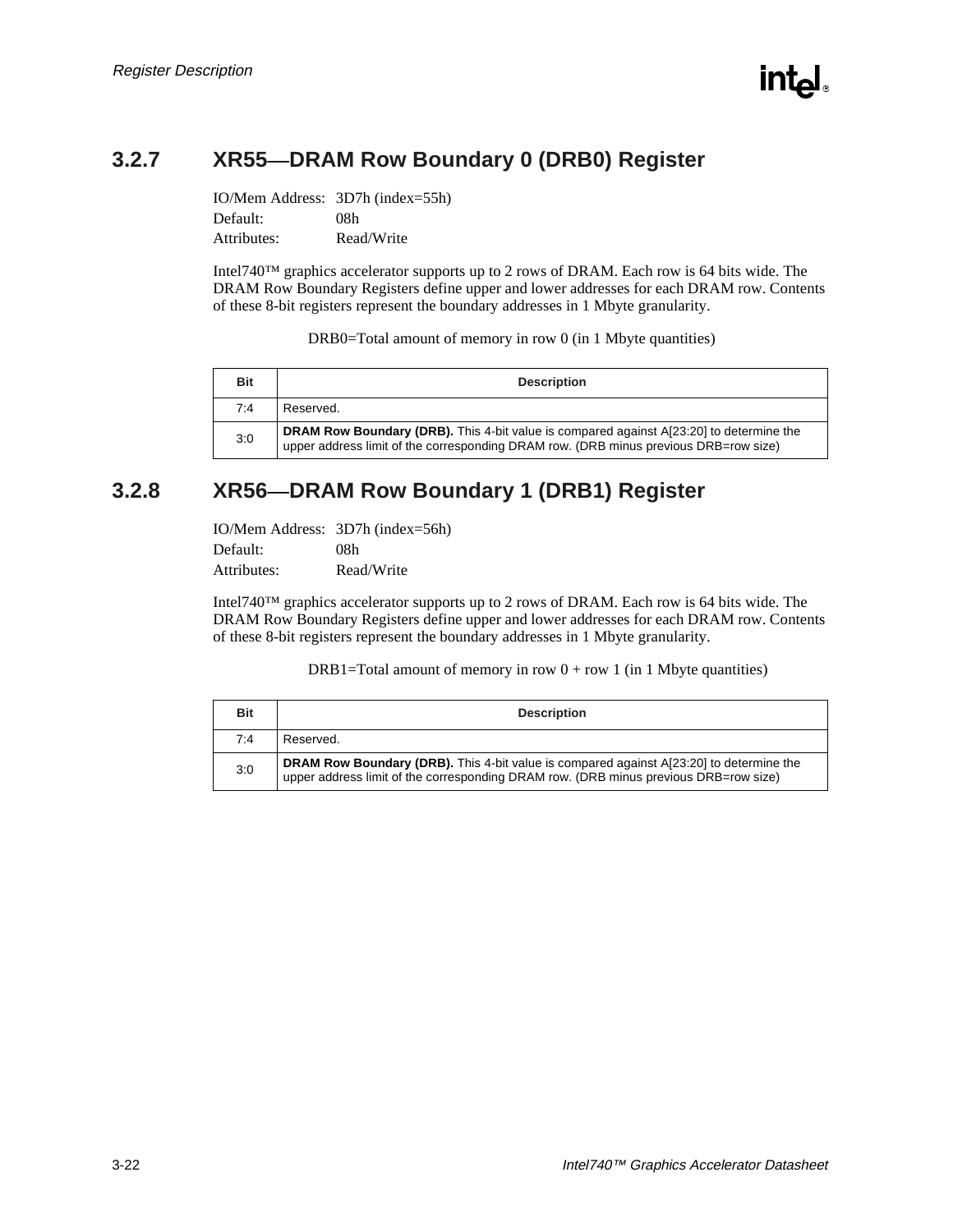## 3.2.7 XR55—DRAM Row Boundary 0 (DRB0) Register

IO/Mem Address: 3D7h (index=55h)
Default: 08h
Attributes: Read/Write

Intel740™ graphics accelerator supports up to 2 rows of DRAM. Each row is 64 bits wide. The DRAM Row Boundary Registers define upper and lower addresses for each DRAM row. Contents of these 8-bit registers represent the boundary addresses in 1 Mbyte granularity.

DRB0=Total amount of memory in row 0 (in 1 Mbyte quantities)

| Bit | Description |
|---|---|
| 7:4 | Reserved. |
| 3:0 | **DRAM Row Boundary (DRB).** This 4-bit value is compared against A[23:20] to determine the upper address limit of the corresponding DRAM row. (DRB minus previous DRB=row size) |

## 3.2.8 XR56—DRAM Row Boundary 1 (DRB1) Register

IO/Mem Address: 3D7h (index=56h)
Default: 08h
Attributes: Read/Write

Intel740™ graphics accelerator supports up to 2 rows of DRAM. Each row is 64 bits wide. The DRAM Row Boundary Registers define upper and lower addresses for each DRAM row. Contents of these 8-bit registers represent the boundary addresses in 1 Mbyte granularity.

DRB1=Total amount of memory in row 0 + row 1 (in 1 Mbyte quantities)

| Bit | Description |
|---|---|
| 7:4 | Reserved. |
| 3:0 | **DRAM Row Boundary (DRB).** This 4-bit value is compared against A[23:20] to determine the upper address limit of the corresponding DRAM row. (DRB minus previous DRB=row size) |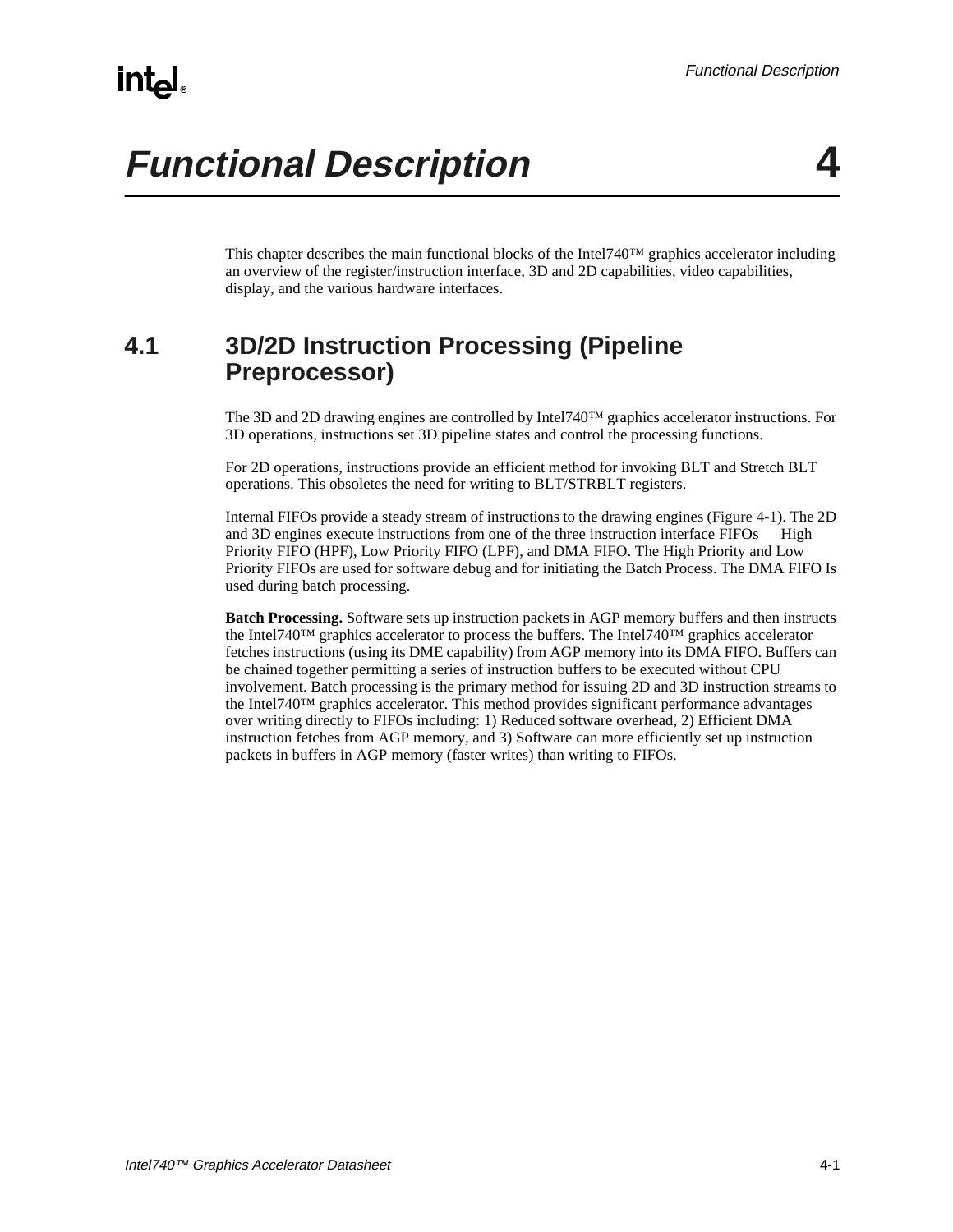# Functional Description 4

This chapter describes the main functional blocks of the Intel740™ graphics accelerator including an overview of the register/instruction interface, 3D and 2D capabilities, video capabilities, display, and the various hardware interfaces.

## 4.1 3D/2D Instruction Processing (Pipeline Preprocessor)

The 3D and 2D drawing engines are controlled by Intel740™ graphics accelerator instructions. For 3D operations, instructions set 3D pipeline states and control the processing functions.

For 2D operations, instructions provide an efficient method for invoking BLT and Stretch BLT operations. This obsoletes the need for writing to BLT/STRBLT registers.

Internal FIFOs provide a steady stream of instructions to the drawing engines (Figure 4-1). The 2D and 3D engines execute instructions from one of the three instruction interface FIFOs High Priority FIFO (HPF), Low Priority FIFO (LPF), and DMA FIFO. The High Priority and Low Priority FIFOs are used for software debug and for initiating the Batch Process. The DMA FIFO Is used during batch processing.

**Batch Processing.** Software sets up instruction packets in AGP memory buffers and then instructs the Intel740™ graphics accelerator to process the buffers. The Intel740™ graphics accelerator fetches instructions (using its DME capability) from AGP memory into its DMA FIFO. Buffers can be chained together permitting a series of instruction buffers to be executed without CPU involvement. Batch processing is the primary method for issuing 2D and 3D instruction streams to the Intel740™ graphics accelerator. This method provides significant performance advantages over writing directly to FIFOs including: 1) Reduced software overhead, 2) Efficient DMA instruction fetches from AGP memory, and 3) Software can more efficiently set up instruction packets in buffers in AGP memory (faster writes) than writing to FIFOs.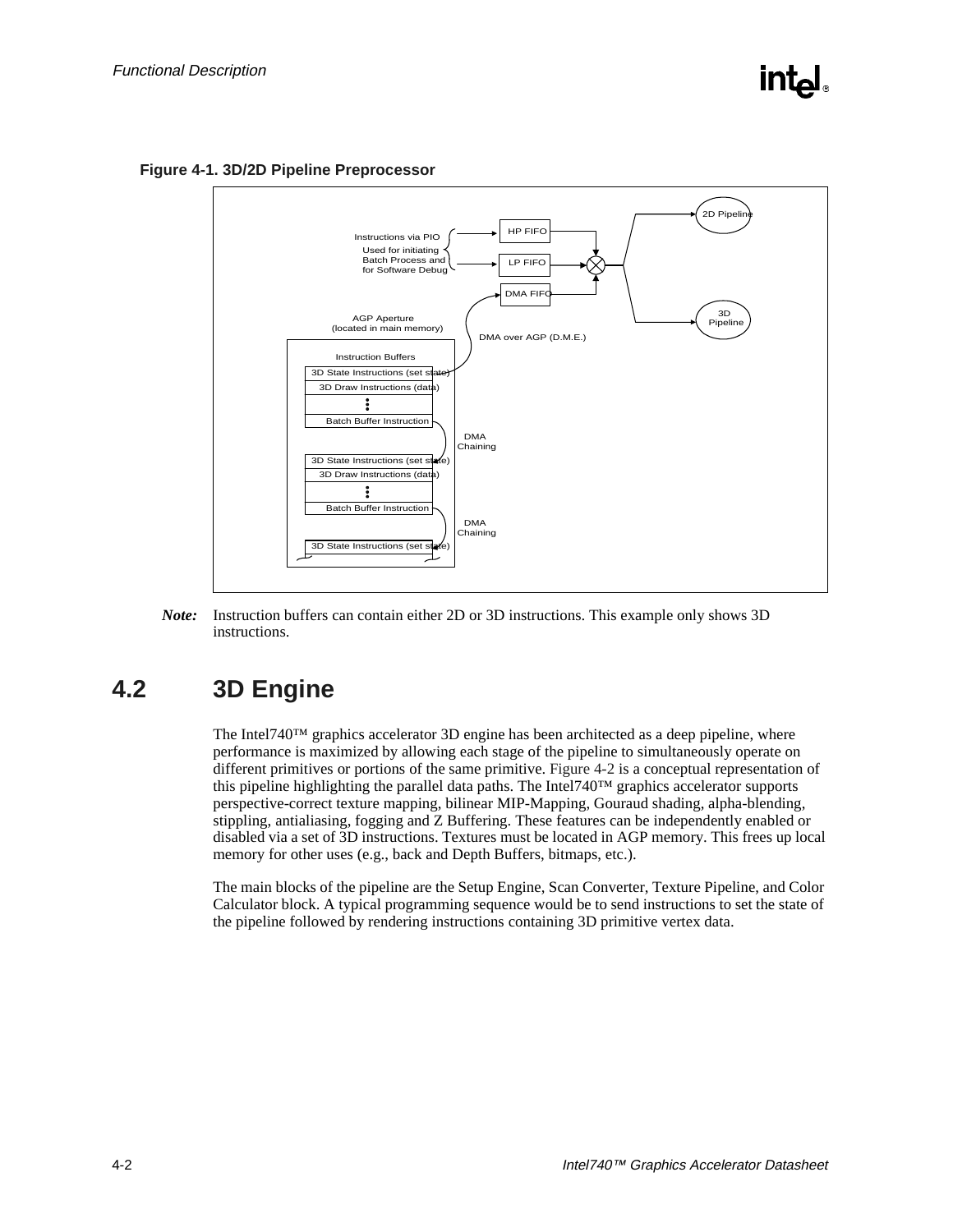**Figure 4-1. 3D/2D Pipeline Preprocessor**

Instructions via PIO

Used for initiating Batch Process and for Software Debug

HP FIFO

LP FIFO

DMA FIFO

2D Pipeline

3D Pipeline

AGP Aperture (located in main memory)

DMA over AGP (D.M.E.)

Instruction Buffers

3D State Instructions (set state)

3D Draw Instructions (data)

Batch Buffer Instruction

DMA Chaining

3D State Instructions (set state)

3D Draw Instructions (data)

Batch Buffer Instruction

DMA Chaining

3D State Instructions (set state)

***Note:*** Instruction buffers can contain either 2D or 3D instructions. This example only shows 3D instructions.

## 4.2 3D Engine

The Intel740™ graphics accelerator 3D engine has been architected as a deep pipeline, where performance is maximized by allowing each stage of the pipeline to simultaneously operate on different primitives or portions of the same primitive. Figure 4-2 is a conceptual representation of this pipeline highlighting the parallel data paths. The Intel740™ graphics accelerator supports perspective-correct texture mapping, bilinear MIP-Mapping, Gouraud shading, alpha-blending, stippling, antialiasing, fogging and Z Buffering. These features can be independently enabled or disabled via a set of 3D instructions. Textures must be located in AGP memory. This frees up local memory for other uses (e.g., back and Depth Buffers, bitmaps, etc.).

The main blocks of the pipeline are the Setup Engine, Scan Converter, Texture Pipeline, and Color Calculator block. A typical programming sequence would be to send instructions to set the state of the pipeline followed by rendering instructions containing 3D primitive vertex data.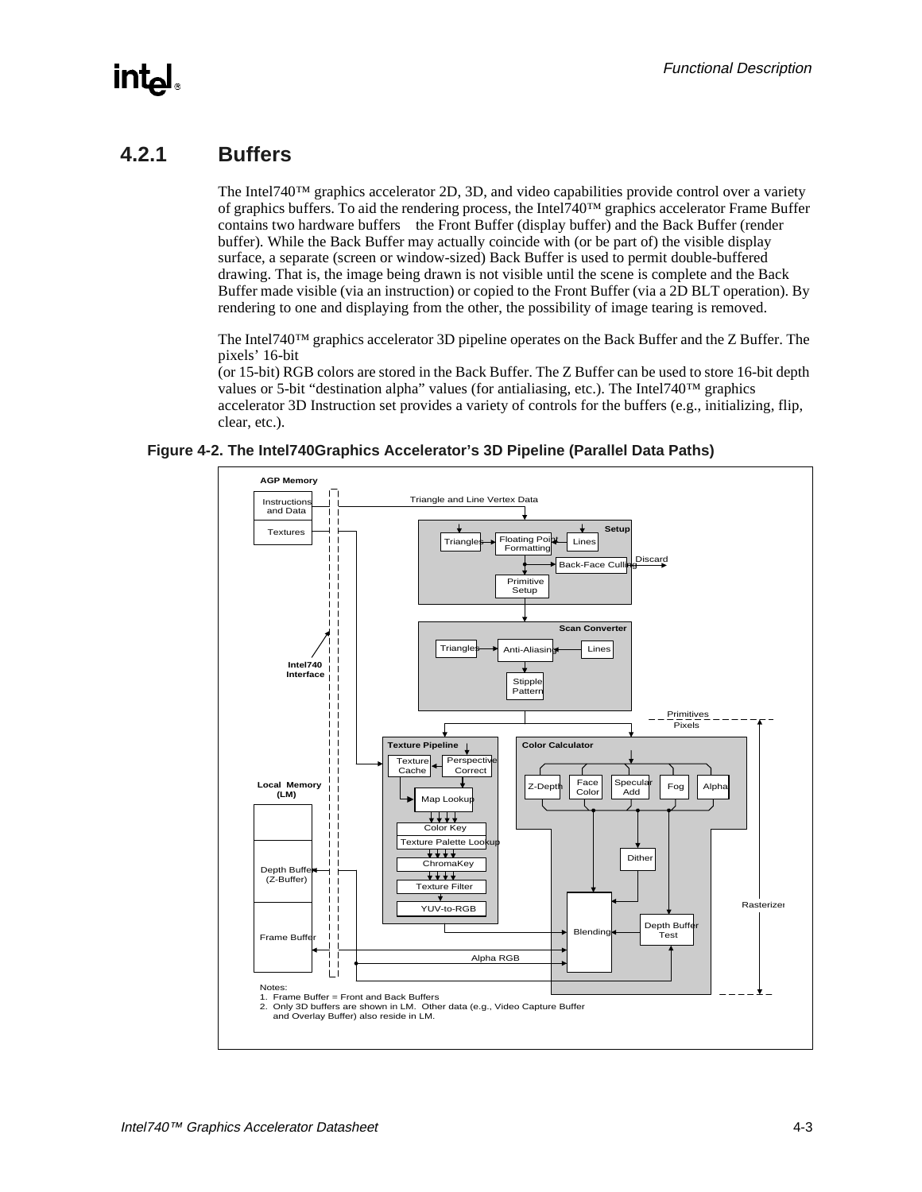### 4.2.1 Buffers

The Intel740™ graphics accelerator 2D, 3D, and video capabilities provide control over a variety of graphics buffers. To aid the rendering process, the Intel740™ graphics accelerator Frame Buffer contains two hardware buffers the Front Buffer (display buffer) and the Back Buffer (render buffer). While the Back Buffer may actually coincide with (or be part of) the visible display surface, a separate (screen or window-sized) Back Buffer is used to permit double-buffered drawing. That is, the image being drawn is not visible until the scene is complete and the Back Buffer made visible (via an instruction) or copied to the Front Buffer (via a 2D BLT operation). By rendering to one and displaying from the other, the possibility of image tearing is removed.

The Intel740™ graphics accelerator 3D pipeline operates on the Back Buffer and the Z Buffer. The pixels' 16-bit
(or 15-bit) RGB colors are stored in the Back Buffer. The Z Buffer can be used to store 16-bit depth values or 5-bit "destination alpha" values (for antialiasing, etc.). The Intel740™ graphics accelerator 3D Instruction set provides a variety of controls for the buffers (e.g., initializing, flip, clear, etc.).

**Figure 4-2. The Intel740Graphics Accelerator's 3D Pipeline (Parallel Data Paths)**

Notes:
1. Frame Buffer = Front and Back Buffers
2. Only 3D buffers are shown in LM. Other data (e.g., Video Capture Buffer and Overlay Buffer) also reside in LM.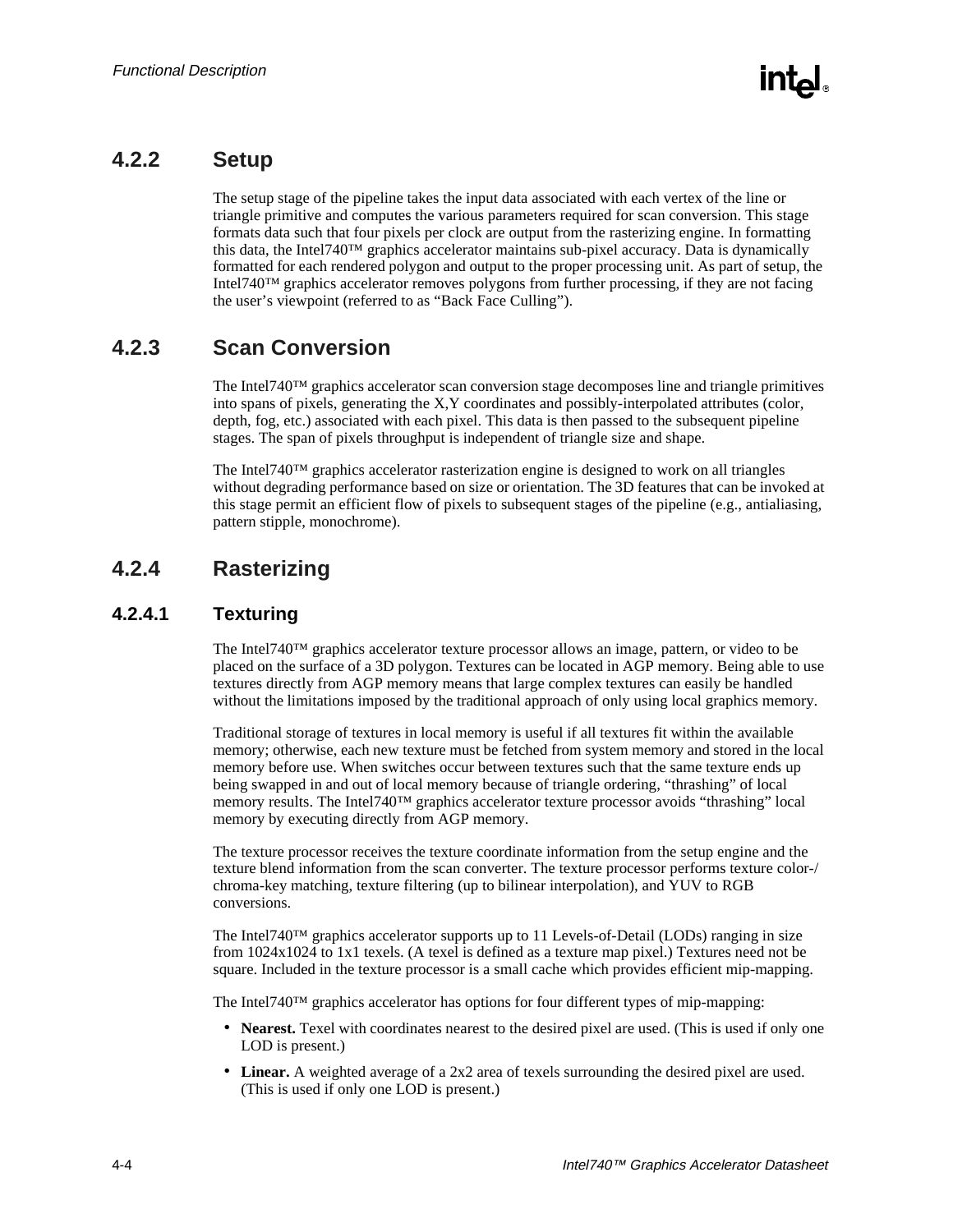### 4.2.2 Setup

The setup stage of the pipeline takes the input data associated with each vertex of the line or triangle primitive and computes the various parameters required for scan conversion. This stage formats data such that four pixels per clock are output from the rasterizing engine. In formatting this data, the Intel740™ graphics accelerator maintains sub-pixel accuracy. Data is dynamically formatted for each rendered polygon and output to the proper processing unit. As part of setup, the Intel740™ graphics accelerator removes polygons from further processing, if they are not facing the user's viewpoint (referred to as "Back Face Culling").

### 4.2.3 Scan Conversion

The Intel740™ graphics accelerator scan conversion stage decomposes line and triangle primitives into spans of pixels, generating the X,Y coordinates and possibly-interpolated attributes (color, depth, fog, etc.) associated with each pixel. This data is then passed to the subsequent pipeline stages. The span of pixels throughput is independent of triangle size and shape.

The Intel740™ graphics accelerator rasterization engine is designed to work on all triangles without degrading performance based on size or orientation. The 3D features that can be invoked at this stage permit an efficient flow of pixels to subsequent stages of the pipeline (e.g., antialiasing, pattern stipple, monochrome).

### 4.2.4 Rasterizing

#### 4.2.4.1 Texturing

The Intel740™ graphics accelerator texture processor allows an image, pattern, or video to be placed on the surface of a 3D polygon. Textures can be located in AGP memory. Being able to use textures directly from AGP memory means that large complex textures can easily be handled without the limitations imposed by the traditional approach of only using local graphics memory.

Traditional storage of textures in local memory is useful if all textures fit within the available memory; otherwise, each new texture must be fetched from system memory and stored in the local memory before use. When switches occur between textures such that the same texture ends up being swapped in and out of local memory because of triangle ordering, "thrashing" of local memory results. The Intel740™ graphics accelerator texture processor avoids "thrashing" local memory by executing directly from AGP memory.

The texture processor receives the texture coordinate information from the setup engine and the texture blend information from the scan converter. The texture processor performs texture color-/chroma-key matching, texture filtering (up to bilinear interpolation), and YUV to RGB conversions.

The Intel740™ graphics accelerator supports up to 11 Levels-of-Detail (LODs) ranging in size from 1024x1024 to 1x1 texels. (A texel is defined as a texture map pixel.) Textures need not be square. Included in the texture processor is a small cache which provides efficient mip-mapping.

The Intel740™ graphics accelerator has options for four different types of mip-mapping:

- **Nearest.** Texel with coordinates nearest to the desired pixel are used. (This is used if only one LOD is present.)
- **Linear.** A weighted average of a 2x2 area of texels surrounding the desired pixel are used. (This is used if only one LOD is present.)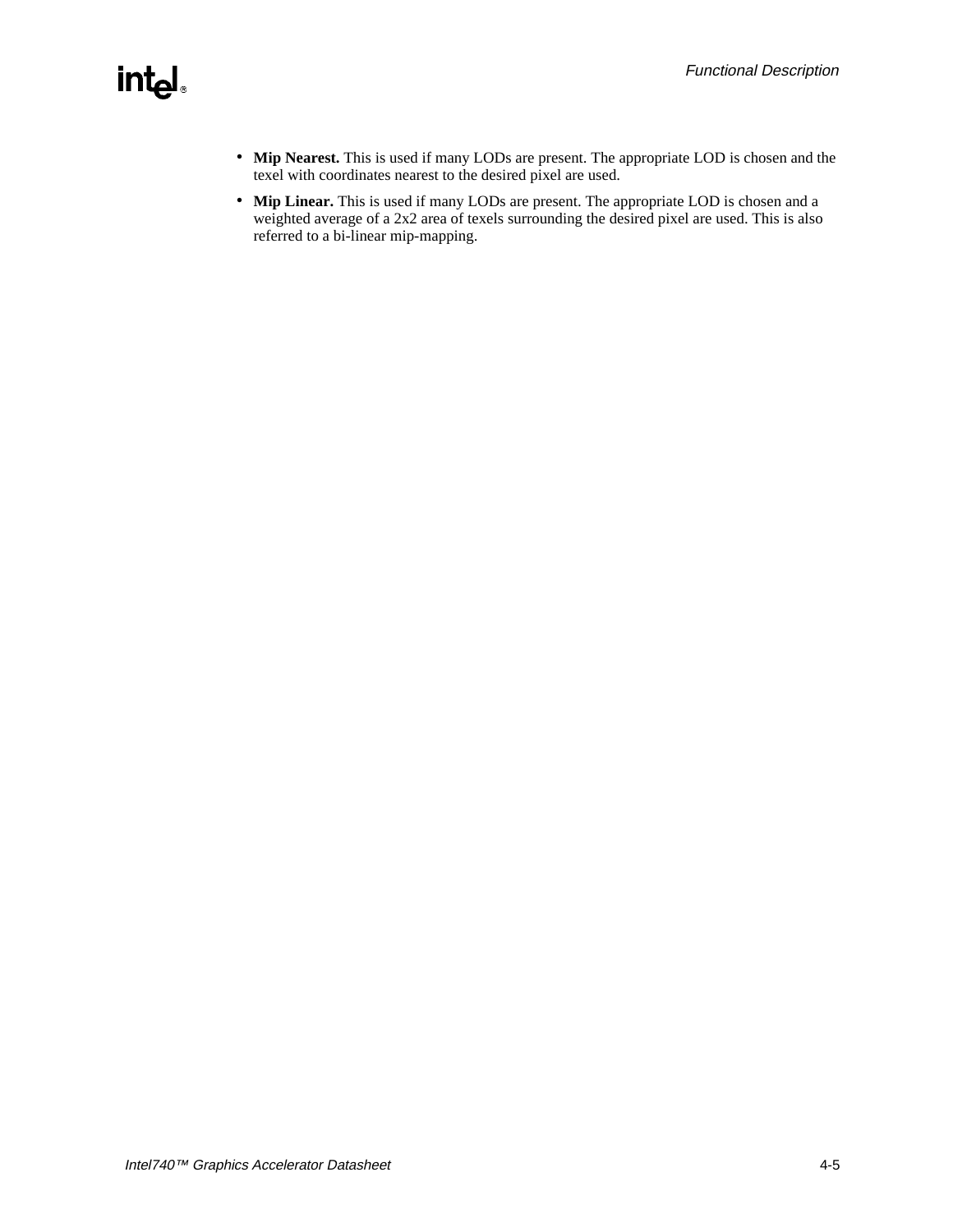- **Mip Nearest.** This is used if many LODs are present. The appropriate LOD is chosen and the texel with coordinates nearest to the desired pixel are used.
- **Mip Linear.** This is used if many LODs are present. The appropriate LOD is chosen and a weighted average of a 2x2 area of texels surrounding the desired pixel are used. This is also referred to a bi-linear mip-mapping.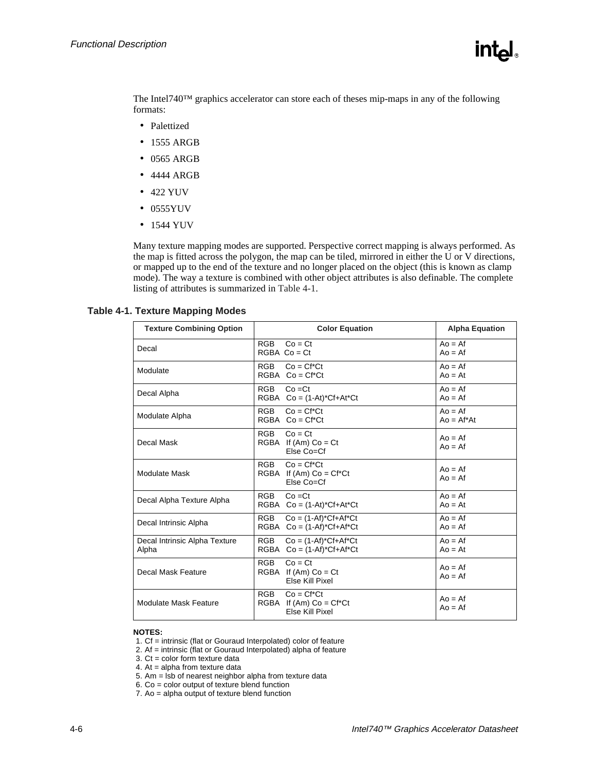The Intel740™ graphics accelerator can store each of theses mip-maps in any of the following formats:

- Palettized
- 1555 ARGB
- 0565 ARGB
- 4444 ARGB
- 422 YUV
- 0555YUV
- 1544 YUV

Many texture mapping modes are supported. Perspective correct mapping is always performed. As the map is fitted across the polygon, the map can be tiled, mirrored in either the U or V directions, or mapped up to the end of the texture and no longer placed on the object (this is known as clamp mode). The way a texture is combined with other object attributes is also definable. The complete listing of attributes is summarized in Table 4-1.

**Table 4-1. Texture Mapping Modes**

| Texture Combining Option | Color Equation | Alpha Equation |
|---|---|---|
| Decal | RGB Co = Ct<br>RGBA Co = Ct | Ao = Af<br>Ao = Af |
| Modulate | RGB Co = Cf*Ct<br>RGBA Co = Cf*Ct | Ao = Af<br>Ao = At |
| Decal Alpha | RGB Co =Ct<br>RGBA Co = (1-At)*Cf+At*Ct | Ao = Af<br>Ao = Af |
| Modulate Alpha | RGB Co = Cf*Ct<br>RGBA Co = Cf*Ct | Ao = Af<br>Ao = Af*At |
| Decal Mask | RGB Co = Ct<br>RGBA If (Am) Co = Ct<br>Else Co=Cf | Ao = Af<br>Ao = Af |
| Modulate Mask | RGB Co = Cf*Ct<br>RGBA If (Am) Co = Cf*Ct<br>Else Co=Cf | Ao = Af<br>Ao = Af |
| Decal Alpha Texture Alpha | RGB Co =Ct<br>RGBA Co = (1-At)*Cf+At*Ct | Ao = Af<br>Ao = At |
| Decal Intrinsic Alpha | RGB Co = (1-Af)*Cf+Af*Ct<br>RGBA Co = (1-Af)*Cf+Af*Ct | Ao = Af<br>Ao = Af |
| Decal Intrinsic Alpha Texture Alpha | RGB Co = (1-Af)*Cf+Af*Ct<br>RGBA Co = (1-Af)*Cf+Af*Ct | Ao = Af<br>Ao = At |
| Decal Mask Feature | RGB Co = Ct<br>RGBA If (Am) Co = Ct<br>Else Kill Pixel | Ao = Af<br>Ao = Af |
| Modulate Mask Feature | RGB Co = Cf*Ct<br>RGBA If (Am) Co = Cf*Ct<br>Else Kill Pixel | Ao = Af<br>Ao = Af |

**NOTES:**

1. Cf = intrinsic (flat or Gouraud Interpolated) color of feature
2. Af = intrinsic (flat or Gouraud Interpolated) alpha of feature
3. Ct = color form texture data
4. At = alpha from texture data
5. Am = lsb of nearest neighbor alpha from texture data
6. Co = color output of texture blend function
7. Ao = alpha output of texture blend function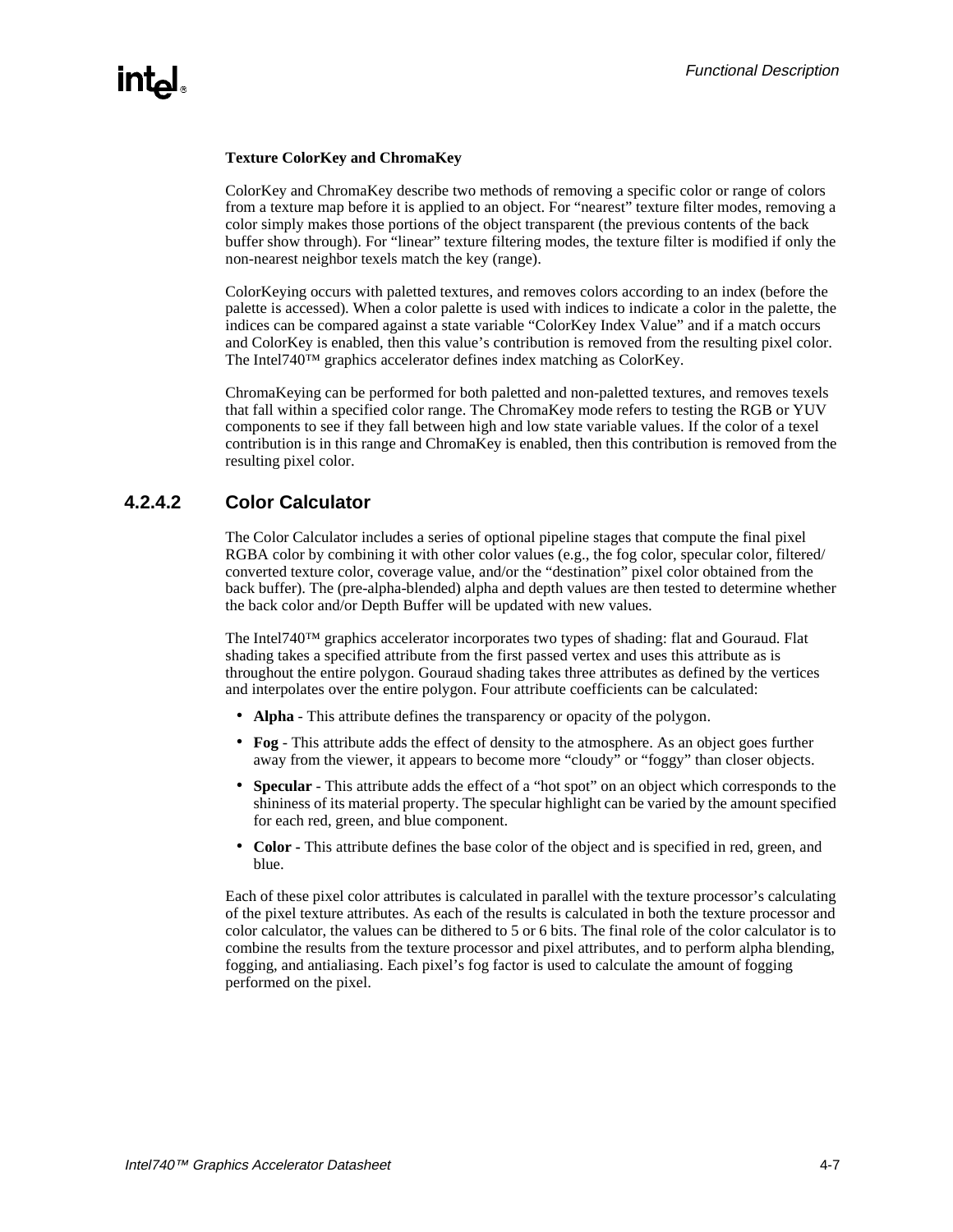**Texture ColorKey and ChromaKey**

ColorKey and ChromaKey describe two methods of removing a specific color or range of colors from a texture map before it is applied to an object. For "nearest" texture filter modes, removing a color simply makes those portions of the object transparent (the previous contents of the back buffer show through). For "linear" texture filtering modes, the texture filter is modified if only the non-nearest neighbor texels match the key (range).

ColorKeying occurs with paletted textures, and removes colors according to an index (before the palette is accessed). When a color palette is used with indices to indicate a color in the palette, the indices can be compared against a state variable "ColorKey Index Value" and if a match occurs and ColorKey is enabled, then this value's contribution is removed from the resulting pixel color. The Intel740™ graphics accelerator defines index matching as ColorKey.

ChromaKeying can be performed for both paletted and non-paletted textures, and removes texels that fall within a specified color range. The ChromaKey mode refers to testing the RGB or YUV components to see if they fall between high and low state variable values. If the color of a texel contribution is in this range and ChromaKey is enabled, then this contribution is removed from the resulting pixel color.

### 4.2.4.2 Color Calculator

The Color Calculator includes a series of optional pipeline stages that compute the final pixel RGBA color by combining it with other color values (e.g., the fog color, specular color, filtered/converted texture color, coverage value, and/or the "destination" pixel color obtained from the back buffer). The (pre-alpha-blended) alpha and depth values are then tested to determine whether the back color and/or Depth Buffer will be updated with new values.

The Intel740™ graphics accelerator incorporates two types of shading: flat and Gouraud. Flat shading takes a specified attribute from the first passed vertex and uses this attribute as is throughout the entire polygon. Gouraud shading takes three attributes as defined by the vertices and interpolates over the entire polygon. Four attribute coefficients can be calculated:

- **Alpha** - This attribute defines the transparency or opacity of the polygon.
- **Fog** - This attribute adds the effect of density to the atmosphere. As an object goes further away from the viewer, it appears to become more "cloudy" or "foggy" than closer objects.
- **Specular** - This attribute adds the effect of a "hot spot" on an object which corresponds to the shininess of its material property. The specular highlight can be varied by the amount specified for each red, green, and blue component.
- **Color -** This attribute defines the base color of the object and is specified in red, green, and blue.

Each of these pixel color attributes is calculated in parallel with the texture processor's calculating of the pixel texture attributes. As each of the results is calculated in both the texture processor and color calculator, the values can be dithered to 5 or 6 bits. The final role of the color calculator is to combine the results from the texture processor and pixel attributes, and to perform alpha blending, fogging, and antialiasing. Each pixel's fog factor is used to calculate the amount of fogging performed on the pixel.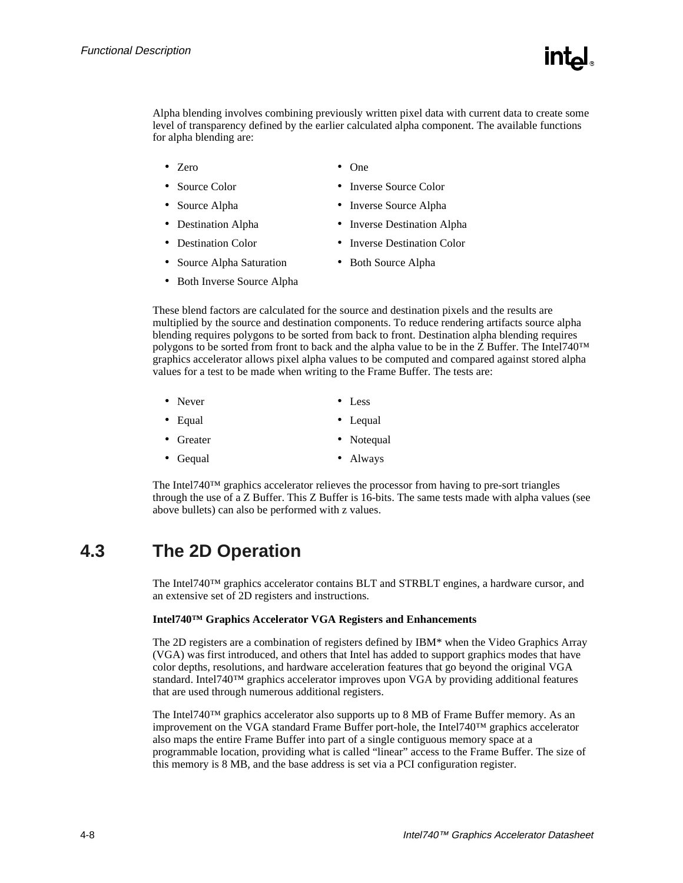Alpha blending involves combining previously written pixel data with current data to create some level of transparency defined by the earlier calculated alpha component. The available functions for alpha blending are:

- Zero
- One
- Source Color
- Inverse Source Color
- Source Alpha
- Inverse Source Alpha
- Destination Alpha
- Inverse Destination Alpha
- Destination Color
- Inverse Destination Color
- Source Alpha Saturation
- Both Source Alpha
- Both Inverse Source Alpha

These blend factors are calculated for the source and destination pixels and the results are multiplied by the source and destination components. To reduce rendering artifacts source alpha blending requires polygons to be sorted from back to front. Destination alpha blending requires polygons to be sorted from front to back and the alpha value to be in the Z Buffer. The Intel740™ graphics accelerator allows pixel alpha values to be computed and compared against stored alpha values for a test to be made when writing to the Frame Buffer. The tests are:

- Never
- Less
- Equal
- Lequal
- Greater
- Notequal
- Gequal
- Always

The Intel740™ graphics accelerator relieves the processor from having to pre-sort triangles through the use of a Z Buffer. This Z Buffer is 16-bits. The same tests made with alpha values (see above bullets) can also be performed with z values.

## 4.3 The 2D Operation

The Intel740™ graphics accelerator contains BLT and STRBLT engines, a hardware cursor, and an extensive set of 2D registers and instructions.

**Intel740™ Graphics Accelerator VGA Registers and Enhancements**

The 2D registers are a combination of registers defined by IBM* when the Video Graphics Array (VGA) was first introduced, and others that Intel has added to support graphics modes that have color depths, resolutions, and hardware acceleration features that go beyond the original VGA standard. Intel740™ graphics accelerator improves upon VGA by providing additional features that are used through numerous additional registers.

The Intel740™ graphics accelerator also supports up to 8 MB of Frame Buffer memory. As an improvement on the VGA standard Frame Buffer port-hole, the Intel740™ graphics accelerator also maps the entire Frame Buffer into part of a single contiguous memory space at a programmable location, providing what is called "linear" access to the Frame Buffer. The size of this memory is 8 MB, and the base address is set via a PCI configuration register.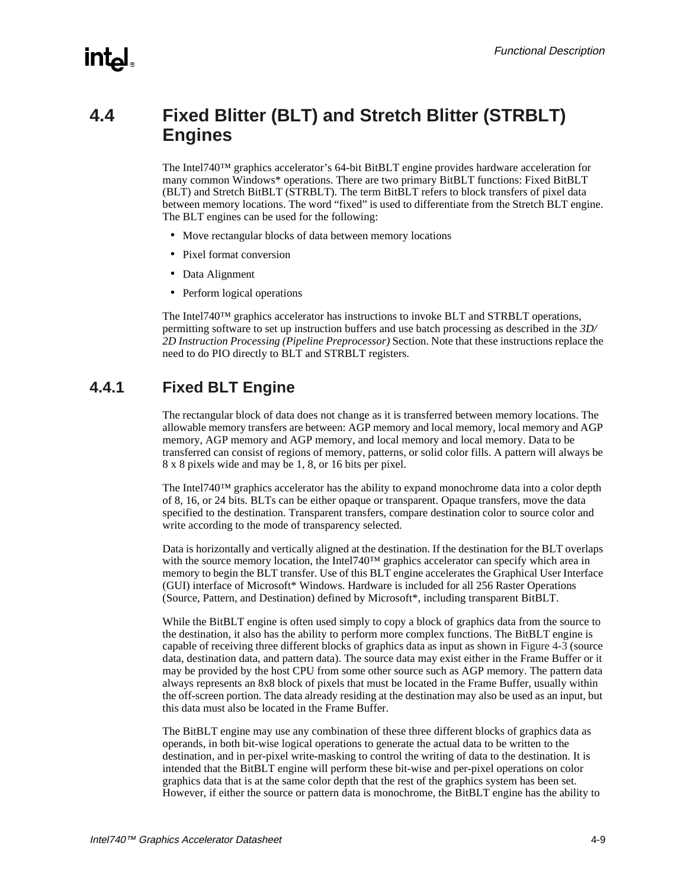## 4.4 Fixed Blitter (BLT) and Stretch Blitter (STRBLT) Engines

The Intel740™ graphics accelerator's 64-bit BitBLT engine provides hardware acceleration for many common Windows* operations. There are two primary BitBLT functions: Fixed BitBLT (BLT) and Stretch BitBLT (STRBLT). The term BitBLT refers to block transfers of pixel data between memory locations. The word "fixed" is used to differentiate from the Stretch BLT engine. The BLT engines can be used for the following:

- Move rectangular blocks of data between memory locations
- Pixel format conversion
- Data Alignment
- Perform logical operations

The Intel740™ graphics accelerator has instructions to invoke BLT and STRBLT operations, permitting software to set up instruction buffers and use batch processing as described in the *3D/2D Instruction Processing (Pipeline Preprocessor)* Section. Note that these instructions replace the need to do PIO directly to BLT and STRBLT registers.

### 4.4.1 Fixed BLT Engine

The rectangular block of data does not change as it is transferred between memory locations. The allowable memory transfers are between: AGP memory and local memory, local memory and AGP memory, AGP memory and AGP memory, and local memory and local memory. Data to be transferred can consist of regions of memory, patterns, or solid color fills. A pattern will always be 8 x 8 pixels wide and may be 1, 8, or 16 bits per pixel.

The Intel740™ graphics accelerator has the ability to expand monochrome data into a color depth of 8, 16, or 24 bits. BLTs can be either opaque or transparent. Opaque transfers, move the data specified to the destination. Transparent transfers, compare destination color to source color and write according to the mode of transparency selected.

Data is horizontally and vertically aligned at the destination. If the destination for the BLT overlaps with the source memory location, the Intel740™ graphics accelerator can specify which area in memory to begin the BLT transfer. Use of this BLT engine accelerates the Graphical User Interface (GUI) interface of Microsoft* Windows. Hardware is included for all 256 Raster Operations (Source, Pattern, and Destination) defined by Microsoft*, including transparent BitBLT.

While the BitBLT engine is often used simply to copy a block of graphics data from the source to the destination, it also has the ability to perform more complex functions. The BitBLT engine is capable of receiving three different blocks of graphics data as input as shown in Figure 4-3 (source data, destination data, and pattern data). The source data may exist either in the Frame Buffer or it may be provided by the host CPU from some other source such as AGP memory. The pattern data always represents an 8x8 block of pixels that must be located in the Frame Buffer, usually within the off-screen portion. The data already residing at the destination may also be used as an input, but this data must also be located in the Frame Buffer.

The BitBLT engine may use any combination of these three different blocks of graphics data as operands, in both bit-wise logical operations to generate the actual data to be written to the destination, and in per-pixel write-masking to control the writing of data to the destination. It is intended that the BitBLT engine will perform these bit-wise and per-pixel operations on color graphics data that is at the same color depth that the rest of the graphics system has been set. However, if either the source or pattern data is monochrome, the BitBLT engine has the ability to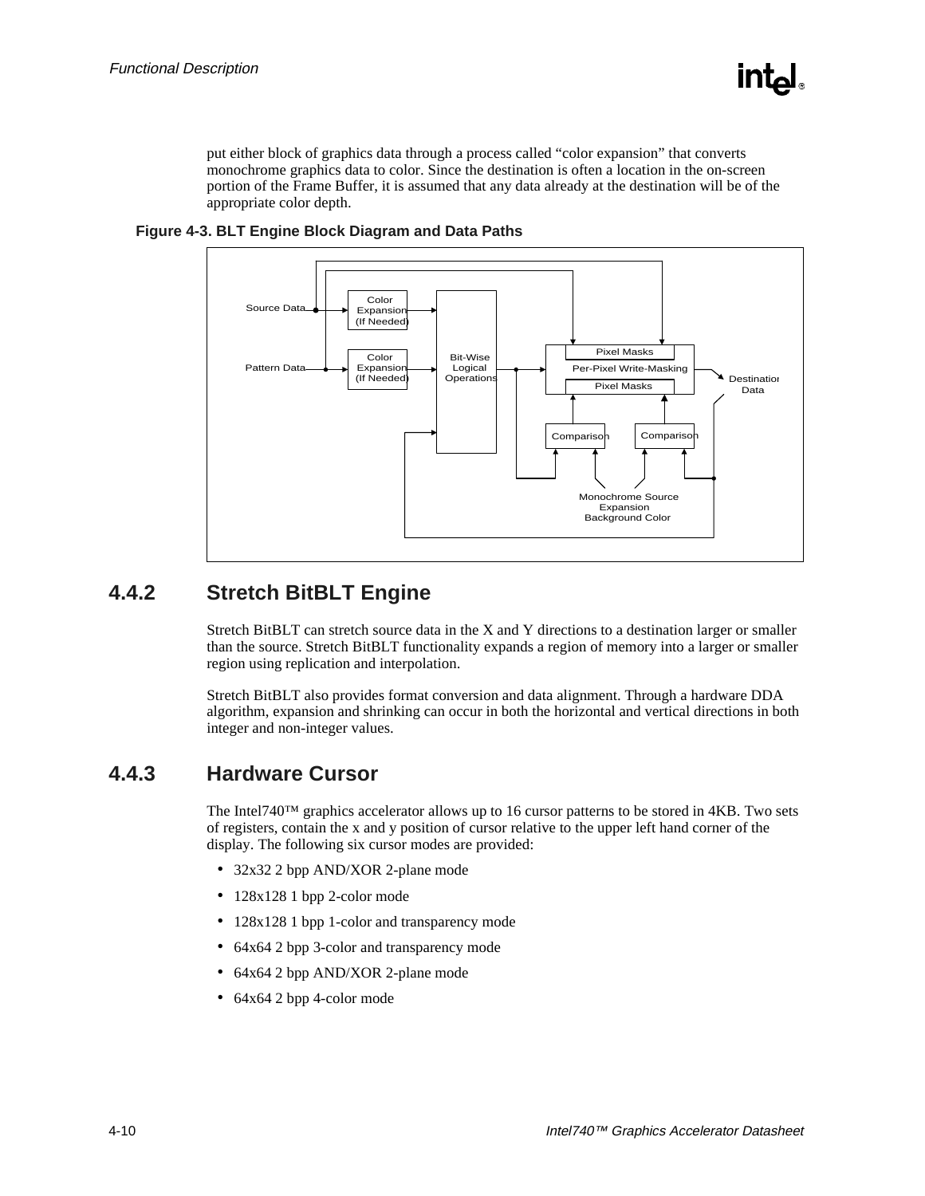put either block of graphics data through a process called "color expansion" that converts monochrome graphics data to color. Since the destination is often a location in the on-screen portion of the Frame Buffer, it is assumed that any data already at the destination will be of the appropriate color depth.

**Figure 4-3. BLT Engine Block Diagram and Data Paths**

## 4.4.2 Stretch BitBLT Engine

Stretch BitBLT can stretch source data in the X and Y directions to a destination larger or smaller than the source. Stretch BitBLT functionality expands a region of memory into a larger or smaller region using replication and interpolation.

Stretch BitBLT also provides format conversion and data alignment. Through a hardware DDA algorithm, expansion and shrinking can occur in both the horizontal and vertical directions in both integer and non-integer values.

## 4.4.3 Hardware Cursor

The Intel740™ graphics accelerator allows up to 16 cursor patterns to be stored in 4KB. Two sets of registers, contain the x and y position of cursor relative to the upper left hand corner of the display. The following six cursor modes are provided:

- 32x32 2 bpp AND/XOR 2-plane mode
- 128x128 1 bpp 2-color mode
- 128x128 1 bpp 1-color and transparency mode
- 64x64 2 bpp 3-color and transparency mode
- 64x64 2 bpp AND/XOR 2-plane mode
- 64x64 2 bpp 4-color mode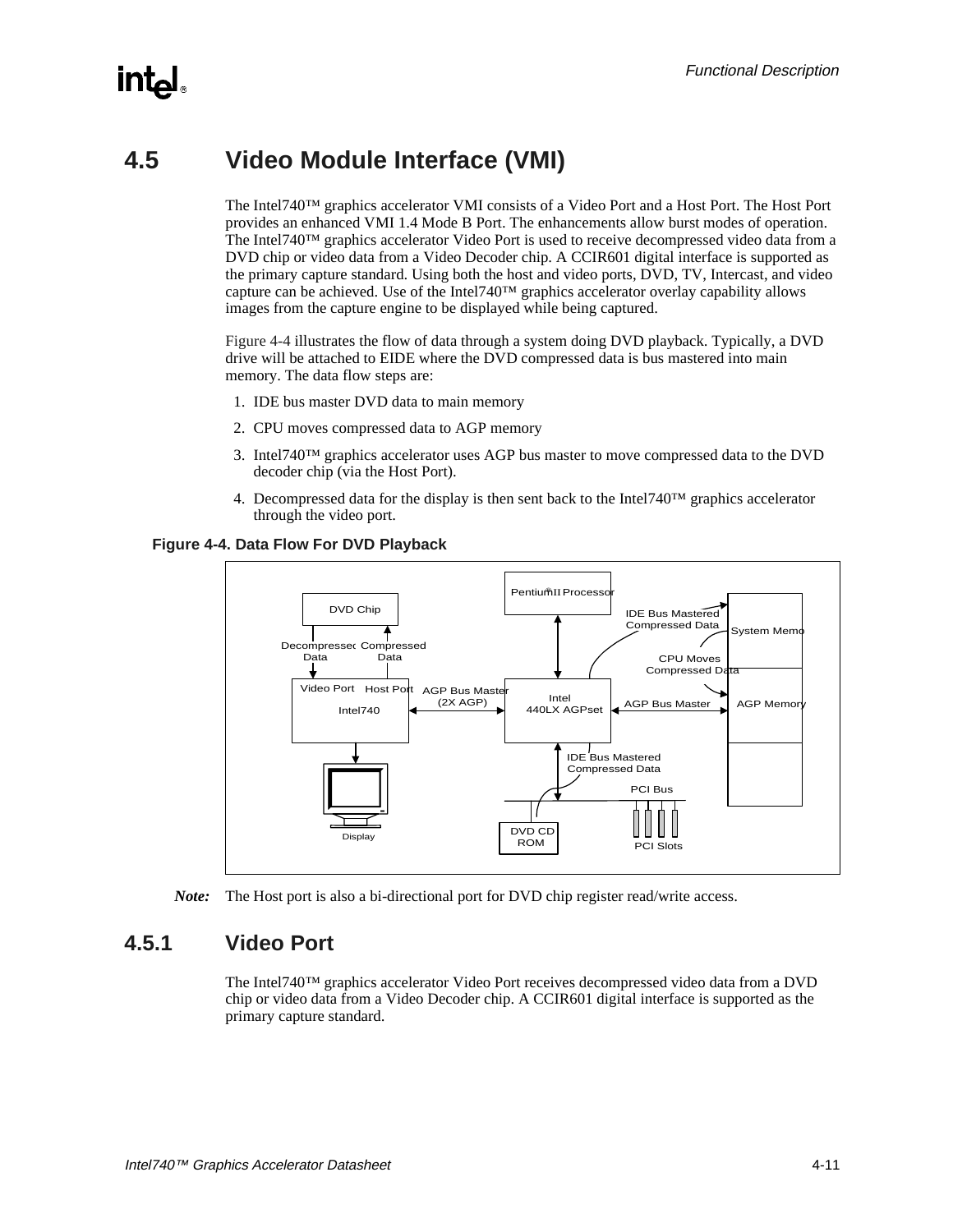## 4.5 Video Module Interface (VMI)

The Intel740™ graphics accelerator VMI consists of a Video Port and a Host Port. The Host Port provides an enhanced VMI 1.4 Mode B Port. The enhancements allow burst modes of operation. The Intel740™ graphics accelerator Video Port is used to receive decompressed video data from a DVD chip or video data from a Video Decoder chip. A CCIR601 digital interface is supported as the primary capture standard. Using both the host and video ports, DVD, TV, Intercast, and video capture can be achieved. Use of the Intel740™ graphics accelerator overlay capability allows images from the capture engine to be displayed while being captured.

Figure 4-4 illustrates the flow of data through a system doing DVD playback. Typically, a DVD drive will be attached to EIDE where the DVD compressed data is bus mastered into main memory. The data flow steps are:

1. IDE bus master DVD data to main memory
2. CPU moves compressed data to AGP memory
3. Intel740™ graphics accelerator uses AGP bus master to move compressed data to the DVD decoder chip (via the Host Port).
4. Decompressed data for the display is then sent back to the Intel740™ graphics accelerator through the video port.

**Figure 4-4. Data Flow For DVD Playback**

DVD Chip — Decompressed Data — Compressed Data — Video Port — Host Port — Intel740 — AGP Bus Master (2X AGP) — Pentium® II Processor — Intel 440LX AGPset — IDE Bus Mastered Compressed Data — System Memo — CPU Moves Compressed Data — AGP Bus Master — AGP Memory — IDE Bus Mastered Compressed Data — PCI Bus — Display — DVD CD ROM — PCI Slots

*Note:* The Host port is also a bi-directional port for DVD chip register read/write access.

### 4.5.1 Video Port

The Intel740™ graphics accelerator Video Port receives decompressed video data from a DVD chip or video data from a Video Decoder chip. A CCIR601 digital interface is supported as the primary capture standard.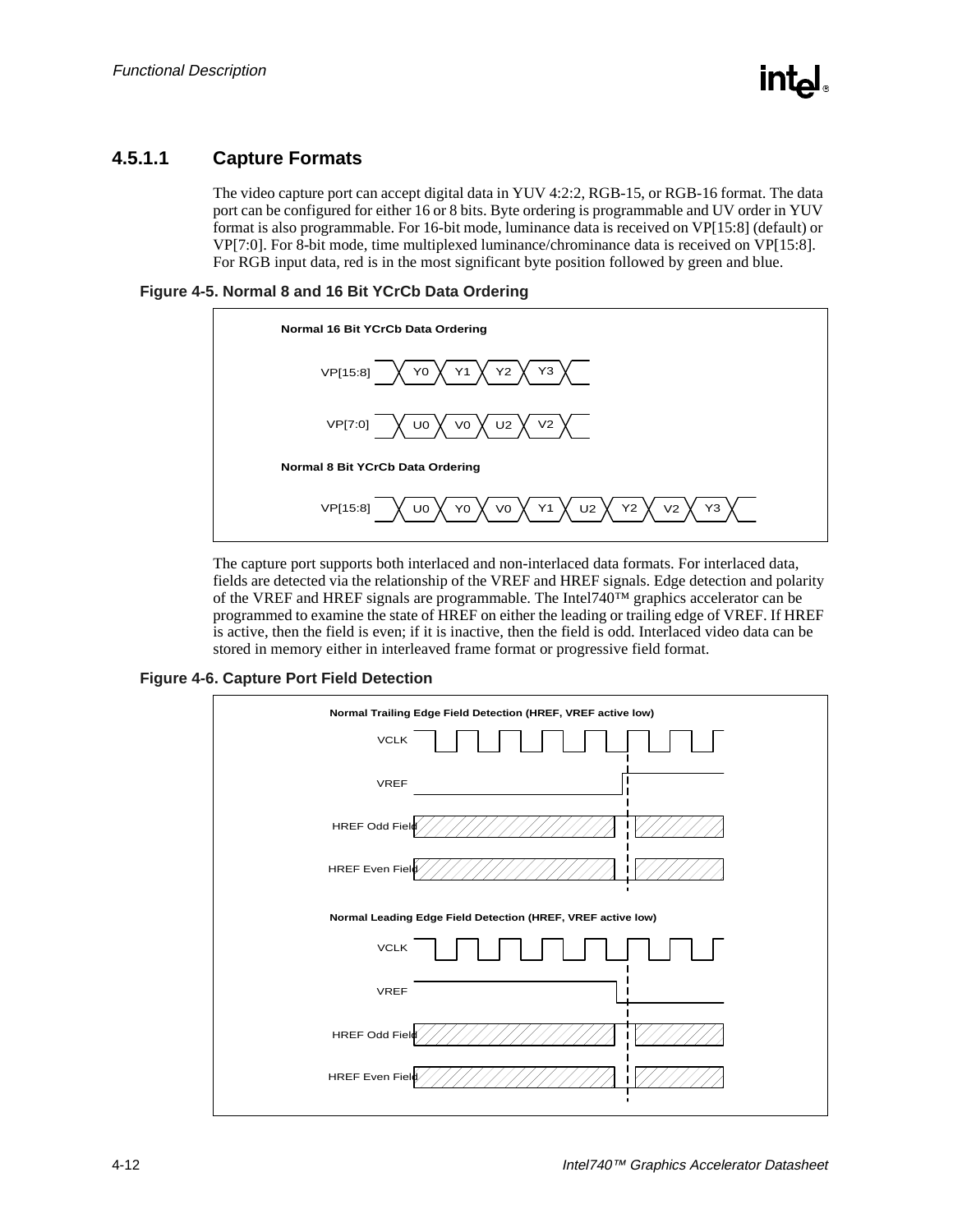### 4.5.1.1 Capture Formats

The video capture port can accept digital data in YUV 4:2:2, RGB-15, or RGB-16 format. The data port can be configured for either 16 or 8 bits. Byte ordering is programmable and UV order in YUV format is also programmable. For 16-bit mode, luminance data is received on VP[15:8] (default) or VP[7:0]. For 8-bit mode, time multiplexed luminance/chrominance data is received on VP[15:8]. For RGB input data, red is in the most significant byte position followed by green and blue.

**Figure 4-5. Normal 8 and 16 Bit YCrCb Data Ordering**

**Normal 16 Bit YCrCb Data Ordering**

VP[15:8] Y0 Y1 Y2 Y3

VP[7:0] U0 V0 U2 V2

**Normal 8 Bit YCrCb Data Ordering**

VP[15:8] U0 Y0 V0 Y1 U2 Y2 V2 Y3

The capture port supports both interlaced and non-interlaced data formats. For interlaced data, fields are detected via the relationship of the VREF and HREF signals. Edge detection and polarity of the VREF and HREF signals are programmable. The Intel740™ graphics accelerator can be programmed to examine the state of HREF on either the leading or trailing edge of VREF. If HREF is active, then the field is even; if it is inactive, then the field is odd. Interlaced video data can be stored in memory either in interleaved frame format or progressive field format.

**Figure 4-6. Capture Port Field Detection**

**Normal Trailing Edge Field Detection (HREF, VREF active low)**

VCLK

VREF

HREF Odd Field

HREF Even Field

**Normal Leading Edge Field Detection (HREF, VREF active low)**

VCLK

VREF

HREF Odd Field

HREF Even Field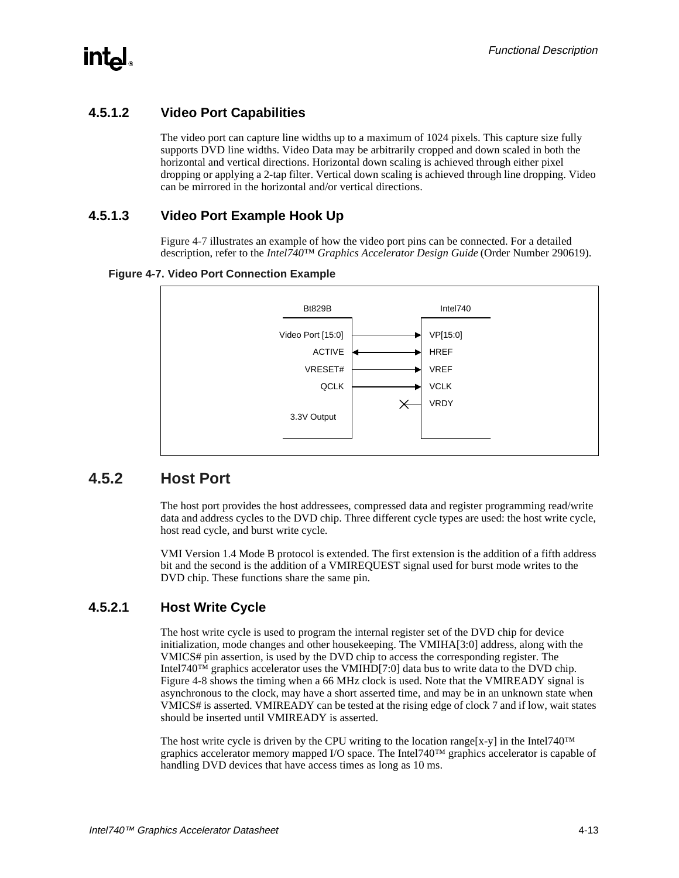### 4.5.1.2 Video Port Capabilities

The video port can capture line widths up to a maximum of 1024 pixels. This capture size fully supports DVD line widths. Video Data may be arbitrarily cropped and down scaled in both the horizontal and vertical directions. Horizontal down scaling is achieved through either pixel dropping or applying a 2-tap filter. Vertical down scaling is achieved through line dropping. Video can be mirrored in the horizontal and/or vertical directions.

### 4.5.1.3 Video Port Example Hook Up

Figure 4-7 illustrates an example of how the video port pins can be connected. For a detailed description, refer to the *Intel740™ Graphics Accelerator Design Guide* (Order Number 290619).

**Figure 4-7. Video Port Connection Example**

| Bt829B | | Intel740 |
|---|---|---|
| Video Port [15:0] | → | VP[15:0] |
| ACTIVE | ↔ | HREF |
| VRESET# | → | VREF |
| QCLK | → | VCLK |
| | X | VRDY |
| 3.3V Output | | |

## 4.5.2 Host Port

The host port provides the host addressees, compressed data and register programming read/write data and address cycles to the DVD chip. Three different cycle types are used: the host write cycle, host read cycle, and burst write cycle.

VMI Version 1.4 Mode B protocol is extended. The first extension is the addition of a fifth address bit and the second is the addition of a VMIREQUEST signal used for burst mode writes to the DVD chip. These functions share the same pin.

### 4.5.2.1 Host Write Cycle

The host write cycle is used to program the internal register set of the DVD chip for device initialization, mode changes and other housekeeping. The VMIHA[3:0] address, along with the VMICS# pin assertion, is used by the DVD chip to access the corresponding register. The Intel740™ graphics accelerator uses the VMIHD[7:0] data bus to write data to the DVD chip. Figure 4-8 shows the timing when a 66 MHz clock is used. Note that the VMIREADY signal is asynchronous to the clock, may have a short asserted time, and may be in an unknown state when VMICS# is asserted. VMIREADY can be tested at the rising edge of clock 7 and if low, wait states should be inserted until VMIREADY is asserted.

The host write cycle is driven by the CPU writing to the location range[x-y] in the Intel740™ graphics accelerator memory mapped I/O space. The Intel740™ graphics accelerator is capable of handling DVD devices that have access times as long as 10 ms.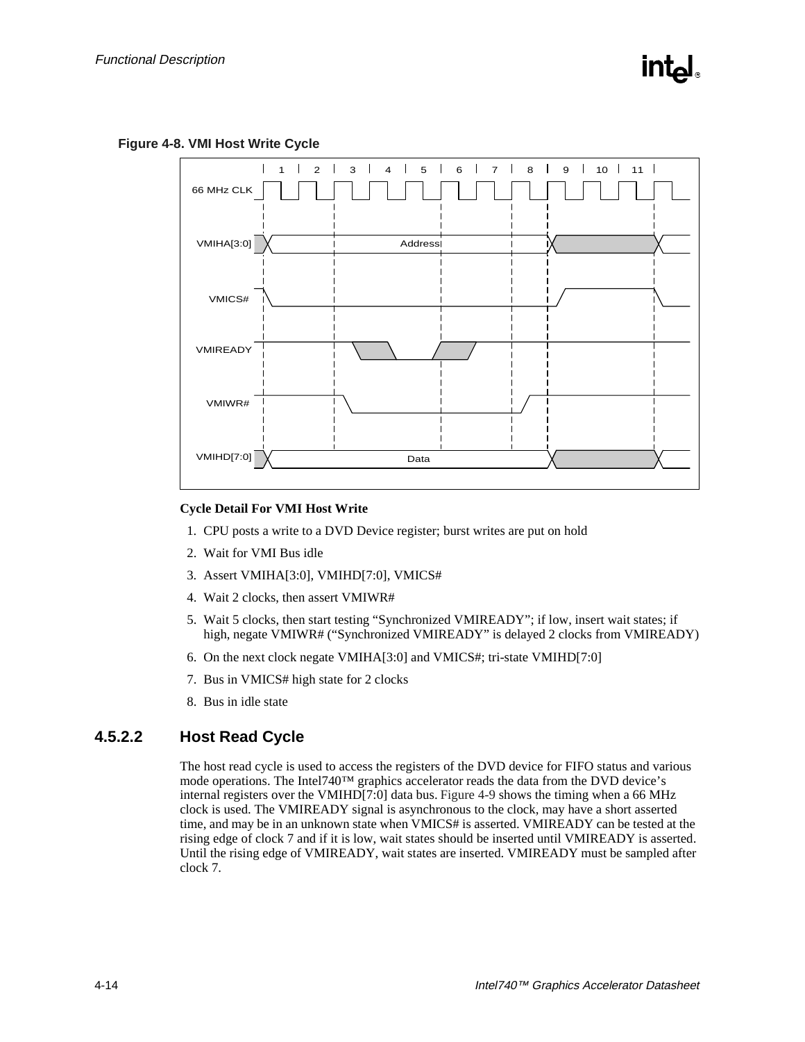**Figure 4-8. VMI Host Write Cycle**

**Cycle Detail For VMI Host Write**

1. CPU posts a write to a DVD Device register; burst writes are put on hold
2. Wait for VMI Bus idle
3. Assert VMIHA[3:0], VMIHD[7:0], VMICS#
4. Wait 2 clocks, then assert VMIWR#
5. Wait 5 clocks, then start testing "Synchronized VMIREADY"; if low, insert wait states; if high, negate VMIWR# ("Synchronized VMIREADY" is delayed 2 clocks from VMIREADY)
6. On the next clock negate VMIHA[3:0] and VMICS#; tri-state VMIHD[7:0]
7. Bus in VMICS# high state for 2 clocks
8. Bus in idle state

### 4.5.2.2 Host Read Cycle

The host read cycle is used to access the registers of the DVD device for FIFO status and various mode operations. The Intel740™ graphics accelerator reads the data from the DVD device's internal registers over the VMIHD[7:0] data bus. Figure 4-9 shows the timing when a 66 MHz clock is used. The VMIREADY signal is asynchronous to the clock, may have a short asserted time, and may be in an unknown state when VMICS# is asserted. VMIREADY can be tested at the rising edge of clock 7 and if it is low, wait states should be inserted until VMIREADY is asserted. Until the rising edge of VMIREADY, wait states are inserted. VMIREADY must be sampled after clock 7.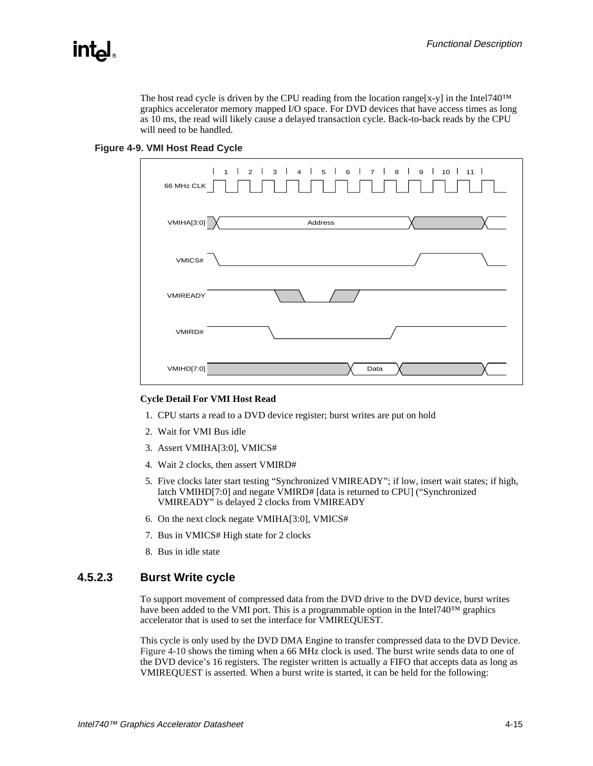The host read cycle is driven by the CPU reading from the location range[x-y] in the Intel740™ graphics accelerator memory mapped I/O space. For DVD devices that have access times as long as 10 ms, the read will likely cause a delayed transaction cycle. Back-to-back reads by the CPU will need to be handled.

**Figure 4-9. VMI Host Read Cycle**

**Cycle Detail For VMI Host Read**

1. CPU starts a read to a DVD device register; burst writes are put on hold
2. Wait for VMI Bus idle
3. Assert VMIHA[3:0], VMICS#
4. Wait 2 clocks, then assert VMIRD#
5. Five clocks later start testing "Synchronized VMIREADY"; if low, insert wait states; if high, latch VMIHD[7:0] and negate VMIRD# [data is returned to CPU] ("Synchronized VMIREADY" is delayed 2 clocks from VMIREADY
6. On the next clock negate VMIHA[3:0], VMICS#
7. Bus in VMICS# High state for 2 clocks
8. Bus in idle state

### 4.5.2.3 Burst Write cycle

To support movement of compressed data from the DVD drive to the DVD device, burst writes have been added to the VMI port. This is a programmable option in the Intel740™ graphics accelerator that is used to set the interface for VMIREQUEST.

This cycle is only used by the DVD DMA Engine to transfer compressed data to the DVD Device. Figure 4-10 shows the timing when a 66 MHz clock is used. The burst write sends data to one of the DVD device's 16 registers. The register written is actually a FIFO that accepts data as long as VMIREQUEST is asserted. When a burst write is started, it can be held for the following: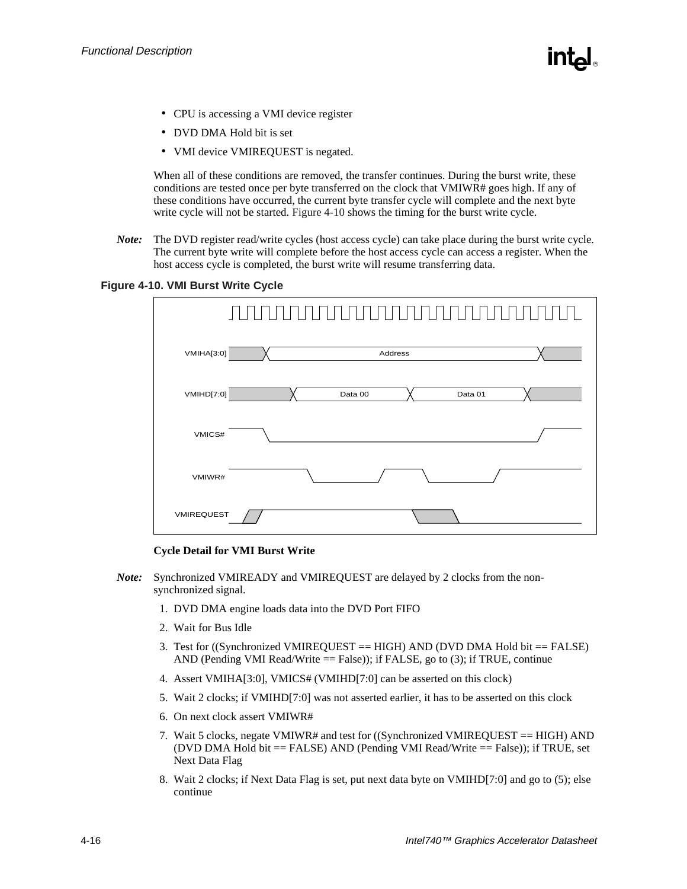- CPU is accessing a VMI device register
- DVD DMA Hold bit is set
- VMI device VMIREQUEST is negated.

When all of these conditions are removed, the transfer continues. During the burst write, these conditions are tested once per byte transferred on the clock that VMIWR# goes high. If any of these conditions have occurred, the current byte transfer cycle will complete and the next byte write cycle will not be started. Figure 4-10 shows the timing for the burst write cycle.

***Note:*** The DVD register read/write cycles (host access cycle) can take place during the burst write cycle. The current byte write will complete before the host access cycle can access a register. When the host access cycle is completed, the burst write will resume transferring data.

**Figure 4-10. VMI Burst Write Cycle**

**Cycle Detail for VMI Burst Write**

***Note:*** Synchronized VMIREADY and VMIREQUEST are delayed by 2 clocks from the non-synchronized signal.

1. DVD DMA engine loads data into the DVD Port FIFO
2. Wait for Bus Idle
3. Test for ((Synchronized VMIREQUEST == HIGH) AND (DVD DMA Hold bit == FALSE) AND (Pending VMI Read/Write == False)); if FALSE, go to (3); if TRUE, continue
4. Assert VMIHA[3:0], VMICS# (VMIHD[7:0] can be asserted on this clock)
5. Wait 2 clocks; if VMIHD[7:0] was not asserted earlier, it has to be asserted on this clock
6. On next clock assert VMIWR#
7. Wait 5 clocks, negate VMIWR# and test for ((Synchronized VMIREQUEST == HIGH) AND (DVD DMA Hold bit == FALSE) AND (Pending VMI Read/Write == False)); if TRUE, set Next Data Flag
8. Wait 2 clocks; if Next Data Flag is set, put next data byte on VMIHD[7:0] and go to (5); else continue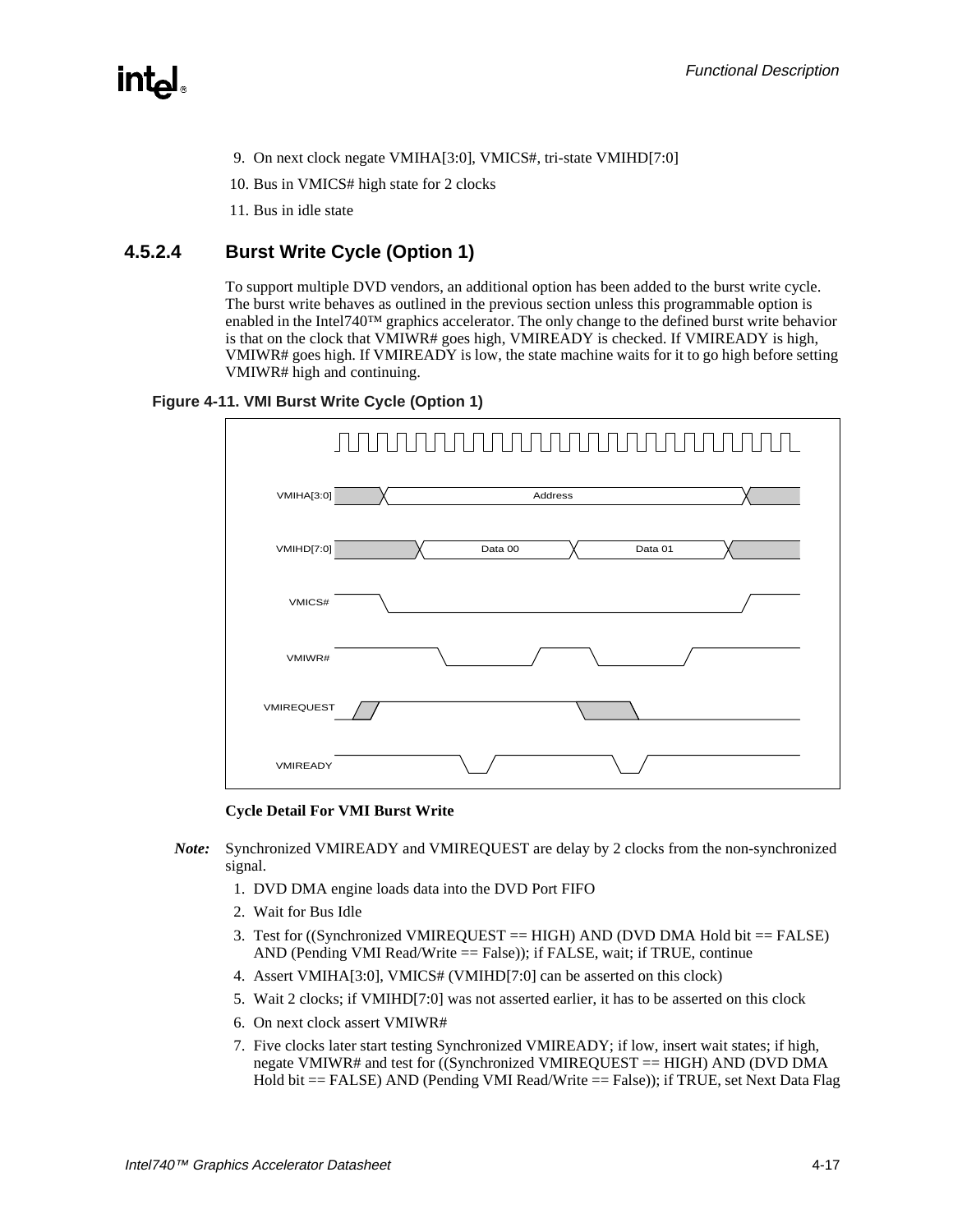9. On next clock negate VMIHA[3:0], VMICS#, tri-state VMIHD[7:0]
10. Bus in VMICS# high state for 2 clocks
11. Bus in idle state

### 4.5.2.4 Burst Write Cycle (Option 1)

To support multiple DVD vendors, an additional option has been added to the burst write cycle. The burst write behaves as outlined in the previous section unless this programmable option is enabled in the Intel740™ graphics accelerator. The only change to the defined burst write behavior is that on the clock that VMIWR# goes high, VMIREADY is checked. If VMIREADY is high, VMIWR# goes high. If VMIREADY is low, the state machine waits for it to go high before setting VMIWR# high and continuing.

**Figure 4-11. VMI Burst Write Cycle (Option 1)**

**Cycle Detail For VMI Burst Write**

*Note:* Synchronized VMIREADY and VMIREQUEST are delay by 2 clocks from the non-synchronized signal.

1. DVD DMA engine loads data into the DVD Port FIFO
2. Wait for Bus Idle
3. Test for ((Synchronized VMIREQUEST == HIGH) AND (DVD DMA Hold bit == FALSE) AND (Pending VMI Read/Write == False)); if FALSE, wait; if TRUE, continue
4. Assert VMIHA[3:0], VMICS# (VMIHD[7:0] can be asserted on this clock)
5. Wait 2 clocks; if VMIHD[7:0] was not asserted earlier, it has to be asserted on this clock
6. On next clock assert VMIWR#
7. Five clocks later start testing Synchronized VMIREADY; if low, insert wait states; if high, negate VMIWR# and test for ((Synchronized VMIREQUEST == HIGH) AND (DVD DMA Hold bit == FALSE) AND (Pending VMI Read/Write == False)); if TRUE, set Next Data Flag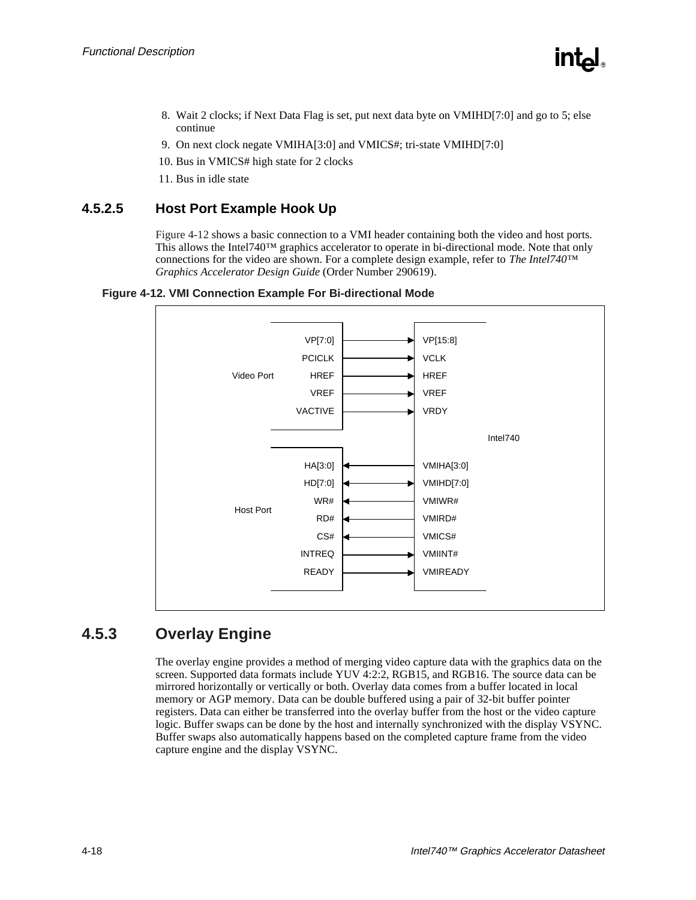8. Wait 2 clocks; if Next Data Flag is set, put next data byte on VMIHD[7:0] and go to 5; else continue
9. On next clock negate VMIHA[3:0] and VMICS#; tri-state VMIHD[7:0]
10. Bus in VMICS# high state for 2 clocks
11. Bus in idle state

### 4.5.2.5 Host Port Example Hook Up

Figure 4-12 shows a basic connection to a VMI header containing both the video and host ports. This allows the Intel740™ graphics accelerator to operate in bi-directional mode. Note that only connections for the video are shown. For a complete design example, refer to *The Intel740™ Graphics Accelerator Design Guide* (Order Number 290619).

**Figure 4-12. VMI Connection Example For Bi-directional Mode**

| Port | VMI Header Signal | Direction | Intel740 Signal |
|---|---|---|---|
| Video Port | VP[7:0] | → | VP[15:8] |
| | PCICLK | → | VCLK |
| | HREF | → | HREF |
| | VREF | → | VREF |
| | VACTIVE | → | VRDY |
| Host Port | HA[3:0] | ← | VMIHA[3:0] |
| | HD[7:0] | ↔ | VMIHD[7:0] |
| | WR# | ← | VMIWR# |
| | RD# | ← | VMIRD# |
| | CS# | ← | VMICS# |
| | INTREQ | → | VMIINT# |
| | READY | → | VMIREADY |

## 4.5.3 Overlay Engine

The overlay engine provides a method of merging video capture data with the graphics data on the screen. Supported data formats include YUV 4:2:2, RGB15, and RGB16. The source data can be mirrored horizontally or vertically or both. Overlay data comes from a buffer located in local memory or AGP memory. Data can be double buffered using a pair of 32-bit buffer pointer registers. Data can either be transferred into the overlay buffer from the host or the video capture logic. Buffer swaps can be done by the host and internally synchronized with the display VSYNC. Buffer swaps also automatically happens based on the completed capture frame from the video capture engine and the display VSYNC.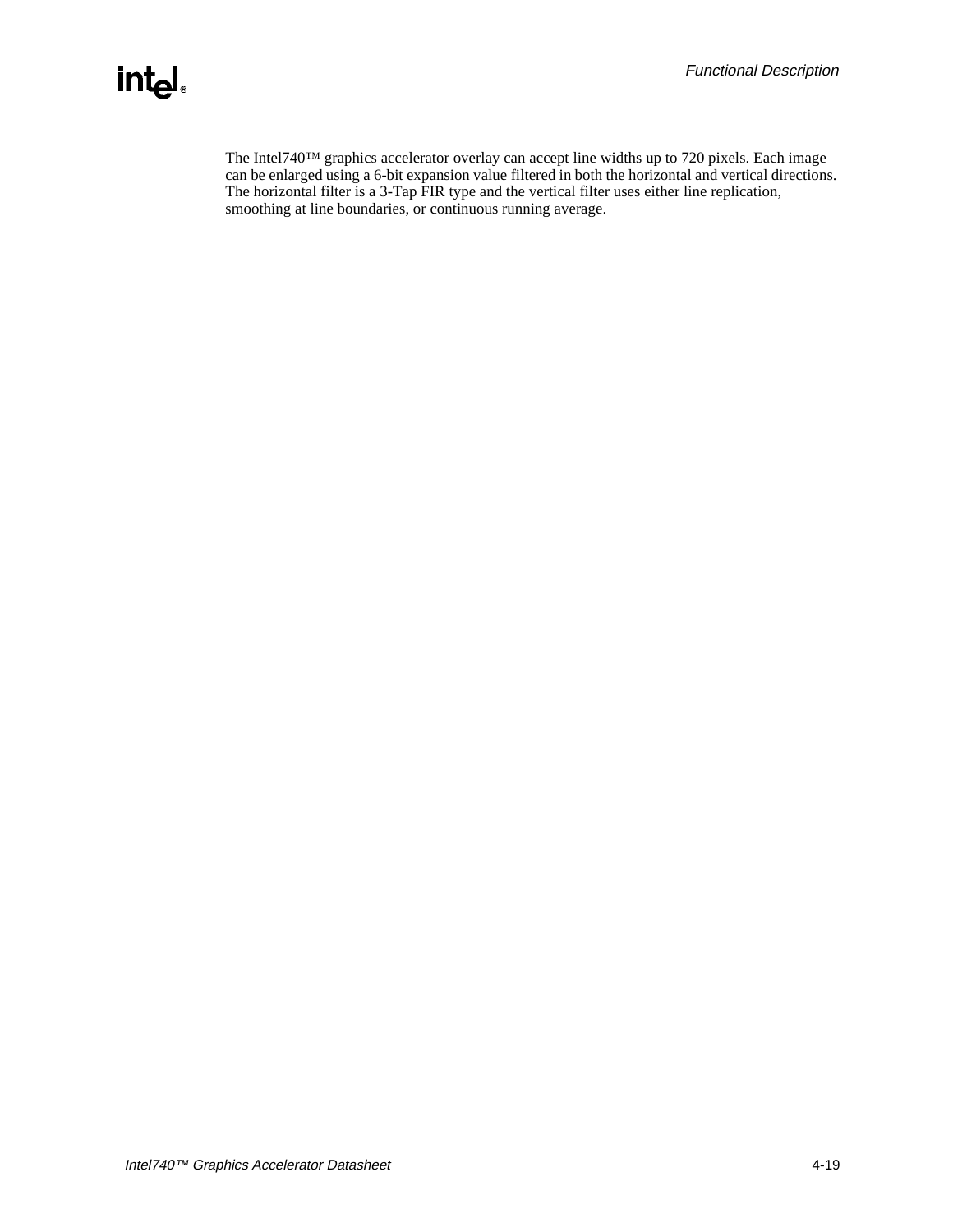The Intel740™ graphics accelerator overlay can accept line widths up to 720 pixels. Each image can be enlarged using a 6-bit expansion value filtered in both the horizontal and vertical directions. The horizontal filter is a 3-Tap FIR type and the vertical filter uses either line replication, smoothing at line boundaries, or continuous running average.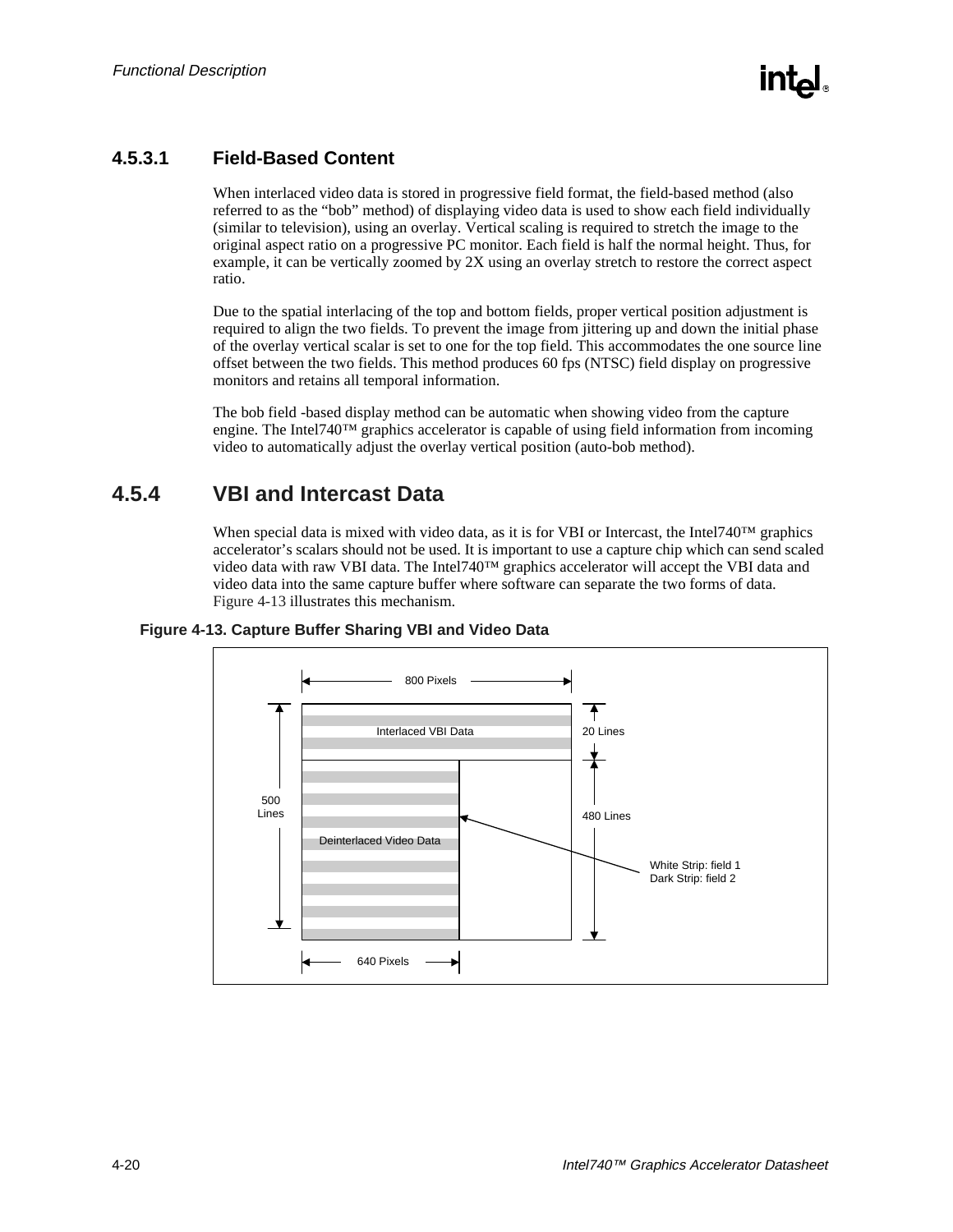### 4.5.3.1 Field-Based Content

When interlaced video data is stored in progressive field format, the field-based method (also referred to as the "bob" method) of displaying video data is used to show each field individually (similar to television), using an overlay. Vertical scaling is required to stretch the image to the original aspect ratio on a progressive PC monitor. Each field is half the normal height. Thus, for example, it can be vertically zoomed by 2X using an overlay stretch to restore the correct aspect ratio.

Due to the spatial interlacing of the top and bottom fields, proper vertical position adjustment is required to align the two fields. To prevent the image from jittering up and down the initial phase of the overlay vertical scalar is set to one for the top field. This accommodates the one source line offset between the two fields. This method produces 60 fps (NTSC) field display on progressive monitors and retains all temporal information.

The bob field -based display method can be automatic when showing video from the capture engine. The Intel740™ graphics accelerator is capable of using field information from incoming video to automatically adjust the overlay vertical position (auto-bob method).

## 4.5.4 VBI and Intercast Data

When special data is mixed with video data, as it is for VBI or Intercast, the Intel740™ graphics accelerator's scalars should not be used. It is important to use a capture chip which can send scaled video data with raw VBI data. The Intel740™ graphics accelerator will accept the VBI data and video data into the same capture buffer where software can separate the two forms of data. Figure 4-13 illustrates this mechanism.

**Figure 4-13. Capture Buffer Sharing VBI and Video Data**

800 Pixels

Interlaced VBI Data — 20 Lines

500 Lines

Deinterlaced Video Data — 480 Lines

White Strip: field 1
Dark Strip: field 2

640 Pixels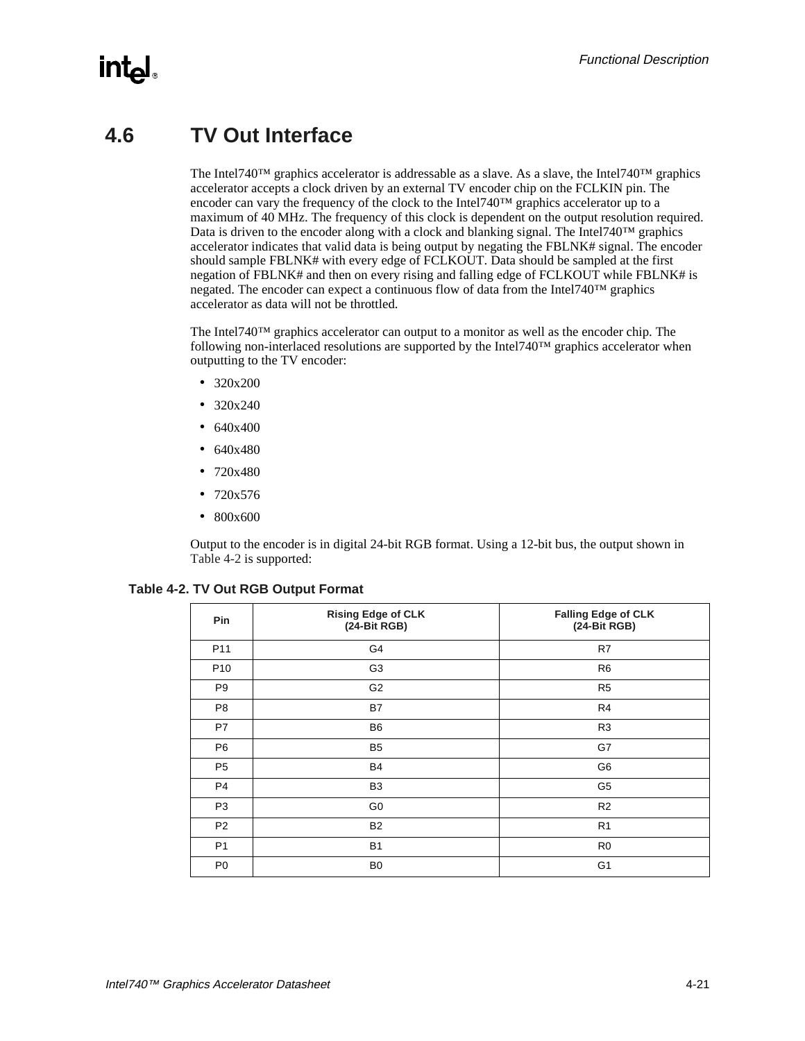## 4.6 TV Out Interface

The Intel740™ graphics accelerator is addressable as a slave. As a slave, the Intel740™ graphics accelerator accepts a clock driven by an external TV encoder chip on the FCLKIN pin. The encoder can vary the frequency of the clock to the Intel740™ graphics accelerator up to a maximum of 40 MHz. The frequency of this clock is dependent on the output resolution required. Data is driven to the encoder along with a clock and blanking signal. The Intel740™ graphics accelerator indicates that valid data is being output by negating the FBLNK# signal. The encoder should sample FBLNK# with every edge of FCLKOUT. Data should be sampled at the first negation of FBLNK# and then on every rising and falling edge of FCLKOUT while FBLNK# is negated. The encoder can expect a continuous flow of data from the Intel740™ graphics accelerator as data will not be throttled.

The Intel740™ graphics accelerator can output to a monitor as well as the encoder chip. The following non-interlaced resolutions are supported by the Intel740™ graphics accelerator when outputting to the TV encoder:

- 320x200
- 320x240
- 640x400
- 640x480
- 720x480
- 720x576
- 800x600

Output to the encoder is in digital 24-bit RGB format. Using a 12-bit bus, the output shown in Table 4-2 is supported:

**Table 4-2. TV Out RGB Output Format**

| Pin | Rising Edge of CLK (24-Bit RGB) | Falling Edge of CLK (24-Bit RGB) |
|---|---|---|
| P11 | G4 | R7 |
| P10 | G3 | R6 |
| P9 | G2 | R5 |
| P8 | B7 | R4 |
| P7 | B6 | R3 |
| P6 | B5 | G7 |
| P5 | B4 | G6 |
| P4 | B3 | G5 |
| P3 | G0 | R2 |
| P2 | B2 | R1 |
| P1 | B1 | R0 |
| P0 | B0 | G1 |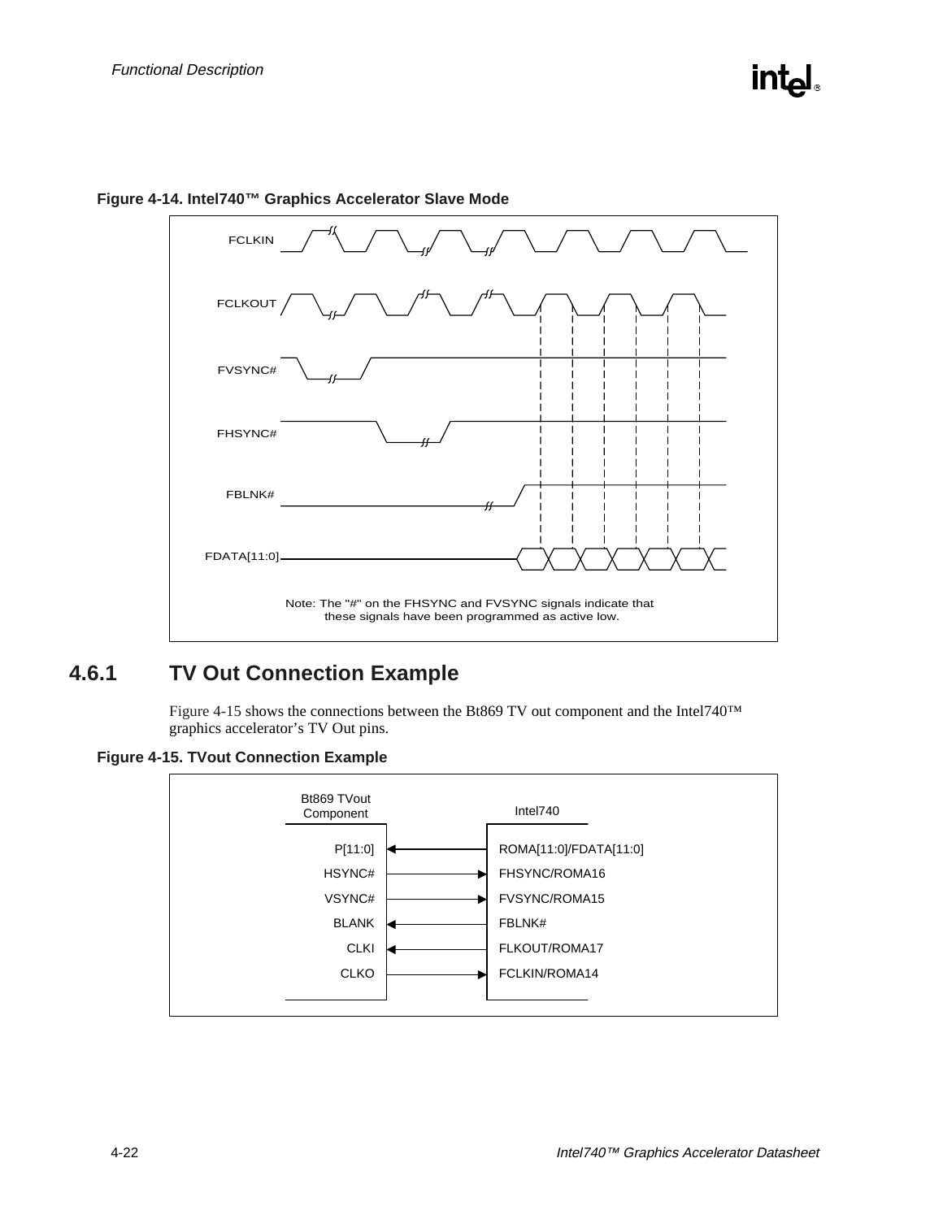**Figure 4-14. Intel740™ Graphics Accelerator Slave Mode**

FCLKIN

FCLKOUT

FVSYNC#

FHSYNC#

FBLNK#

FDATA[11:0]

Note: The "#" on the FHSYNC and FVSYNC signals indicate that these signals have been programmed as active low.

## 4.6.1 TV Out Connection Example

Figure 4-15 shows the connections between the Bt869 TV out component and the Intel740™ graphics accelerator's TV Out pins.

**Figure 4-15. TVout Connection Example**

| Bt869 TVout Component | Direction | Intel740 |
|---|---|---|
| P[11:0] | ← | ROMA[11:0]/FDATA[11:0] |
| HSYNC# | → | FHSYNC/ROMA16 |
| VSYNC# | → | FVSYNC/ROMA15 |
| BLANK | ← | FBLNK# |
| CLKI | ← | FLKOUT/ROMA17 |
| CLKO | → | FCLKIN/ROMA14 |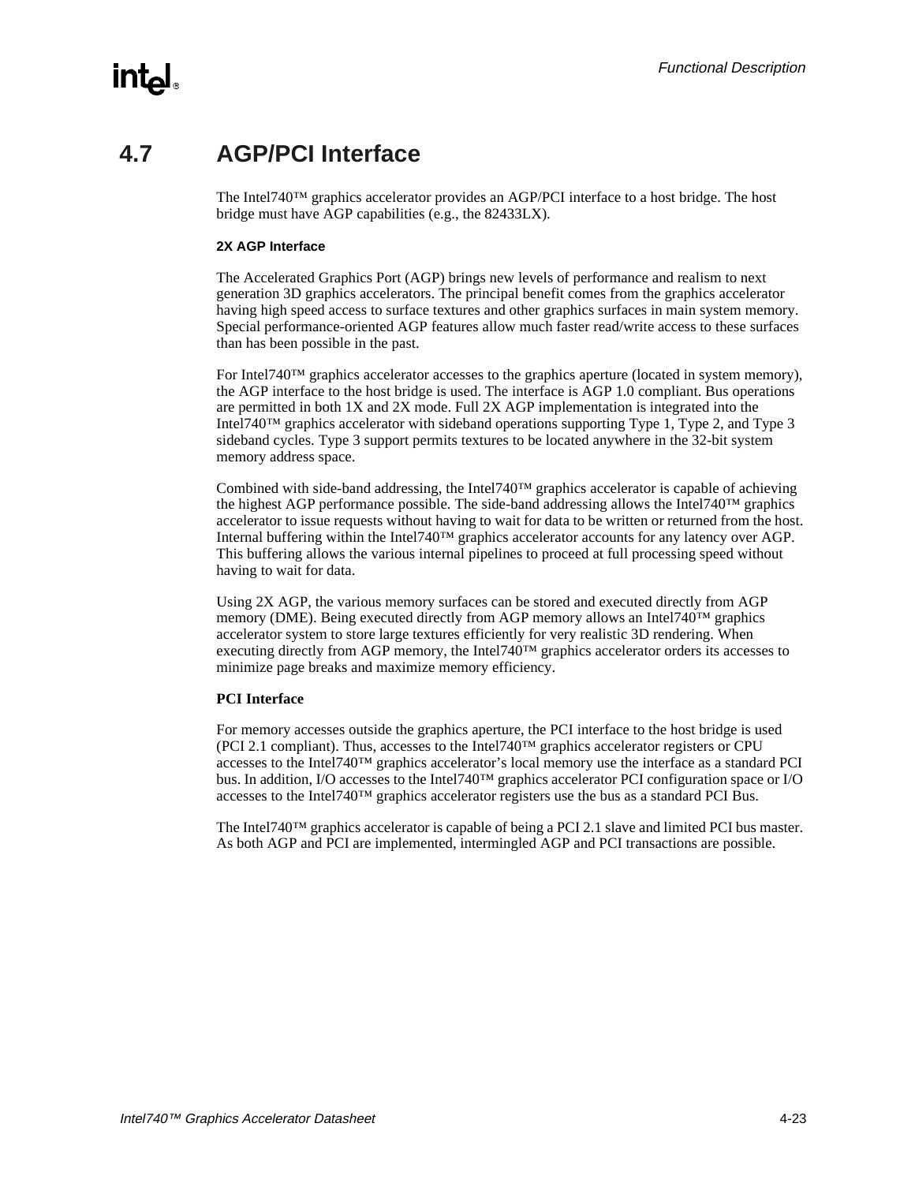## 4.7 AGP/PCI Interface

The Intel740™ graphics accelerator provides an AGP/PCI interface to a host bridge. The host bridge must have AGP capabilities (e.g., the 82433LX).

**2X AGP Interface**

The Accelerated Graphics Port (AGP) brings new levels of performance and realism to next generation 3D graphics accelerators. The principal benefit comes from the graphics accelerator having high speed access to surface textures and other graphics surfaces in main system memory. Special performance-oriented AGP features allow much faster read/write access to these surfaces than has been possible in the past.

For Intel740™ graphics accelerator accesses to the graphics aperture (located in system memory), the AGP interface to the host bridge is used. The interface is AGP 1.0 compliant. Bus operations are permitted in both 1X and 2X mode. Full 2X AGP implementation is integrated into the Intel740™ graphics accelerator with sideband operations supporting Type 1, Type 2, and Type 3 sideband cycles. Type 3 support permits textures to be located anywhere in the 32-bit system memory address space.

Combined with side-band addressing, the Intel740™ graphics accelerator is capable of achieving the highest AGP performance possible. The side-band addressing allows the Intel740™ graphics accelerator to issue requests without having to wait for data to be written or returned from the host. Internal buffering within the Intel740™ graphics accelerator accounts for any latency over AGP. This buffering allows the various internal pipelines to proceed at full processing speed without having to wait for data.

Using 2X AGP, the various memory surfaces can be stored and executed directly from AGP memory (DME). Being executed directly from AGP memory allows an Intel740™ graphics accelerator system to store large textures efficiently for very realistic 3D rendering. When executing directly from AGP memory, the Intel740™ graphics accelerator orders its accesses to minimize page breaks and maximize memory efficiency.

**PCI Interface**

For memory accesses outside the graphics aperture, the PCI interface to the host bridge is used (PCI 2.1 compliant). Thus, accesses to the Intel740™ graphics accelerator registers or CPU accesses to the Intel740™ graphics accelerator's local memory use the interface as a standard PCI bus. In addition, I/O accesses to the Intel740™ graphics accelerator PCI configuration space or I/O accesses to the Intel740™ graphics accelerator registers use the bus as a standard PCI Bus.

The Intel740™ graphics accelerator is capable of being a PCI 2.1 slave and limited PCI bus master. As both AGP and PCI are implemented, intermingled AGP and PCI transactions are possible.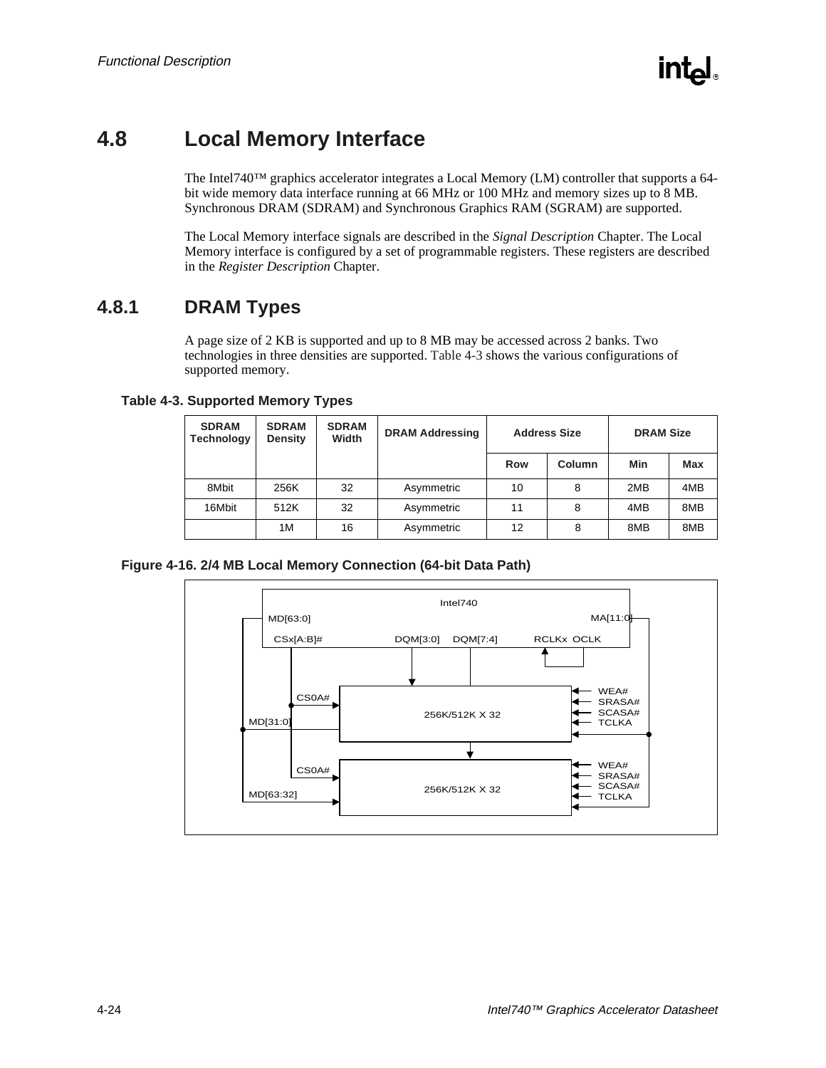# 4.8 Local Memory Interface

The Intel740™ graphics accelerator integrates a Local Memory (LM) controller that supports a 64-bit wide memory data interface running at 66 MHz or 100 MHz and memory sizes up to 8 MB. Synchronous DRAM (SDRAM) and Synchronous Graphics RAM (SGRAM) are supported.

The Local Memory interface signals are described in the *Signal Description* Chapter. The Local Memory interface is configured by a set of programmable registers. These registers are described in the *Register Description* Chapter.

## 4.8.1 DRAM Types

A page size of 2 KB is supported and up to 8 MB may be accessed across 2 banks. Two technologies in three densities are supported. Table 4-3 shows the various configurations of supported memory.

**Table 4-3. Supported Memory Types**

| SDRAM Technology | SDRAM Density | SDRAM Width | DRAM Addressing | Address Size | | DRAM Size | |
|---|---|---|---|---|---|---|---|
| | | | | Row | Column | Min | Max |
| 8Mbit | 256K | 32 | Asymmetric | 10 | 8 | 2MB | 4MB |
| 16Mbit | 512K | 32 | Asymmetric | 11 | 8 | 4MB | 8MB |
| | 1M | 16 | Asymmetric | 12 | 8 | 8MB | 8MB |

**Figure 4-16. 2/4 MB Local Memory Connection (64-bit Data Path)**

Intel740
MD[63:0]
MA[11:0]
CSx[A:B]#
DQM[3:0]
DQM[7:4]
RCLKx OCLK
CS0A#
MD[31:0]
256K/512K X 32
WEA#
SRASA#
SCASA#
TCLKA
CS0A#
MD[63:32]
256K/512K X 32
WEA#
SRASA#
SCASA#
TCLKA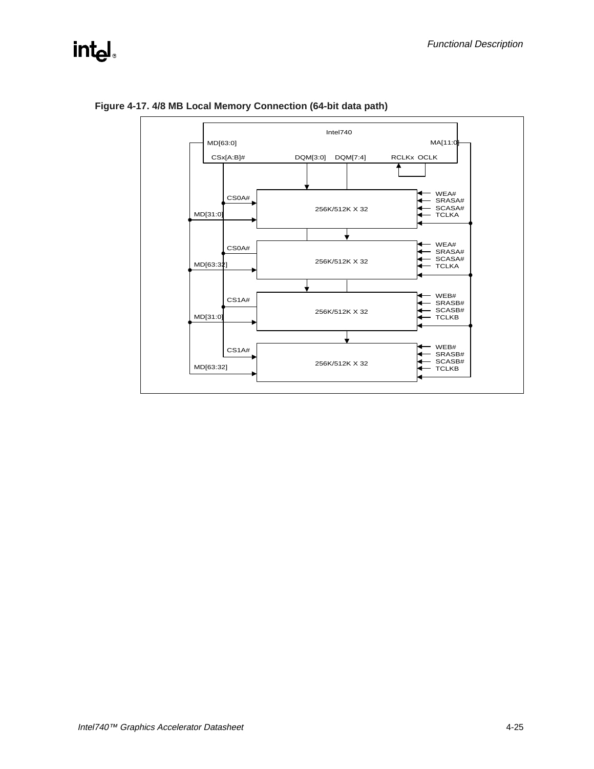**Figure 4-17. 4/8 MB Local Memory Connection (64-bit data path)**

Intel740

MD[63:0]

MA[11:0]

CSx[A:B]#

DQM[3:0]

DQM[7:4]

RCLKx OCLK

CS0A#

MD[31:0]

256K/512K X 32

WEA#
SRASA#
SCASA#
TCLKA

CS0A#

MD[63:32]

256K/512K X 32

WEA#
SRASA#
SCASA#
TCLKA

CS1A#

MD[31:0]

256K/512K X 32

WEB#
SRASB#
SCASB#
TCLKB

CS1A#

MD[63:32]

256K/512K X 32

WEB#
SRASB#
SCASB#
TCLKB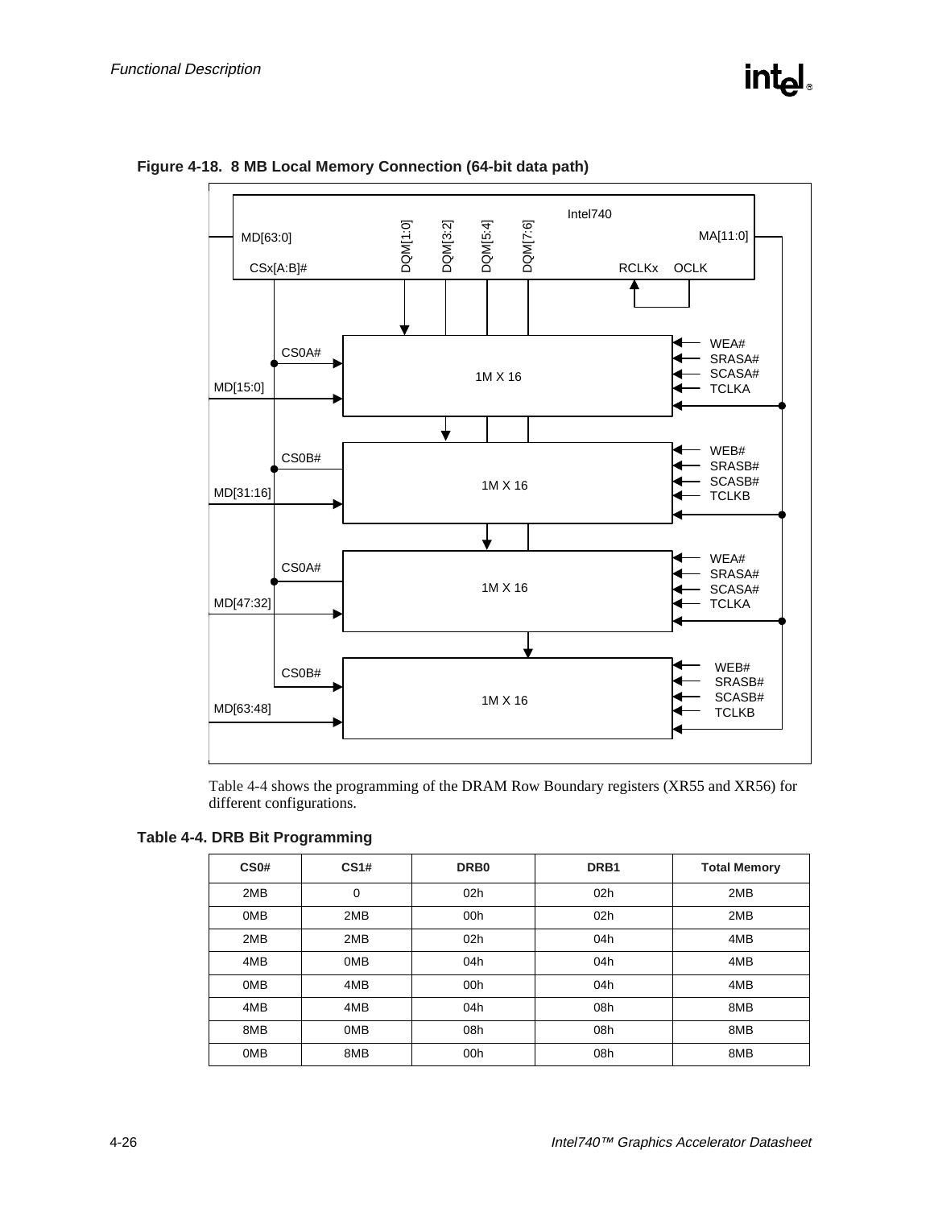**Figure 4-18. 8 MB Local Memory Connection (64-bit data path)**

Table 4-4 shows the programming of the DRAM Row Boundary registers (XR55 and XR56) for different configurations.

**Table 4-4. DRB Bit Programming**

| CS0# | CS1# | DRB0 | DRB1 | Total Memory |
|---|---|---|---|---|
| 2MB | 0 | 02h | 02h | 2MB |
| 0MB | 2MB | 00h | 02h | 2MB |
| 2MB | 2MB | 02h | 04h | 4MB |
| 4MB | 0MB | 04h | 04h | 4MB |
| 0MB | 4MB | 00h | 04h | 4MB |
| 4MB | 4MB | 04h | 08h | 8MB |
| 8MB | 0MB | 08h | 08h | 8MB |
| 0MB | 8MB | 00h | 08h | 8MB |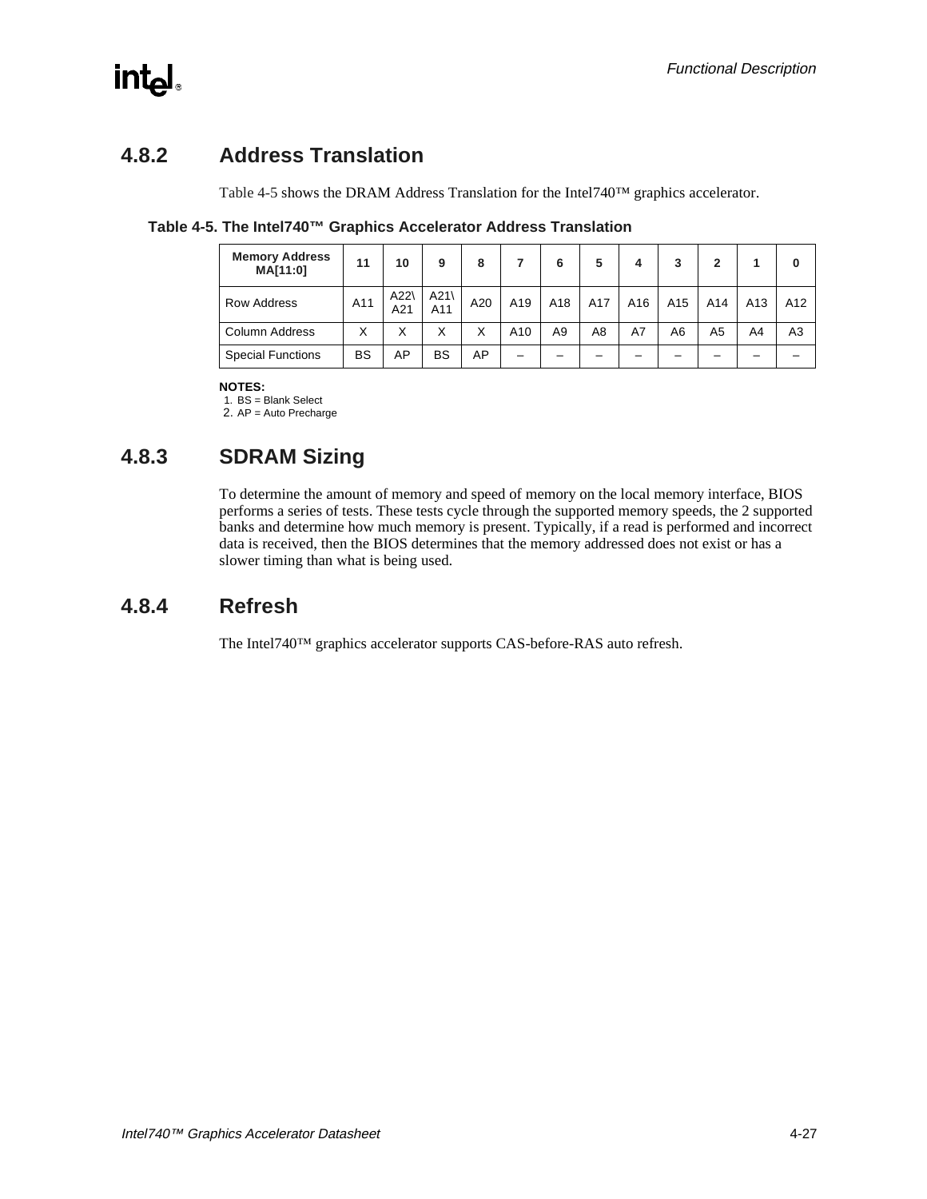### 4.8.2 Address Translation

Table 4-5 shows the DRAM Address Translation for the Intel740™ graphics accelerator.

**Table 4-5. The Intel740™ Graphics Accelerator Address Translation**

| Memory Address MA[11:0] | 11 | 10 | 9 | 8 | 7 | 6 | 5 | 4 | 3 | 2 | 1 | 0 |
|---|---|---|---|---|---|---|---|---|---|---|---|---|
| Row Address | A11 | A22\ A21 | A21\ A11 | A20 | A19 | A18 | A17 | A16 | A15 | A14 | A13 | A12 |
| Column Address | X | X | X | X | A10 | A9 | A8 | A7 | A6 | A5 | A4 | A3 |
| Special Functions | BS | AP | BS | AP | – | – | – | – | – | – | – | – |

**NOTES:**
1. BS = Blank Select
2. AP = Auto Precharge

### 4.8.3 SDRAM Sizing

To determine the amount of memory and speed of memory on the local memory interface, BIOS performs a series of tests. These tests cycle through the supported memory speeds, the 2 supported banks and determine how much memory is present. Typically, if a read is performed and incorrect data is received, then the BIOS determines that the memory addressed does not exist or has a slower timing than what is being used.

### 4.8.4 Refresh

The Intel740™ graphics accelerator supports CAS-before-RAS auto refresh.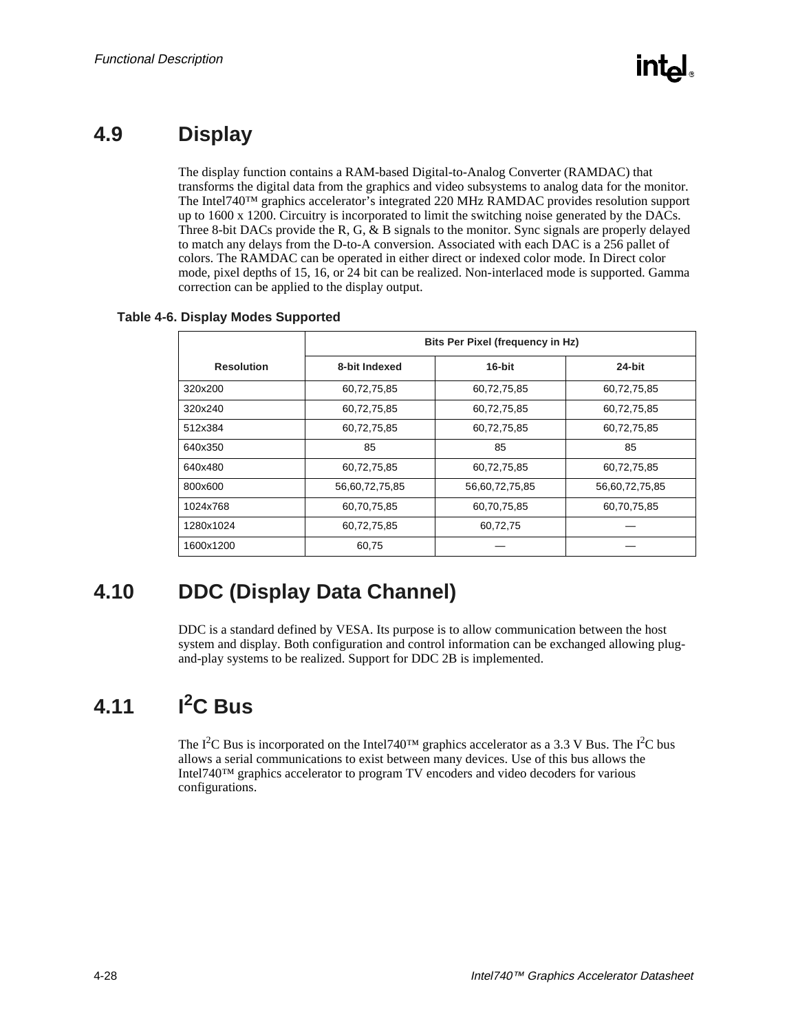## 4.9 Display

The display function contains a RAM-based Digital-to-Analog Converter (RAMDAC) that transforms the digital data from the graphics and video subsystems to analog data for the monitor. The Intel740™ graphics accelerator's integrated 220 MHz RAMDAC provides resolution support up to 1600 x 1200. Circuitry is incorporated to limit the switching noise generated by the DACs. Three 8-bit DACs provide the R, G, & B signals to the monitor. Sync signals are properly delayed to match any delays from the D-to-A conversion. Associated with each DAC is a 256 pallet of colors. The RAMDAC can be operated in either direct or indexed color mode. In Direct color mode, pixel depths of 15, 16, or 24 bit can be realized. Non-interlaced mode is supported. Gamma correction can be applied to the display output.

**Table 4-6. Display Modes Supported**

| | Bits Per Pixel (frequency in Hz) | | |
|---|---|---|---|
| **Resolution** | **8-bit Indexed** | **16-bit** | **24-bit** |
| 320x200 | 60,72,75,85 | 60,72,75,85 | 60,72,75,85 |
| 320x240 | 60,72,75,85 | 60,72,75,85 | 60,72,75,85 |
| 512x384 | 60,72,75,85 | 60,72,75,85 | 60,72,75,85 |
| 640x350 | 85 | 85 | 85 |
| 640x480 | 60,72,75,85 | 60,72,75,85 | 60,72,75,85 |
| 800x600 | 56,60,72,75,85 | 56,60,72,75,85 | 56,60,72,75,85 |
| 1024x768 | 60,70,75,85 | 60,70,75,85 | 60,70,75,85 |
| 1280x1024 | 60,72,75,85 | 60,72,75 | — |
| 1600x1200 | 60,75 | — | — |

## 4.10 DDC (Display Data Channel)

DDC is a standard defined by VESA. Its purpose is to allow communication between the host system and display. Both configuration and control information can be exchanged allowing plug-and-play systems to be realized. Support for DDC 2B is implemented.

## 4.11 I²C Bus

The I²C Bus is incorporated on the Intel740™ graphics accelerator as a 3.3 V Bus. The I²C bus allows a serial communications to exist between many devices. Use of this bus allows the Intel740™ graphics accelerator to program TV encoders and video decoders for various configurations.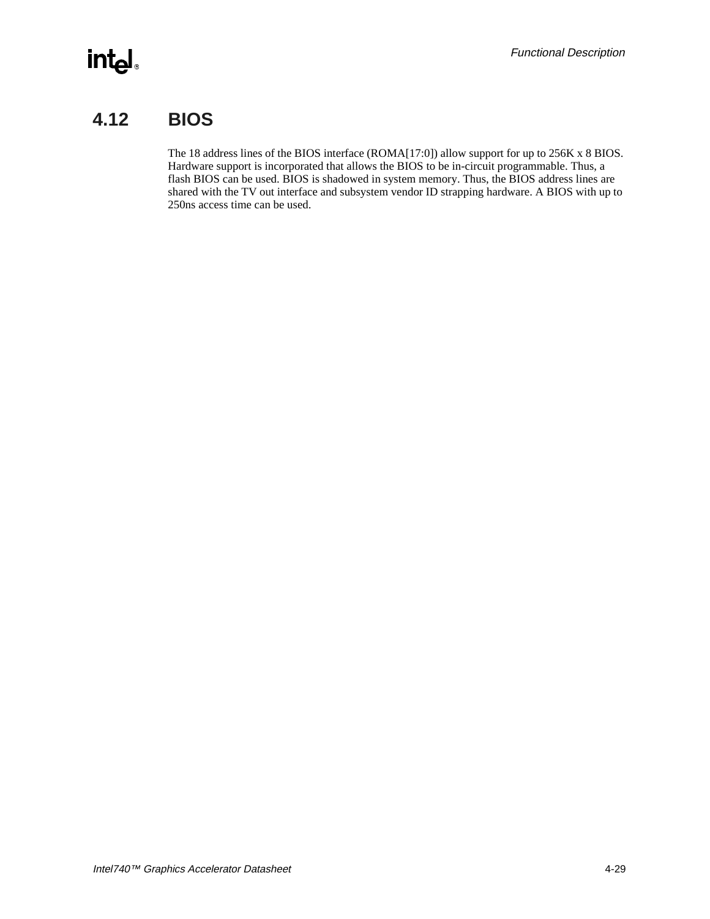## 4.12 BIOS

The 18 address lines of the BIOS interface (ROMA[17:0]) allow support for up to 256K x 8 BIOS. Hardware support is incorporated that allows the BIOS to be in-circuit programmable. Thus, a flash BIOS can be used. BIOS is shadowed in system memory. Thus, the BIOS address lines are shared with the TV out interface and subsystem vendor ID strapping hardware. A BIOS with up to 250ns access time can be used.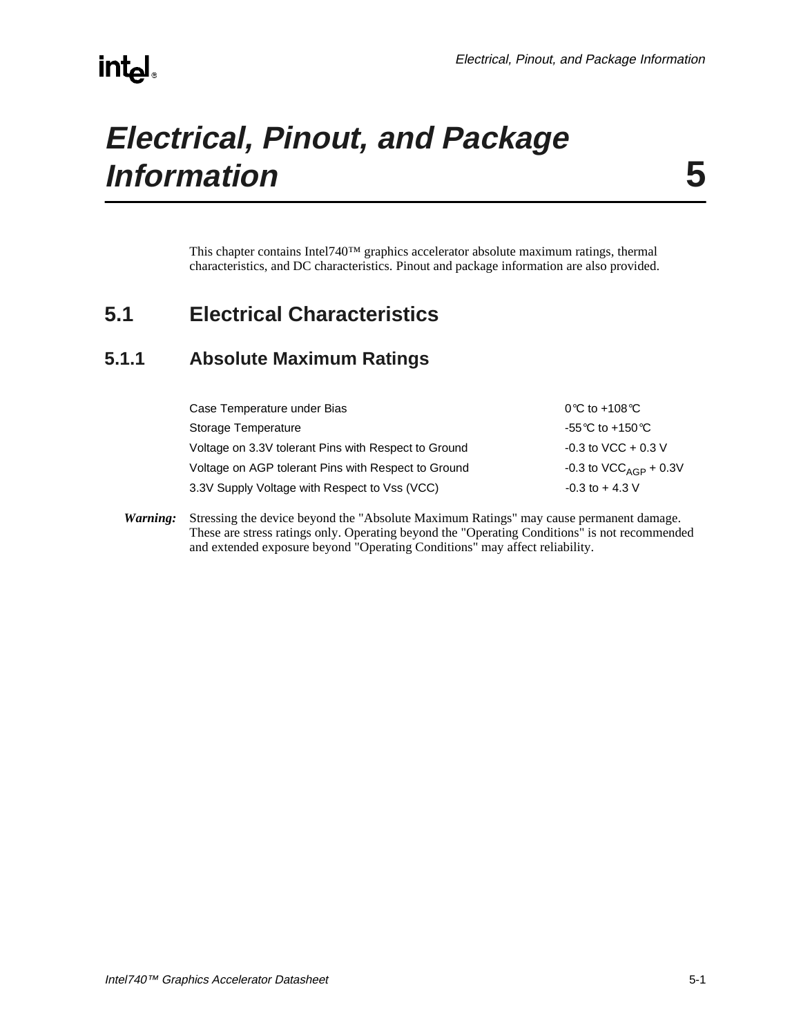# Electrical, Pinout, and Package Information 5

This chapter contains Intel740™ graphics accelerator absolute maximum ratings, thermal characteristics, and DC characteristics. Pinout and package information are also provided.

## 5.1 Electrical Characteristics

### 5.1.1 Absolute Maximum Ratings

| | |
|---|---|
| Case Temperature under Bias | 0°C to +108°C |
| Storage Temperature | -55°C to +150°C |
| Voltage on 3.3V tolerant Pins with Respect to Ground | -0.3 to VCC + 0.3 V |
| Voltage on AGP tolerant Pins with Respect to Ground | -0.3 to $VCC_{AGP}$ + 0.3V |
| 3.3V Supply Voltage with Respect to Vss (VCC) | -0.3 to + 4.3 V |

***Warning:*** Stressing the device beyond the "Absolute Maximum Ratings" may cause permanent damage. These are stress ratings only. Operating beyond the "Operating Conditions" is not recommended and extended exposure beyond "Operating Conditions" may affect reliability.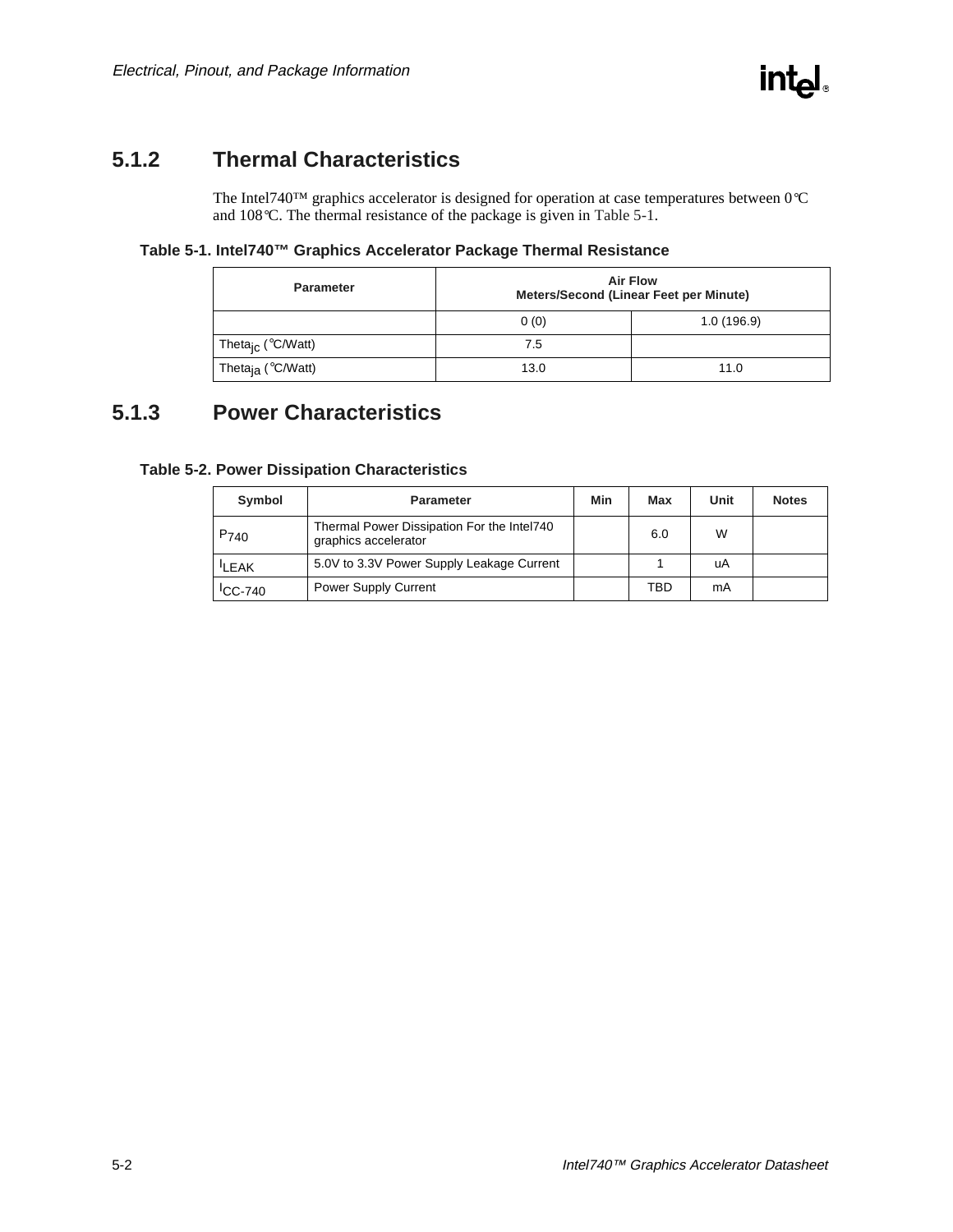## 5.1.2 Thermal Characteristics

The Intel740™ graphics accelerator is designed for operation at case temperatures between 0°C and 108°C. The thermal resistance of the package is given in Table 5-1.

**Table 5-1. Intel740™ Graphics Accelerator Package Thermal Resistance**

| Parameter | Air Flow Meters/Second (Linear Feet per Minute) | |
|---|---|---|
| | 0 (0) | 1.0 (196.9) |
| $Theta_{jc}$ (°C/Watt) | 7.5 | |
| $Theta_{ja}$ (°C/Watt) | 13.0 | 11.0 |

## 5.1.3 Power Characteristics

**Table 5-2. Power Dissipation Characteristics**

| Symbol | Parameter | Min | Max | Unit | Notes |
|---|---|---|---|---|---|
| $P_{740}$ | Thermal Power Dissipation For the Intel740 graphics accelerator | | 6.0 | W | |
| $I_{LEAK}$ | 5.0V to 3.3V Power Supply Leakage Current | | 1 | uA | |
| $I_{CC-740}$ | Power Supply Current | | TBD | mA | |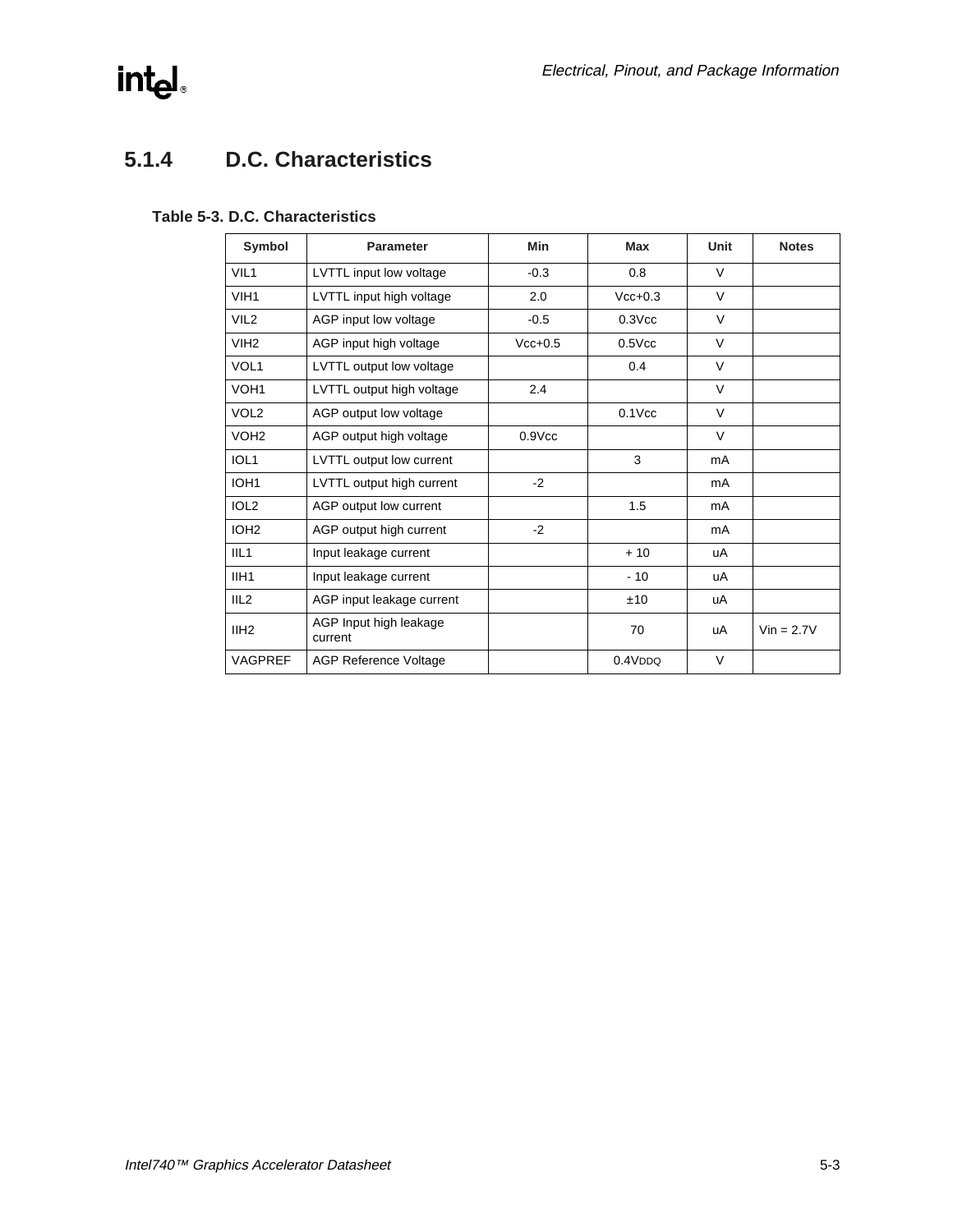### 5.1.4 D.C. Characteristics

**Table 5-3. D.C. Characteristics**

| Symbol | Parameter | Min | Max | Unit | Notes |
|---|---|---|---|---|---|
| VIL1 | LVTTL input low voltage | -0.3 | 0.8 | V | |
| VIH1 | LVTTL input high voltage | 2.0 | Vcc+0.3 | V | |
| VIL2 | AGP input low voltage | -0.5 | 0.3Vcc | V | |
| VIH2 | AGP input high voltage | Vcc+0.5 | 0.5Vcc | V | |
| VOL1 | LVTTL output low voltage | | 0.4 | V | |
| VOH1 | LVTTL output high voltage | 2.4 | | V | |
| VOL2 | AGP output low voltage | | 0.1Vcc | V | |
| VOH2 | AGP output high voltage | 0.9Vcc | | V | |
| IOL1 | LVTTL output low current | | 3 | mA | |
| IOH1 | LVTTL output high current | -2 | | mA | |
| IOL2 | AGP output low current | | 1.5 | mA | |
| IOH2 | AGP output high current | -2 | | mA | |
| IIL1 | Input leakage current | | + 10 | uA | |
| IIH1 | Input leakage current | | - 10 | uA | |
| IIL2 | AGP input leakage current | | ±10 | uA | |
| IIH2 | AGP Input high leakage current | | 70 | uA | Vin = 2.7V |
| VAGPREF | AGP Reference Voltage | | $0.4V_{DDQ}$ | V | |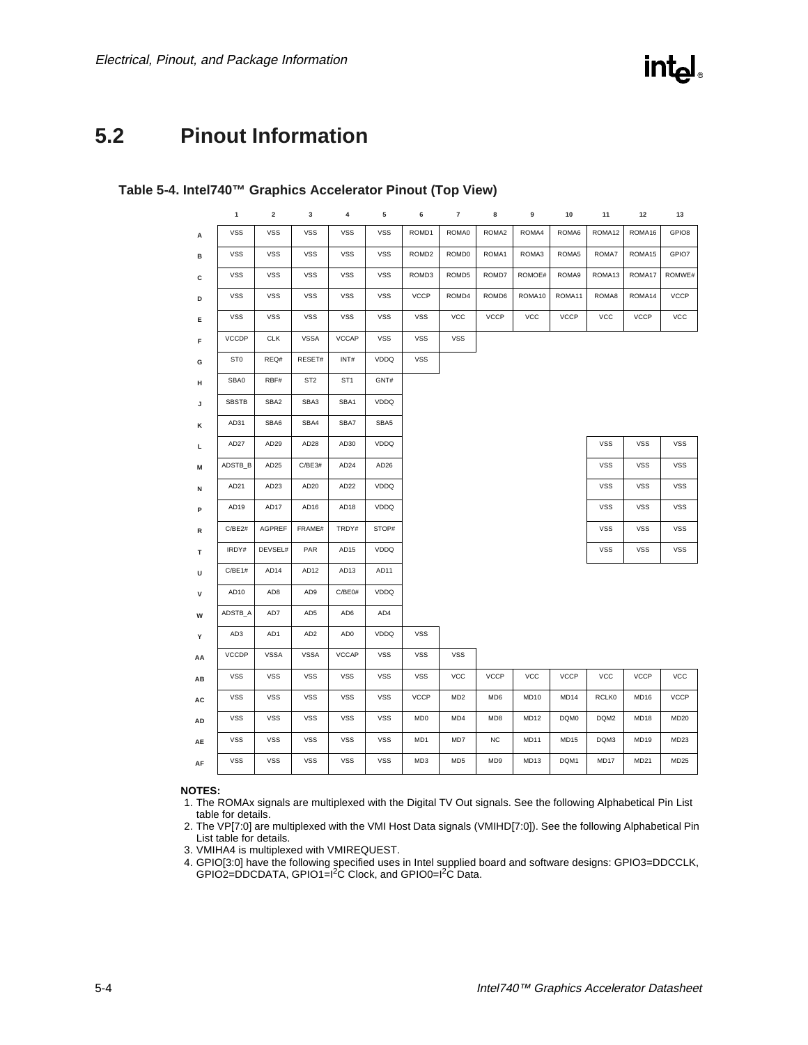## 5.2 Pinout Information

**Table 5-4. Intel740™ Graphics Accelerator Pinout (Top View)**

| | 1 | 2 | 3 | 4 | 5 | 6 | 7 | 8 | 9 | 10 | 11 | 12 | 13 |
|---|---|---|---|---|---|---|---|---|---|---|---|---|---|
| A | VSS | VSS | VSS | VSS | VSS | ROMD1 | ROMA0 | ROMA2 | ROMA4 | ROMA6 | ROMA12 | ROMA16 | GPIO8 |
| B | VSS | VSS | VSS | VSS | VSS | ROMD2 | ROMD0 | ROMA1 | ROMA3 | ROMA5 | ROMA7 | ROMA15 | GPIO7 |
| C | VSS | VSS | VSS | VSS | VSS | ROMD3 | ROMD5 | ROMD7 | ROMOE# | ROMA9 | ROMA13 | ROMA17 | ROMWE# |
| D | VSS | VSS | VSS | VSS | VSS | VCCP | ROMD4 | ROMD6 | ROMA10 | ROMA11 | ROMA8 | ROMA14 | VCCP |
| E | VSS | VSS | VSS | VSS | VSS | VSS | VCC | VCCP | VCC | VCCP | VCC | VCCP | VCC |
| F | VCCDP | CLK | VSSA | VCCAP | VSS | VSS | VSS | | | | | | |
| G | ST0 | REQ# | RESET# | INT# | VDDQ | VSS | | | | | | | |
| H | SBA0 | RBF# | ST2 | ST1 | GNT# | | | | | | | | |
| J | SBSTB | SBA2 | SBA3 | SBA1 | VDDQ | | | | | | | | |
| K | AD31 | SBA6 | SBA4 | SBA7 | SBA5 | | | | | | | | |
| L | AD27 | AD29 | AD28 | AD30 | VDDQ | | | | | | VSS | VSS | VSS |
| M | ADSTB_B | AD25 | C/BE3# | AD24 | AD26 | | | | | | VSS | VSS | VSS |
| N | AD21 | AD23 | AD20 | AD22 | VDDQ | | | | | | VSS | VSS | VSS |
| P | AD19 | AD17 | AD16 | AD18 | VDDQ | | | | | | VSS | VSS | VSS |
| R | C/BE2# | AGPREF | FRAME# | TRDY# | STOP# | | | | | | VSS | VSS | VSS |
| T | IRDY# | DEVSEL# | PAR | AD15 | VDDQ | | | | | | VSS | VSS | VSS |
| U | C/BE1# | AD14 | AD12 | AD13 | AD11 | | | | | | | | |
| V | AD10 | AD8 | AD9 | C/BE0# | VDDQ | | | | | | | | |
| W | ADSTB_A | AD7 | AD5 | AD6 | AD4 | | | | | | | | |
| Y | AD3 | AD1 | AD2 | AD0 | VDDQ | VSS | | | | | | | |
| AA | VCCDP | VSSA | VSSA | VCCAP | VSS | VSS | VSS | | | | | | |
| AB | VSS | VSS | VSS | VSS | VSS | VSS | VCC | VCCP | VCC | VCCP | VCC | VCCP | VCC |
| AC | VSS | VSS | VSS | VSS | VSS | VCCP | MD2 | MD6 | MD10 | MD14 | RCLK0 | MD16 | VCCP |
| AD | VSS | VSS | VSS | VSS | VSS | MD0 | MD4 | MD8 | MD12 | DQM0 | DQM2 | MD18 | MD20 |
| AE | VSS | VSS | VSS | VSS | VSS | MD1 | MD7 | NC | MD11 | MD15 | DQM3 | MD19 | MD23 |
| AF | VSS | VSS | VSS | VSS | VSS | MD3 | MD5 | MD9 | MD13 | DQM1 | MD17 | MD21 | MD25 |

**NOTES:**

1. The ROMAx signals are multiplexed with the Digital TV Out signals. See the following Alphabetical Pin List table for details.
2. The VP[7:0] are multiplexed with the VMI Host Data signals (VMIHD[7:0]). See the following Alphabetical Pin List table for details.
3. VMIHA4 is multiplexed with VMIREQUEST.
4. GPIO[3:0] have the following specified uses in Intel supplied board and software designs: GPIO3=DDCCLK, GPIO2=DDCDATA, GPIO1=$I^2C$ Clock, and GPIO0=$I^2C$ Data.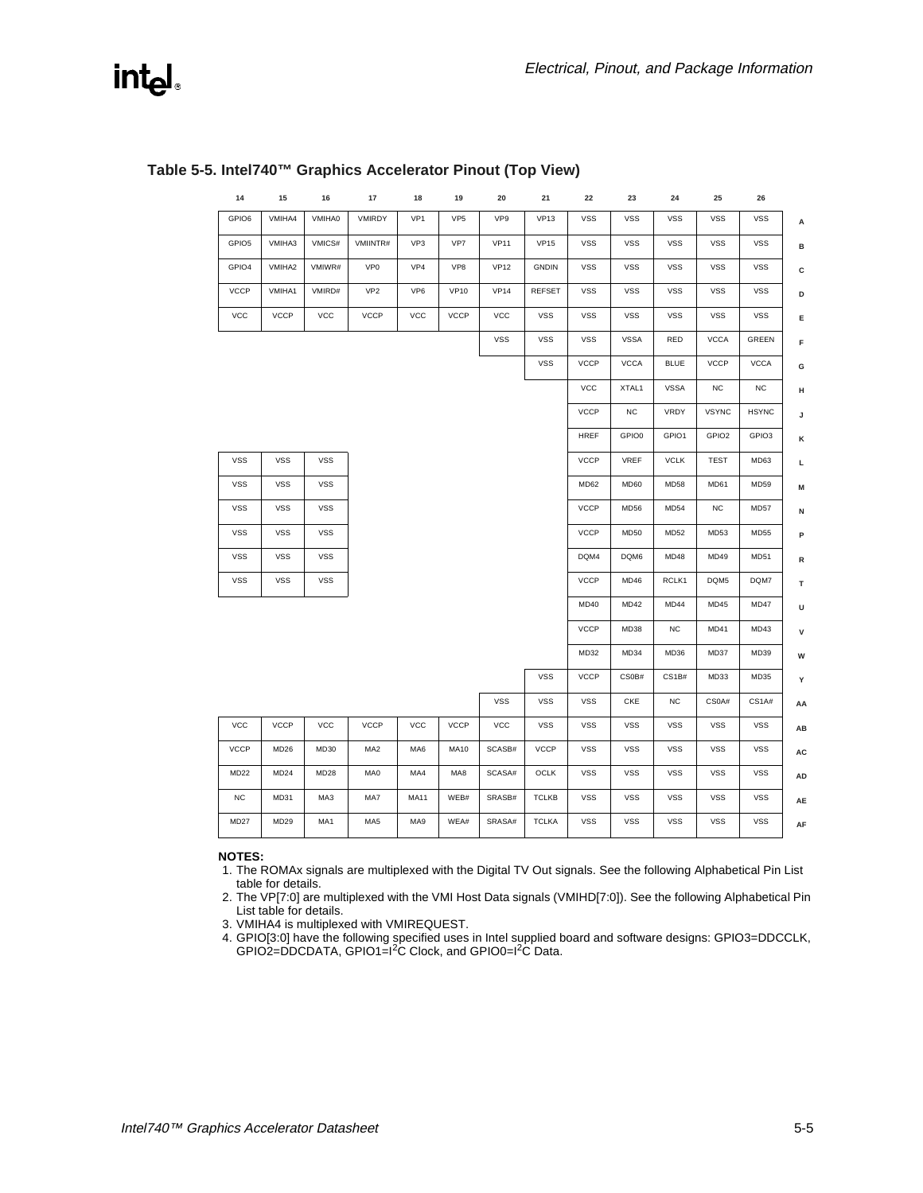## Table 5-5. Intel740™ Graphics Accelerator Pinout (Top View)

| 14 | 15 | 16 | 17 | 18 | 19 | 20 | 21 | 22 | 23 | 24 | 25 | 26 | |
|---|---|---|---|---|---|---|---|---|---|---|---|---|---|
| GPIO6 | VMIHA4 | VMIHA0 | VMIRDY | VP1 | VP5 | VP9 | VP13 | VSS | VSS | VSS | VSS | VSS | A |
| GPIO5 | VMIHA3 | VMICS# | VMIINTR# | VP3 | VP7 | VP11 | VP15 | VSS | VSS | VSS | VSS | VSS | B |
| GPIO4 | VMIHA2 | VMIWR# | VP0 | VP4 | VP8 | VP12 | GNDIN | VSS | VSS | VSS | VSS | VSS | C |
| VCCP | VMIHA1 | VMIRD# | VP2 | VP6 | VP10 | VP14 | REFSET | VSS | VSS | VSS | VSS | VSS | D |
| VCC | VCCP | VCC | VCCP | VCC | VCCP | VCC | VSS | VSS | VSS | VSS | VSS | VSS | E |
| | | | | | | VSS | VSS | VSS | VSSA | RED | VCCA | GREEN | F |
| | | | | | | | VSS | VCCP | VCCA | BLUE | VCCP | VCCA | G |
| | | | | | | | | VCC | XTAL1 | VSSA | NC | NC | H |
| | | | | | | | | VCCP | NC | VRDY | VSYNC | HSYNC | J |
| | | | | | | | | HREF | GPIO0 | GPIO1 | GPIO2 | GPIO3 | K |
| VSS | VSS | VSS | | | | | | VCCP | VREF | VCLK | TEST | MD63 | L |
| VSS | VSS | VSS | | | | | | MD62 | MD60 | MD58 | MD61 | MD59 | M |
| VSS | VSS | VSS | | | | | | VCCP | MD56 | MD54 | NC | MD57 | N |
| VSS | VSS | VSS | | | | | | VCCP | MD50 | MD52 | MD53 | MD55 | P |
| VSS | VSS | VSS | | | | | | DQM4 | DQM6 | MD48 | MD49 | MD51 | R |
| VSS | VSS | VSS | | | | | | VCCP | MD46 | RCLK1 | DQM5 | DQM7 | T |
| | | | | | | | | MD40 | MD42 | MD44 | MD45 | MD47 | U |
| | | | | | | | | VCCP | MD38 | NC | MD41 | MD43 | V |
| | | | | | | | | MD32 | MD34 | MD36 | MD37 | MD39 | W |
| | | | | | | | VSS | VCCP | CS0B# | CS1B# | MD33 | MD35 | Y |
| | | | | | | VSS | VSS | VSS | CKE | NC | CS0A# | CS1A# | AA |
| VCC | VCCP | VCC | VCCP | VCC | VCCP | VCC | VSS | VSS | VSS | VSS | VSS | VSS | AB |
| VCCP | MD26 | MD30 | MA2 | MA6 | MA10 | SCASB# | VCCP | VSS | VSS | VSS | VSS | VSS | AC |
| MD22 | MD24 | MD28 | MA0 | MA4 | MA8 | SCASA# | OCLK | VSS | VSS | VSS | VSS | VSS | AD |
| NC | MD31 | MA3 | MA7 | MA11 | WEB# | SRASB# | TCLKB | VSS | VSS | VSS | VSS | VSS | AE |
| MD27 | MD29 | MA1 | MA5 | MA9 | WEA# | SRASA# | TCLKA | VSS | VSS | VSS | VSS | VSS | AF |

**NOTES:**

1. The ROMAx signals are multiplexed with the Digital TV Out signals. See the following Alphabetical Pin List table for details.
2. The VP[7:0] are multiplexed with the VMI Host Data signals (VMIHD[7:0]). See the following Alphabetical Pin List table for details.
3. VMIHA4 is multiplexed with VMIREQUEST.
4. GPIO[3:0] have the following specified uses in Intel supplied board and software designs: GPIO3=DDCCLK, GPIO2=DDCDATA, GPIO1=$I^2C$ Clock, and GPIO0=$I^2C$ Data.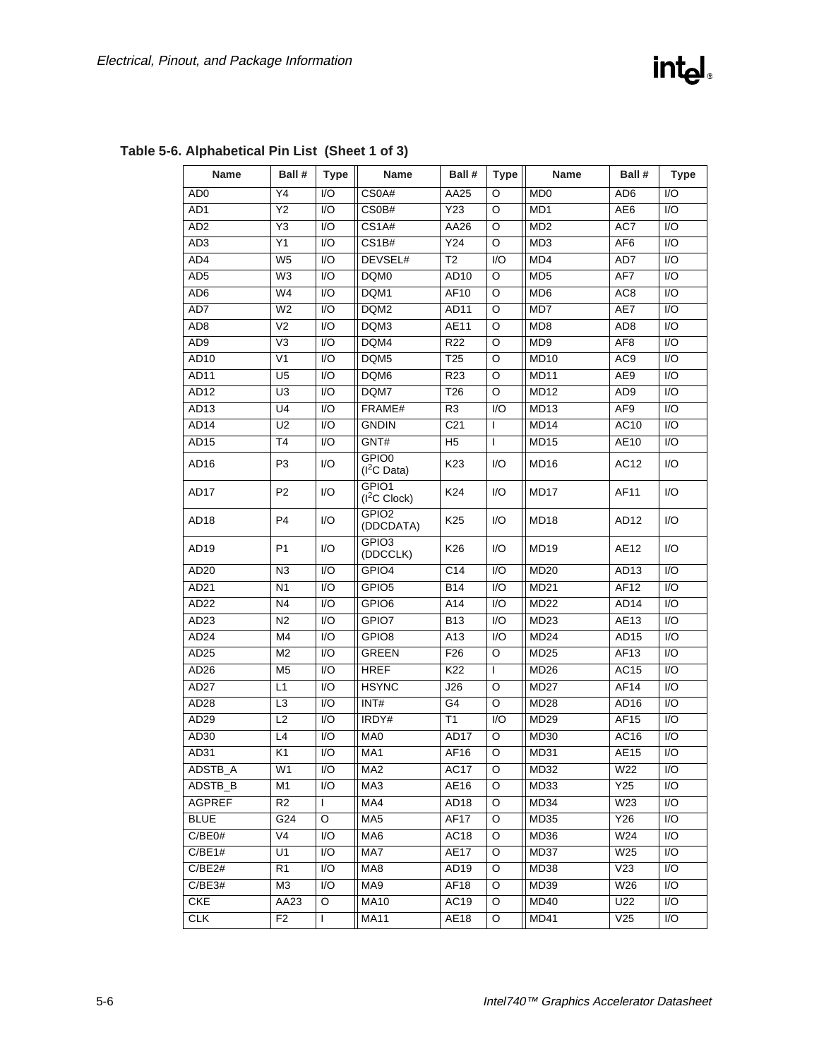**Table 5-6. Alphabetical Pin List (Sheet 1 of 3)**

| Name | Ball # | Type | Name | Ball # | Type | Name | Ball # | Type |
|---|---|---|---|---|---|---|---|---|
| AD0 | Y4 | I/O | CS0A# | AA25 | O | MD0 | AD6 | I/O |
| AD1 | Y2 | I/O | CS0B# | Y23 | O | MD1 | AE6 | I/O |
| AD2 | Y3 | I/O | CS1A# | AA26 | O | MD2 | AC7 | I/O |
| AD3 | Y1 | I/O | CS1B# | Y24 | O | MD3 | AF6 | I/O |
| AD4 | W5 | I/O | DEVSEL# | T2 | I/O | MD4 | AD7 | I/O |
| AD5 | W3 | I/O | DQM0 | AD10 | O | MD5 | AF7 | I/O |
| AD6 | W4 | I/O | DQM1 | AF10 | O | MD6 | AC8 | I/O |
| AD7 | W2 | I/O | DQM2 | AD11 | O | MD7 | AE7 | I/O |
| AD8 | V2 | I/O | DQM3 | AE11 | O | MD8 | AD8 | I/O |
| AD9 | V3 | I/O | DQM4 | R22 | O | MD9 | AF8 | I/O |
| AD10 | V1 | I/O | DQM5 | T25 | O | MD10 | AC9 | I/O |
| AD11 | U5 | I/O | DQM6 | R23 | O | MD11 | AE9 | I/O |
| AD12 | U3 | I/O | DQM7 | T26 | O | MD12 | AD9 | I/O |
| AD13 | U4 | I/O | FRAME# | R3 | I/O | MD13 | AF9 | I/O |
| AD14 | U2 | I/O | GNDIN | C21 | I | MD14 | AC10 | I/O |
| AD15 | T4 | I/O | GNT# | H5 | I | MD15 | AE10 | I/O |
| AD16 | P3 | I/O | GPIO0 ($I^2C$ Data) | K23 | I/O | MD16 | AC12 | I/O |
| AD17 | P2 | I/O | GPIO1 ($I^2C$ Clock) | K24 | I/O | MD17 | AF11 | I/O |
| AD18 | P4 | I/O | GPIO2 (DDCDATA) | K25 | I/O | MD18 | AD12 | I/O |
| AD19 | P1 | I/O | GPIO3 (DDCCLK) | K26 | I/O | MD19 | AE12 | I/O |
| AD20 | N3 | I/O | GPIO4 | C14 | I/O | MD20 | AD13 | I/O |
| AD21 | N1 | I/O | GPIO5 | B14 | I/O | MD21 | AF12 | I/O |
| AD22 | N4 | I/O | GPIO6 | A14 | I/O | MD22 | AD14 | I/O |
| AD23 | N2 | I/O | GPIO7 | B13 | I/O | MD23 | AE13 | I/O |
| AD24 | M4 | I/O | GPIO8 | A13 | I/O | MD24 | AD15 | I/O |
| AD25 | M2 | I/O | GREEN | F26 | O | MD25 | AF13 | I/O |
| AD26 | M5 | I/O | HREF | K22 | I | MD26 | AC15 | I/O |
| AD27 | L1 | I/O | HSYNC | J26 | O | MD27 | AF14 | I/O |
| AD28 | L3 | I/O | INT# | G4 | O | MD28 | AD16 | I/O |
| AD29 | L2 | I/O | IRDY# | T1 | I/O | MD29 | AF15 | I/O |
| AD30 | L4 | I/O | MA0 | AD17 | O | MD30 | AC16 | I/O |
| AD31 | K1 | I/O | MA1 | AF16 | O | MD31 | AE15 | I/O |
| ADSTB_A | W1 | I/O | MA2 | AC17 | O | MD32 | W22 | I/O |
| ADSTB_B | M1 | I/O | MA3 | AE16 | O | MD33 | Y25 | I/O |
| AGPREF | R2 | I | MA4 | AD18 | O | MD34 | W23 | I/O |
| BLUE | G24 | O | MA5 | AF17 | O | MD35 | Y26 | I/O |
| C/BE0# | V4 | I/O | MA6 | AC18 | O | MD36 | W24 | I/O |
| C/BE1# | U1 | I/O | MA7 | AE17 | O | MD37 | W25 | I/O |
| C/BE2# | R1 | I/O | MA8 | AD19 | O | MD38 | V23 | I/O |
| C/BE3# | M3 | I/O | MA9 | AF18 | O | MD39 | W26 | I/O |
| CKE | AA23 | O | MA10 | AC19 | O | MD40 | U22 | I/O |
| CLK | F2 | I | MA11 | AE18 | O | MD41 | V25 | I/O |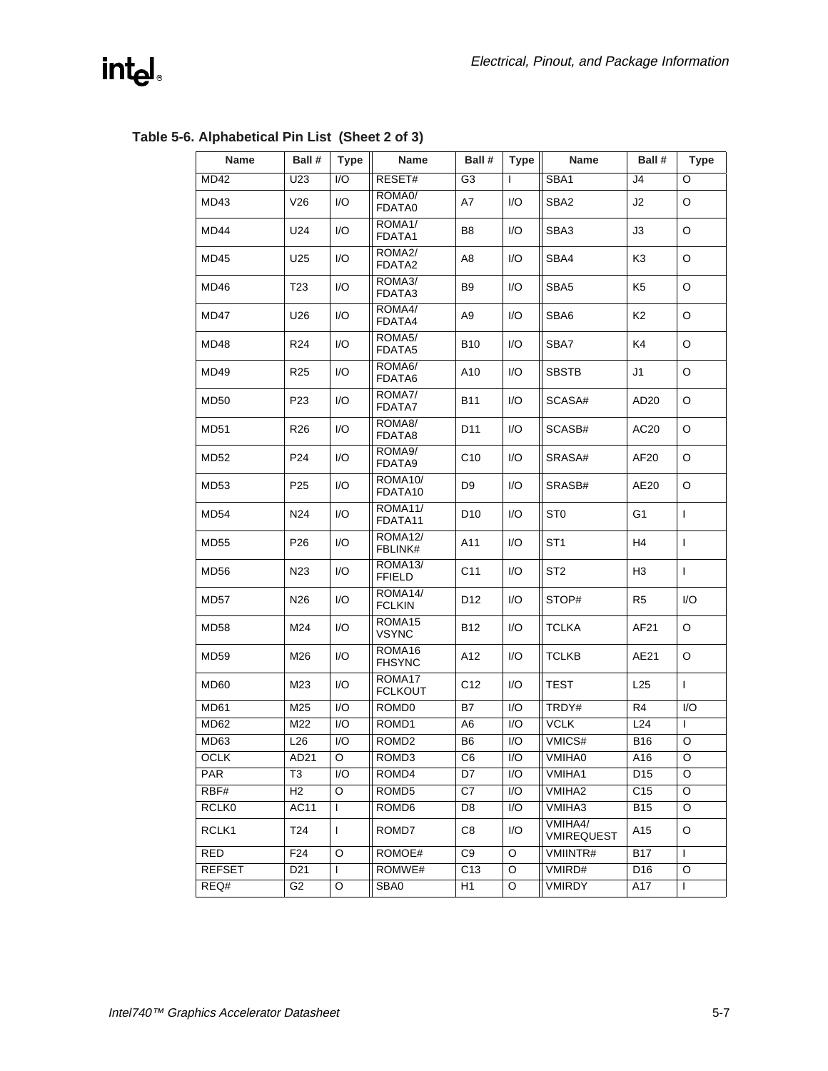**Table 5-6. Alphabetical Pin List (Sheet 2 of 3)**

| Name | Ball # | Type | Name | Ball # | Type | Name | Ball # | Type |
|---|---|---|---|---|---|---|---|---|
| MD42 | U23 | I/O | RESET# | G3 | I | SBA1 | J4 | O |
| MD43 | V26 | I/O | ROMA0/ FDATA0 | A7 | I/O | SBA2 | J2 | O |
| MD44 | U24 | I/O | ROMA1/ FDATA1 | B8 | I/O | SBA3 | J3 | O |
| MD45 | U25 | I/O | ROMA2/ FDATA2 | A8 | I/O | SBA4 | K3 | O |
| MD46 | T23 | I/O | ROMA3/ FDATA3 | B9 | I/O | SBA5 | K5 | O |
| MD47 | U26 | I/O | ROMA4/ FDATA4 | A9 | I/O | SBA6 | K2 | O |
| MD48 | R24 | I/O | ROMA5/ FDATA5 | B10 | I/O | SBA7 | K4 | O |
| MD49 | R25 | I/O | ROMA6/ FDATA6 | A10 | I/O | SBSTB | J1 | O |
| MD50 | P23 | I/O | ROMA7/ FDATA7 | B11 | I/O | SCASA# | AD20 | O |
| MD51 | R26 | I/O | ROMA8/ FDATA8 | D11 | I/O | SCASB# | AC20 | O |
| MD52 | P24 | I/O | ROMA9/ FDATA9 | C10 | I/O | SRASA# | AF20 | O |
| MD53 | P25 | I/O | ROMA10/ FDATA10 | D9 | I/O | SRASB# | AE20 | O |
| MD54 | N24 | I/O | ROMA11/ FDATA11 | D10 | I/O | ST0 | G1 | I |
| MD55 | P26 | I/O | ROMA12/ FBLINK# | A11 | I/O | ST1 | H4 | I |
| MD56 | N23 | I/O | ROMA13/ FFIELD | C11 | I/O | ST2 | H3 | I |
| MD57 | N26 | I/O | ROMA14/ FCLKIN | D12 | I/O | STOP# | R5 | I/O |
| MD58 | M24 | I/O | ROMA15 VSYNC | B12 | I/O | TCLKA | AF21 | O |
| MD59 | M26 | I/O | ROMA16 FHSYNC | A12 | I/O | TCLKB | AE21 | O |
| MD60 | M23 | I/O | ROMA17 FCLKOUT | C12 | I/O | TEST | L25 | I |
| MD61 | M25 | I/O | ROMD0 | B7 | I/O | TRDY# | R4 | I/O |
| MD62 | M22 | I/O | ROMD1 | A6 | I/O | VCLK | L24 | I |
| MD63 | L26 | I/O | ROMD2 | B6 | I/O | VMICS# | B16 | O |
| OCLK | AD21 | O | ROMD3 | C6 | I/O | VMIHA0 | A16 | O |
| PAR | T3 | I/O | ROMD4 | D7 | I/O | VMIHA1 | D15 | O |
| RBF# | H2 | O | ROMD5 | C7 | I/O | VMIHA2 | C15 | O |
| RCLK0 | AC11 | I | ROMD6 | D8 | I/O | VMIHA3 | B15 | O |
| RCLK1 | T24 | I | ROMD7 | C8 | I/O | VMIHA4/ VMIREQUEST | A15 | O |
| RED | F24 | O | ROMOE# | C9 | O | VMIINTR# | B17 | I |
| REFSET | D21 | I | ROMWE# | C13 | O | VMIRD# | D16 | O |
| REQ# | G2 | O | SBA0 | H1 | O | VMIRDY | A17 | I |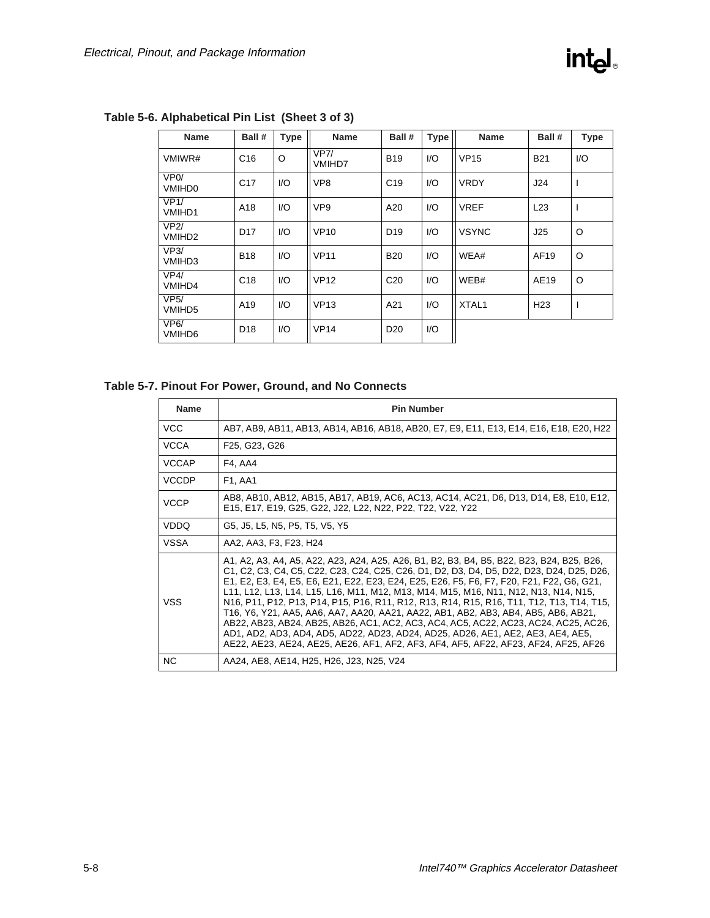**Table 5-6. Alphabetical Pin List (Sheet 3 of 3)**

| Name | Ball # | Type | Name | Ball # | Type | Name | Ball # | Type |
|---|---|---|---|---|---|---|---|---|
| VMIWR# | C16 | O | VP7/ VMIHD7 | B19 | I/O | VP15 | B21 | I/O |
| VP0/ VMIHD0 | C17 | I/O | VP8 | C19 | I/O | VRDY | J24 | I |
| VP1/ VMIHD1 | A18 | I/O | VP9 | A20 | I/O | VREF | L23 | I |
| VP2/ VMIHD2 | D17 | I/O | VP10 | D19 | I/O | VSYNC | J25 | O |
| VP3/ VMIHD3 | B18 | I/O | VP11 | B20 | I/O | WEA# | AF19 | O |
| VP4/ VMIHD4 | C18 | I/O | VP12 | C20 | I/O | WEB# | AE19 | O |
| VP5/ VMIHD5 | A19 | I/O | VP13 | A21 | I/O | XTAL1 | H23 | I |
| VP6/ VMIHD6 | D18 | I/O | VP14 | D20 | I/O | | | |

**Table 5-7. Pinout For Power, Ground, and No Connects**

| Name | Pin Number |
|---|---|
| VCC | AB7, AB9, AB11, AB13, AB14, AB16, AB18, AB20, E7, E9, E11, E13, E14, E16, E18, E20, H22 |
| VCCA | F25, G23, G26 |
| VCCAP | F4, AA4 |
| VCCDP | F1, AA1 |
| VCCP | AB8, AB10, AB12, AB15, AB17, AB19, AC6, AC13, AC14, AC21, D6, D13, D14, E8, E10, E12, E15, E17, E19, G25, G22, J22, L22, N22, P22, T22, V22, Y22 |
| VDDQ | G5, J5, L5, N5, P5, T5, V5, Y5 |
| VSSA | AA2, AA3, F3, F23, H24 |
| VSS | A1, A2, A3, A4, A5, A22, A23, A24, A25, A26, B1, B2, B3, B4, B5, B22, B23, B24, B25, B26, C1, C2, C3, C4, C5, C22, C23, C24, C25, C26, D1, D2, D3, D4, D5, D22, D23, D24, D25, D26, E1, E2, E3, E4, E5, E6, E21, E22, E23, E24, E25, E26, F5, F6, F7, F20, F21, F22, G6, G21, L11, L12, L13, L14, L15, L16, M11, M12, M13, M14, M15, M16, N11, N12, N13, N14, N15, N16, P11, P12, P13, P14, P15, P16, R11, R12, R13, R14, R15, R16, T11, T12, T13, T14, T15, T16, Y6, Y21, AA5, AA6, AA7, AA20, AA21, AA22, AB1, AB2, AB3, AB4, AB5, AB6, AB21, AB22, AB23, AB24, AB25, AB26, AC1, AC2, AC3, AC4, AC5, AC22, AC23, AC24, AC25, AC26, AD1, AD2, AD3, AD4, AD5, AD22, AD23, AD24, AD25, AD26, AE1, AE2, AE3, AE4, AE5, AE22, AE23, AE24, AE25, AE26, AF1, AF2, AF3, AF4, AF5, AF22, AF23, AF24, AF25, AF26 |
| NC | AA24, AE8, AE14, H25, H26, J23, N25, V24 |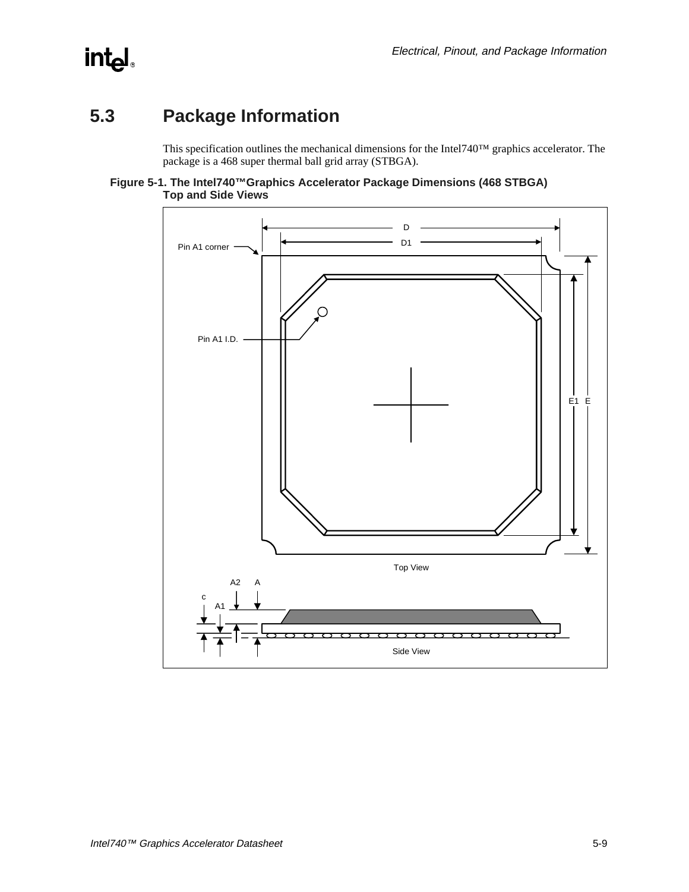## 5.3 Package Information

This specification outlines the mechanical dimensions for the Intel740™ graphics accelerator. The package is a 468 super thermal ball grid array (STBGA).

**Figure 5-1. The Intel740™Graphics Accelerator Package Dimensions (468 STBGA) Top and Side Views**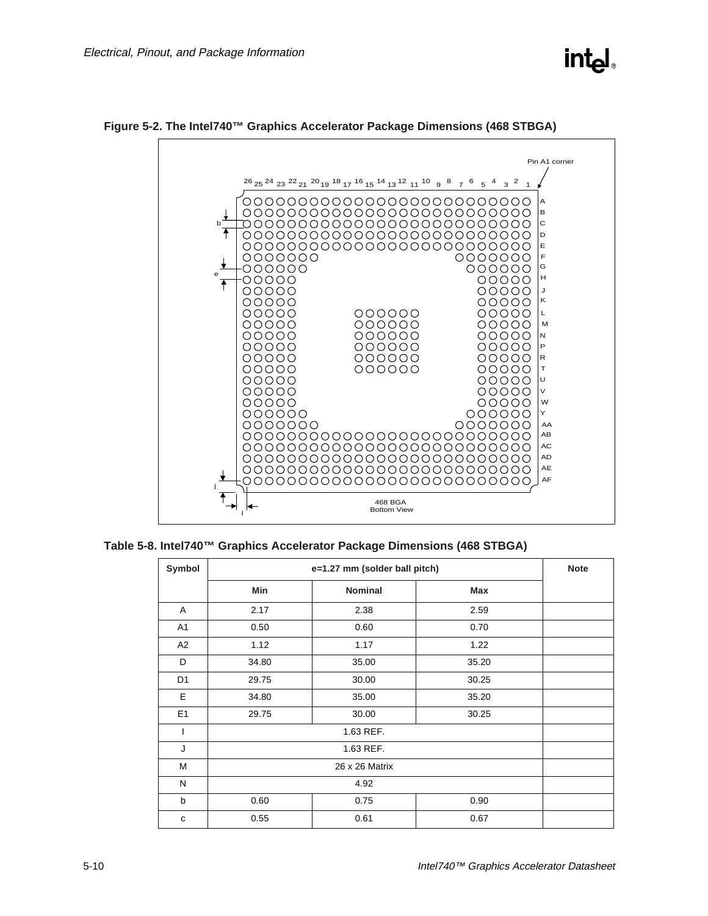**Figure 5-2. The Intel740™ Graphics Accelerator Package Dimensions (468 STBGA)**

Pin A1 corner

468 BGA
Bottom View

**Table 5-8. Intel740™ Graphics Accelerator Package Dimensions (468 STBGA)**

| Symbol | e=1.27 mm (solder ball pitch) | | | Note |
|---|---|---|---|---|
| | Min | Nominal | Max | |
| A | 2.17 | 2.38 | 2.59 | |
| A1 | 0.50 | 0.60 | 0.70 | |
| A2 | 1.12 | 1.17 | 1.22 | |
| D | 34.80 | 35.00 | 35.20 | |
| D1 | 29.75 | 30.00 | 30.25 | |
| E | 34.80 | 35.00 | 35.20 | |
| E1 | 29.75 | 30.00 | 30.25 | |
| I | 1.63 REF. | | | |
| J | 1.63 REF. | | | |
| M | 26 x 26 Matrix | | | |
| N | 4.92 | | | |
| b | 0.60 | 0.75 | 0.90 | |
| c | 0.55 | 0.61 | 0.67 | |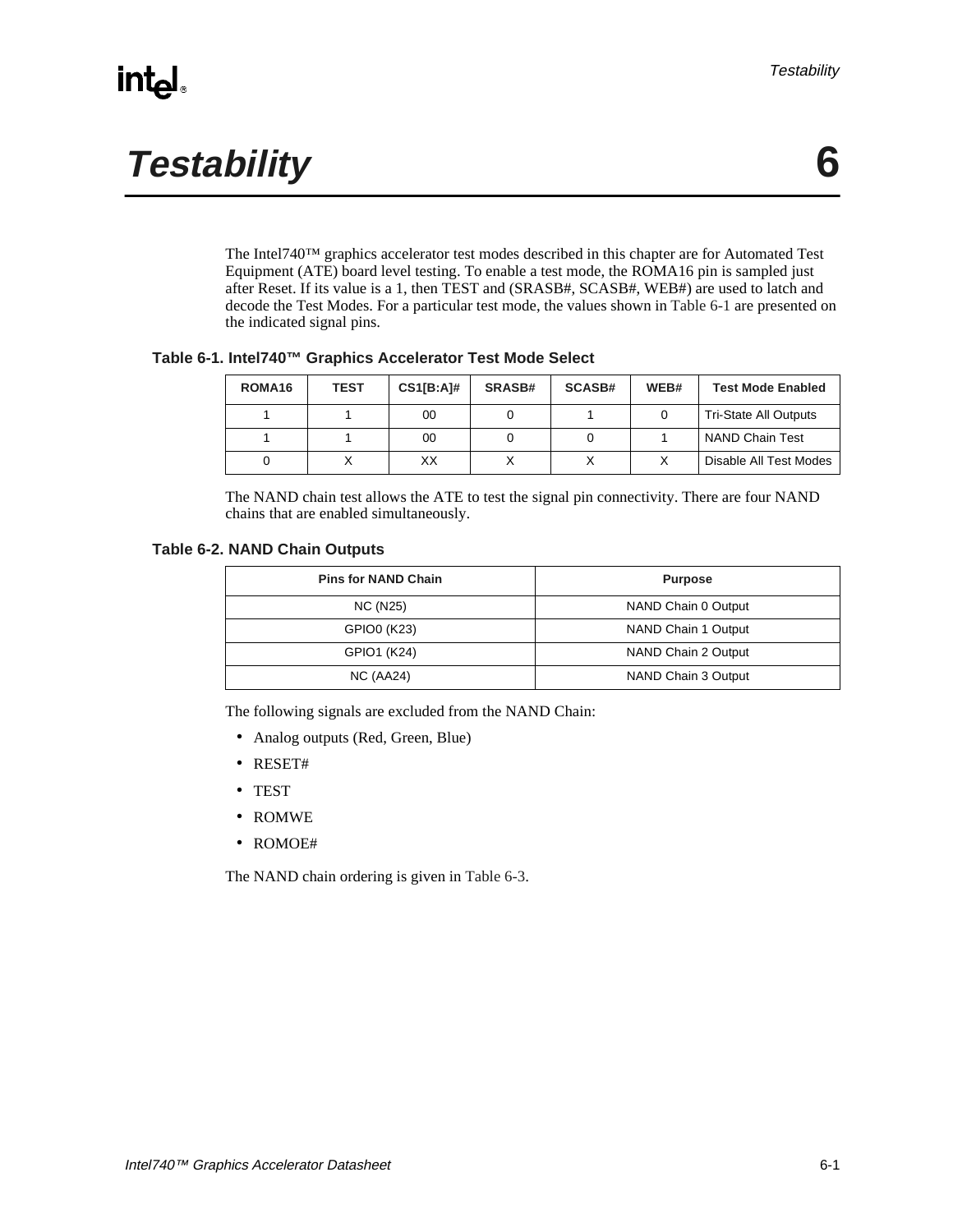# Testability 6

The Intel740™ graphics accelerator test modes described in this chapter are for Automated Test Equipment (ATE) board level testing. To enable a test mode, the ROMA16 pin is sampled just after Reset. If its value is a 1, then TEST and (SRASB#, SCASB#, WEB#) are used to latch and decode the Test Modes. For a particular test mode, the values shown in Table 6-1 are presented on the indicated signal pins.

### Table 6-1. Intel740™ Graphics Accelerator Test Mode Select

| ROMA16 | TEST | CS1[B:A]# | SRASB# | SCASB# | WEB# | Test Mode Enabled |
|---|---|---|---|---|---|---|
| 1 | 1 | 00 | 0 | 1 | 0 | Tri-State All Outputs |
| 1 | 1 | 00 | 0 | 0 | 1 | NAND Chain Test |
| 0 | X | XX | X | X | X | Disable All Test Modes |

The NAND chain test allows the ATE to test the signal pin connectivity. There are four NAND chains that are enabled simultaneously.

### Table 6-2. NAND Chain Outputs

| Pins for NAND Chain | Purpose |
|---|---|
| NC (N25) | NAND Chain 0 Output |
| GPIO0 (K23) | NAND Chain 1 Output |
| GPIO1 (K24) | NAND Chain 2 Output |
| NC (AA24) | NAND Chain 3 Output |

The following signals are excluded from the NAND Chain:

- Analog outputs (Red, Green, Blue)
- RESET#
- TEST
- ROMWE
- ROMOE#

The NAND chain ordering is given in Table 6-3.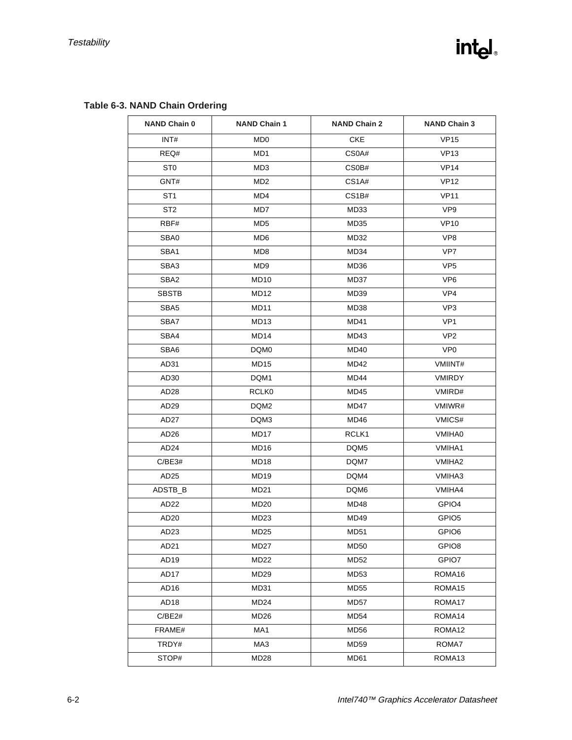**Table 6-3. NAND Chain Ordering**

| NAND Chain 0 | NAND Chain 1 | NAND Chain 2 | NAND Chain 3 |
|---|---|---|---|
| INT# | MD0 | CKE | VP15 |
| REQ# | MD1 | CS0A# | VP13 |
| ST0 | MD3 | CS0B# | VP14 |
| GNT# | MD2 | CS1A# | VP12 |
| ST1 | MD4 | CS1B# | VP11 |
| ST2 | MD7 | MD33 | VP9 |
| RBF# | MD5 | MD35 | VP10 |
| SBA0 | MD6 | MD32 | VP8 |
| SBA1 | MD8 | MD34 | VP7 |
| SBA3 | MD9 | MD36 | VP5 |
| SBA2 | MD10 | MD37 | VP6 |
| SBSTB | MD12 | MD39 | VP4 |
| SBA5 | MD11 | MD38 | VP3 |
| SBA7 | MD13 | MD41 | VP1 |
| SBA4 | MD14 | MD43 | VP2 |
| SBA6 | DQM0 | MD40 | VP0 |
| AD31 | MD15 | MD42 | VMIINT# |
| AD30 | DQM1 | MD44 | VMIRDY |
| AD28 | RCLK0 | MD45 | VMIRD# |
| AD29 | DQM2 | MD47 | VMIWR# |
| AD27 | DQM3 | MD46 | VMICS# |
| AD26 | MD17 | RCLK1 | VMIHA0 |
| AD24 | MD16 | DQM5 | VMIHA1 |
| C/BE3# | MD18 | DQM7 | VMIHA2 |
| AD25 | MD19 | DQM4 | VMIHA3 |
| ADSTB_B | MD21 | DQM6 | VMIHA4 |
| AD22 | MD20 | MD48 | GPIO4 |
| AD20 | MD23 | MD49 | GPIO5 |
| AD23 | MD25 | MD51 | GPIO6 |
| AD21 | MD27 | MD50 | GPIO8 |
| AD19 | MD22 | MD52 | GPIO7 |
| AD17 | MD29 | MD53 | ROMA16 |
| AD16 | MD31 | MD55 | ROMA15 |
| AD18 | MD24 | MD57 | ROMA17 |
| C/BE2# | MD26 | MD54 | ROMA14 |
| FRAME# | MA1 | MD56 | ROMA12 |
| TRDY# | MA3 | MD59 | ROMA7 |
| STOP# | MD28 | MD61 | ROMA13 |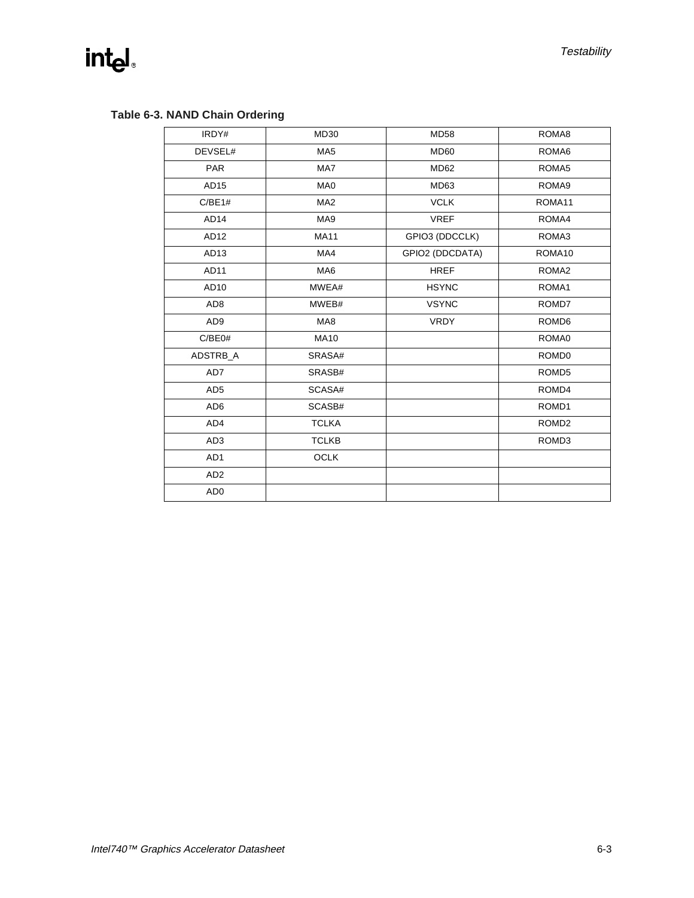**Table 6-3. NAND Chain Ordering**

| | | | |
|---|---|---|---|
| IRDY# | MD30 | MD58 | ROMA8 |
| DEVSEL# | MA5 | MD60 | ROMA6 |
| PAR | MA7 | MD62 | ROMA5 |
| AD15 | MA0 | MD63 | ROMA9 |
| C/BE1# | MA2 | VCLK | ROMA11 |
| AD14 | MA9 | VREF | ROMA4 |
| AD12 | MA11 | GPIO3 (DDCCLK) | ROMA3 |
| AD13 | MA4 | GPIO2 (DDCDATA) | ROMA10 |
| AD11 | MA6 | HREF | ROMA2 |
| AD10 | MWEA# | HSYNC | ROMA1 |
| AD8 | MWEB# | VSYNC | ROMD7 |
| AD9 | MA8 | VRDY | ROMD6 |
| C/BE0# | MA10 | | ROMA0 |
| ADSTRB_A | SRASA# | | ROMD0 |
| AD7 | SRASB# | | ROMD5 |
| AD5 | SCASA# | | ROMD4 |
| AD6 | SCASB# | | ROMD1 |
| AD4 | TCLKA | | ROMD2 |
| AD3 | TCLKB | | ROMD3 |
| AD1 | OCLK | | |
| AD2 | | | |
| AD0 | | | |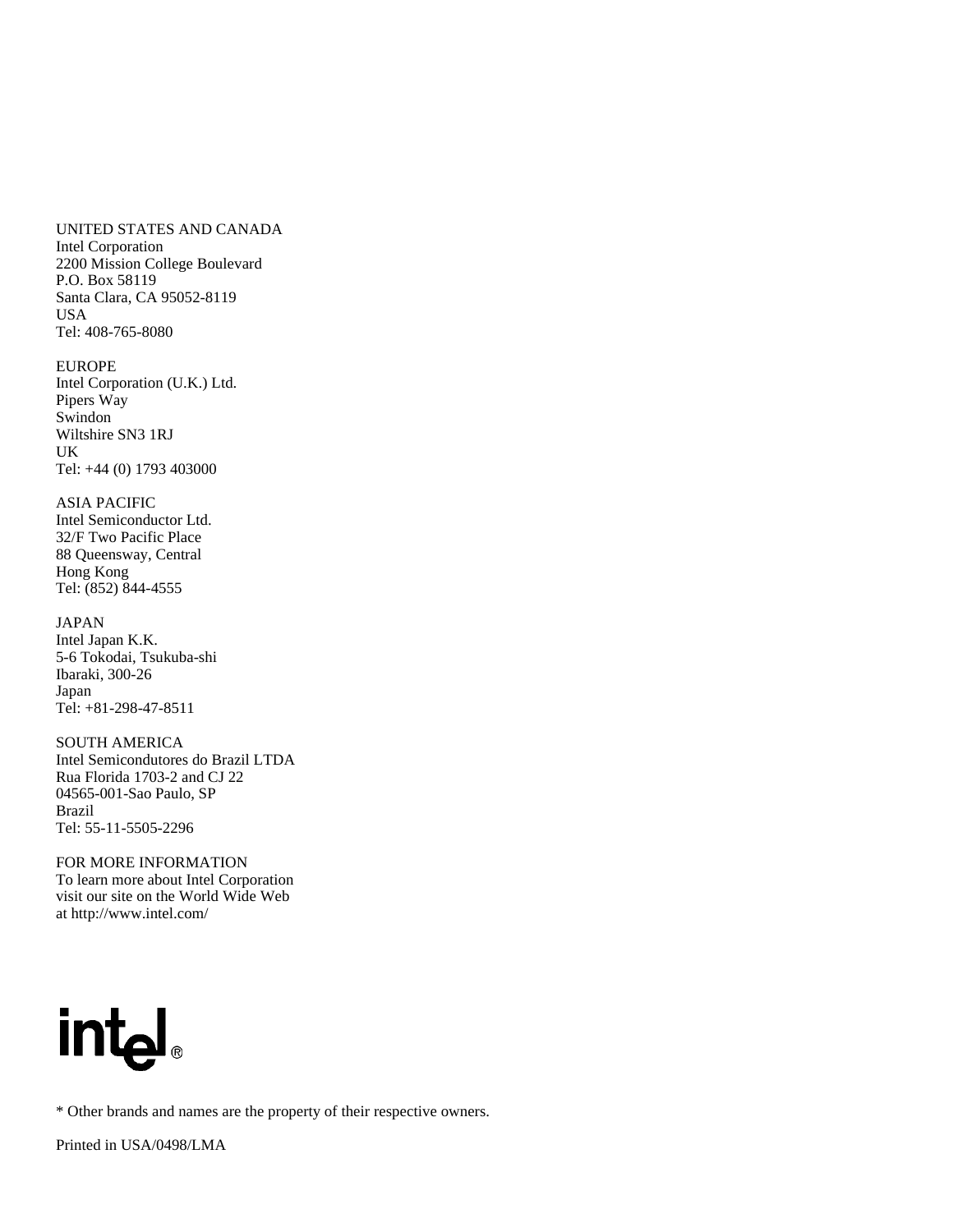UNITED STATES AND CANADA
Intel Corporation
2200 Mission College Boulevard
P.O. Box 58119
Santa Clara, CA 95052-8119
USA
Tel: 408-765-8080

EUROPE
Intel Corporation (U.K.) Ltd.
Pipers Way
Swindon
Wiltshire SN3 1RJ
UK
Tel: +44 (0) 1793 403000

ASIA PACIFIC
Intel Semiconductor Ltd.
32/F Two Pacific Place
88 Queensway, Central
Hong Kong
Tel: (852) 844-4555

JAPAN
Intel Japan K.K.
5-6 Tokodai, Tsukuba-shi
Ibaraki, 300-26
Japan
Tel: +81-298-47-8511

SOUTH AMERICA
Intel Semicondutores do Brazil LTDA
Rua Florida 1703-2 and CJ 22
04565-001-Sao Paulo, SP
Brazil
Tel: 55-11-5505-2296

FOR MORE INFORMATION
To learn more about Intel Corporation
visit our site on the World Wide Web
at http://www.intel.com/

intel®

* Other brands and names are the property of their respective owners.

Printed in USA/0498/LMA